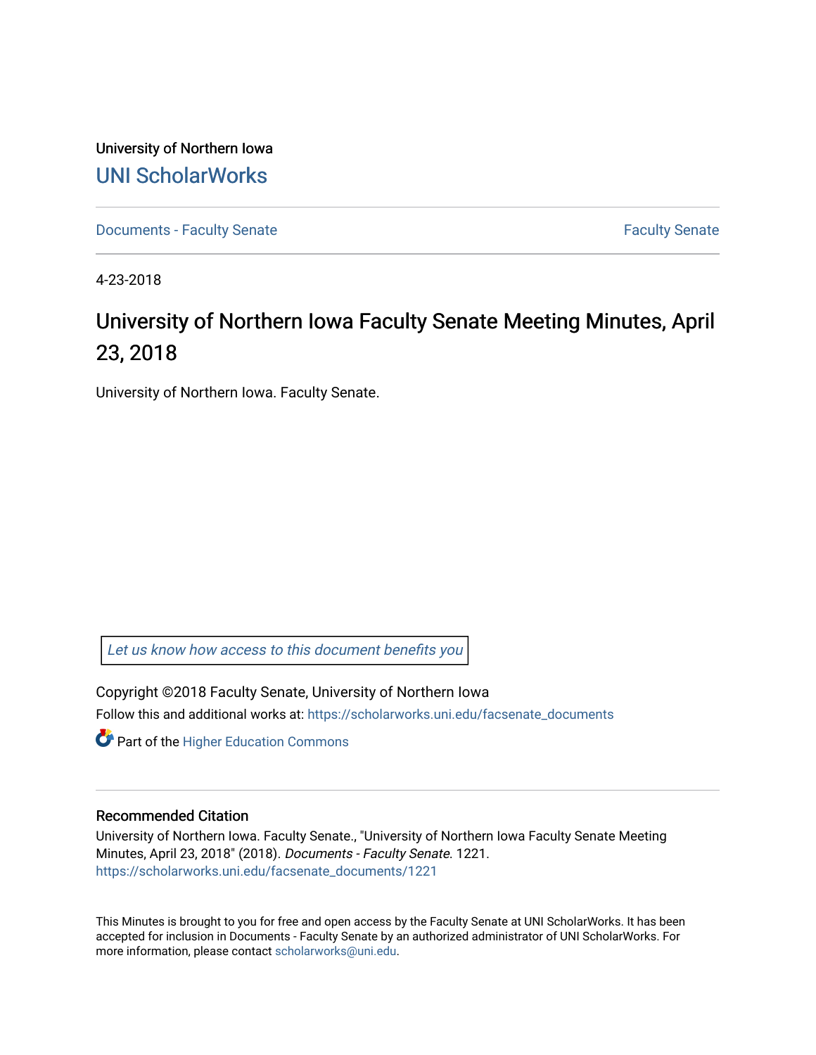University of Northern Iowa

UNI ScholarWorks

Documents - Faculty Senate

Faculty Senate

4-23-2018

# University of Northern Iowa Faculty Senate Meeting Minutes, April 23, 2018

University of Northern Iowa. Faculty Senate.

Let us know how access to this document benefits you

Copyright ©2018 Faculty Senate, University of Northern Iowa

Follow this and additional works at: https://scholarworks.uni.edu/facsenate_documents

Part of the Higher Education Commons

## Recommended Citation

University of Northern Iowa. Faculty Senate., "University of Northern Iowa Faculty Senate Meeting Minutes, April 23, 2018" (2018). *Documents - Faculty Senate*. 1221.
https://scholarworks.uni.edu/facsenate_documents/1221

This Minutes is brought to you for free and open access by the Faculty Senate at UNI ScholarWorks. It has been accepted for inclusion in Documents - Faculty Senate by an authorized administrator of UNI ScholarWorks. For more information, please contact scholarworks@uni.edu.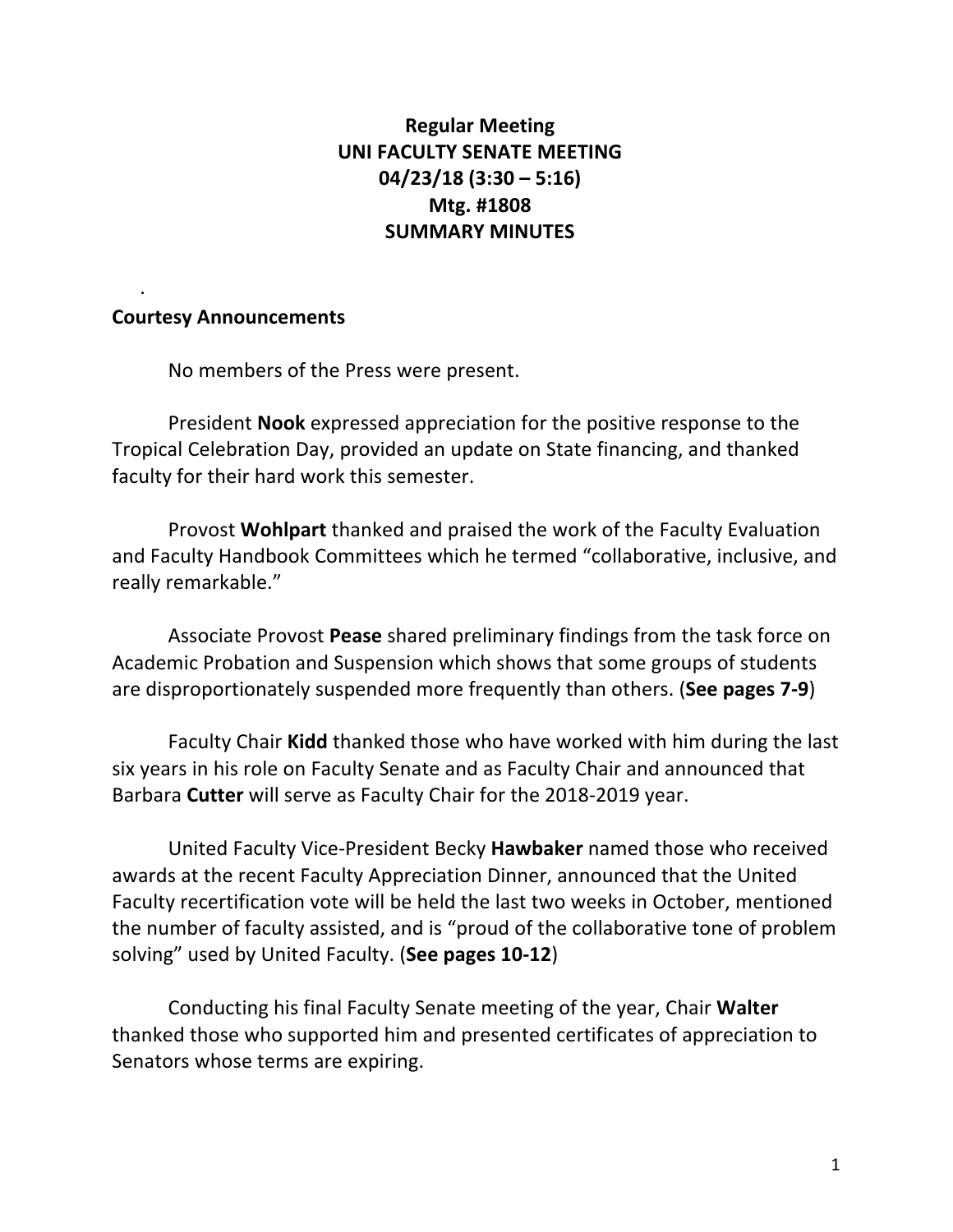**Regular Meeting**
**UNI FACULTY SENATE MEETING**
**04/23/18 (3:30 – 5:16)**
**Mtg. #1808**
**SUMMARY MINUTES**

.

**Courtesy Announcements**

No members of the Press were present.

President **Nook** expressed appreciation for the positive response to the Tropical Celebration Day, provided an update on State financing, and thanked faculty for their hard work this semester.

Provost **Wohlpart** thanked and praised the work of the Faculty Evaluation and Faculty Handbook Committees which he termed "collaborative, inclusive, and really remarkable."

Associate Provost **Pease** shared preliminary findings from the task force on Academic Probation and Suspension which shows that some groups of students are disproportionately suspended more frequently than others. (**See pages 7-9**)

Faculty Chair **Kidd** thanked those who have worked with him during the last six years in his role on Faculty Senate and as Faculty Chair and announced that Barbara **Cutter** will serve as Faculty Chair for the 2018-2019 year.

United Faculty Vice-President Becky **Hawbaker** named those who received awards at the recent Faculty Appreciation Dinner, announced that the United Faculty recertification vote will be held the last two weeks in October, mentioned the number of faculty assisted, and is "proud of the collaborative tone of problem solving" used by United Faculty. (**See pages 10-12**)

Conducting his final Faculty Senate meeting of the year, Chair **Walter** thanked those who supported him and presented certificates of appreciation to Senators whose terms are expiring.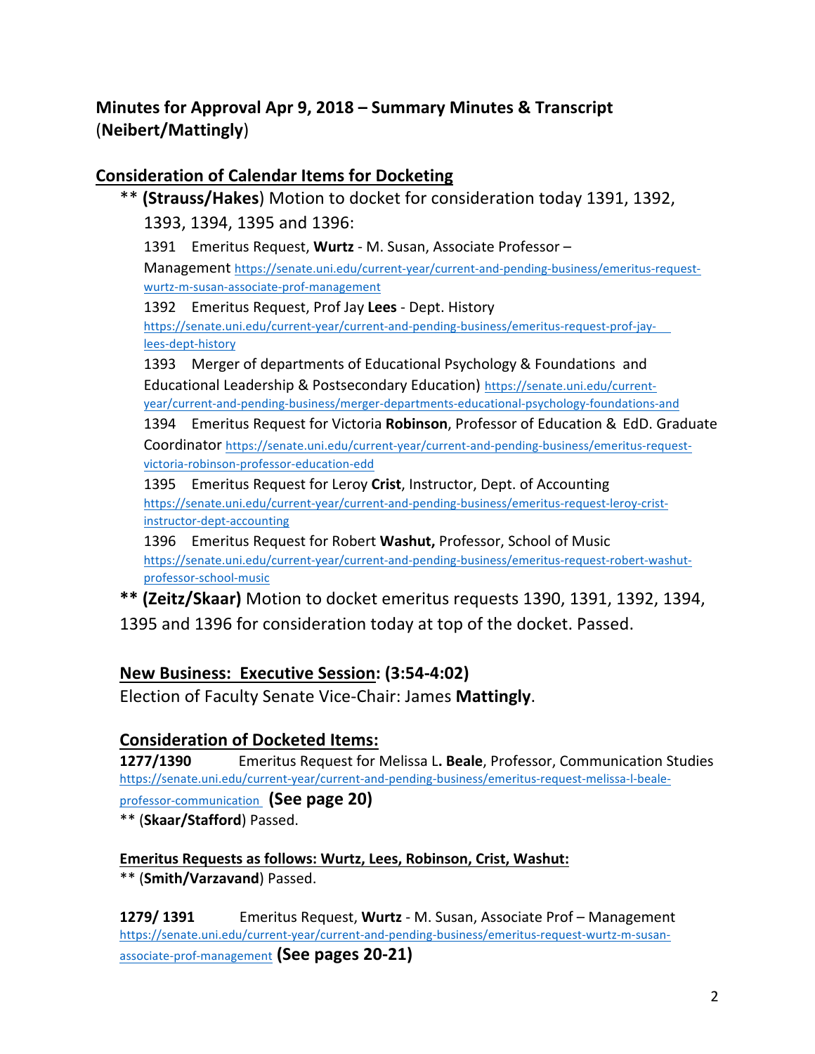## Minutes for Approval Apr 9, 2018 – Summary Minutes & Transcript (**Neibert/Mattingly**)

## Consideration of Calendar Items for Docketing

** **(Strauss/Hakes)** Motion to docket for consideration today 1391, 1392, 1393, 1394, 1395 and 1396:

1391 Emeritus Request, **Wurtz** - M. Susan, Associate Professor – Management https://senate.uni.edu/current-year/current-and-pending-business/emeritus-request-wurtz-m-susan-associate-prof-management

1392 Emeritus Request, Prof Jay **Lees** - Dept. History https://senate.uni.edu/current-year/current-and-pending-business/emeritus-request-prof-jay-lees-dept-history

1393 Merger of departments of Educational Psychology & Foundations and Educational Leadership & Postsecondary Education) https://senate.uni.edu/current-year/current-and-pending-business/merger-departments-educational-psychology-foundations-and

1394 Emeritus Request for Victoria **Robinson**, Professor of Education & EdD. Graduate Coordinator https://senate.uni.edu/current-year/current-and-pending-business/emeritus-request-victoria-robinson-professor-education-edd

1395 Emeritus Request for Leroy **Crist**, Instructor, Dept. of Accounting https://senate.uni.edu/current-year/current-and-pending-business/emeritus-request-leroy-crist-instructor-dept-accounting

1396 Emeritus Request for Robert **Washut,** Professor, School of Music https://senate.uni.edu/current-year/current-and-pending-business/emeritus-request-robert-washut-professor-school-music

**** (Zeitz/Skaar)** Motion to docket emeritus requests 1390, 1391, 1392, 1394, 1395 and 1396 for consideration today at top of the docket. Passed.

### New Business: Executive Session: (3:54-4:02)

Election of Faculty Senate Vice-Chair: James **Mattingly**.

### Consideration of Docketed Items:

**1277/1390** Emeritus Request for Melissa L**. Beale**, Professor, Communication Studies https://senate.uni.edu/current-year/current-and-pending-business/emeritus-request-melissa-l-beale-professor-communication **(See page 20)**

** (**Skaar/Stafford**) Passed.

**Emeritus Requests as follows: Wurtz, Lees, Robinson, Crist, Washut:**

** (**Smith/Varzavand**) Passed.

**1279/ 1391** Emeritus Request, **Wurtz** - M. Susan, Associate Prof – Management https://senate.uni.edu/current-year/current-and-pending-business/emeritus-request-wurtz-m-susan-associate-prof-management **(See pages 20-21)**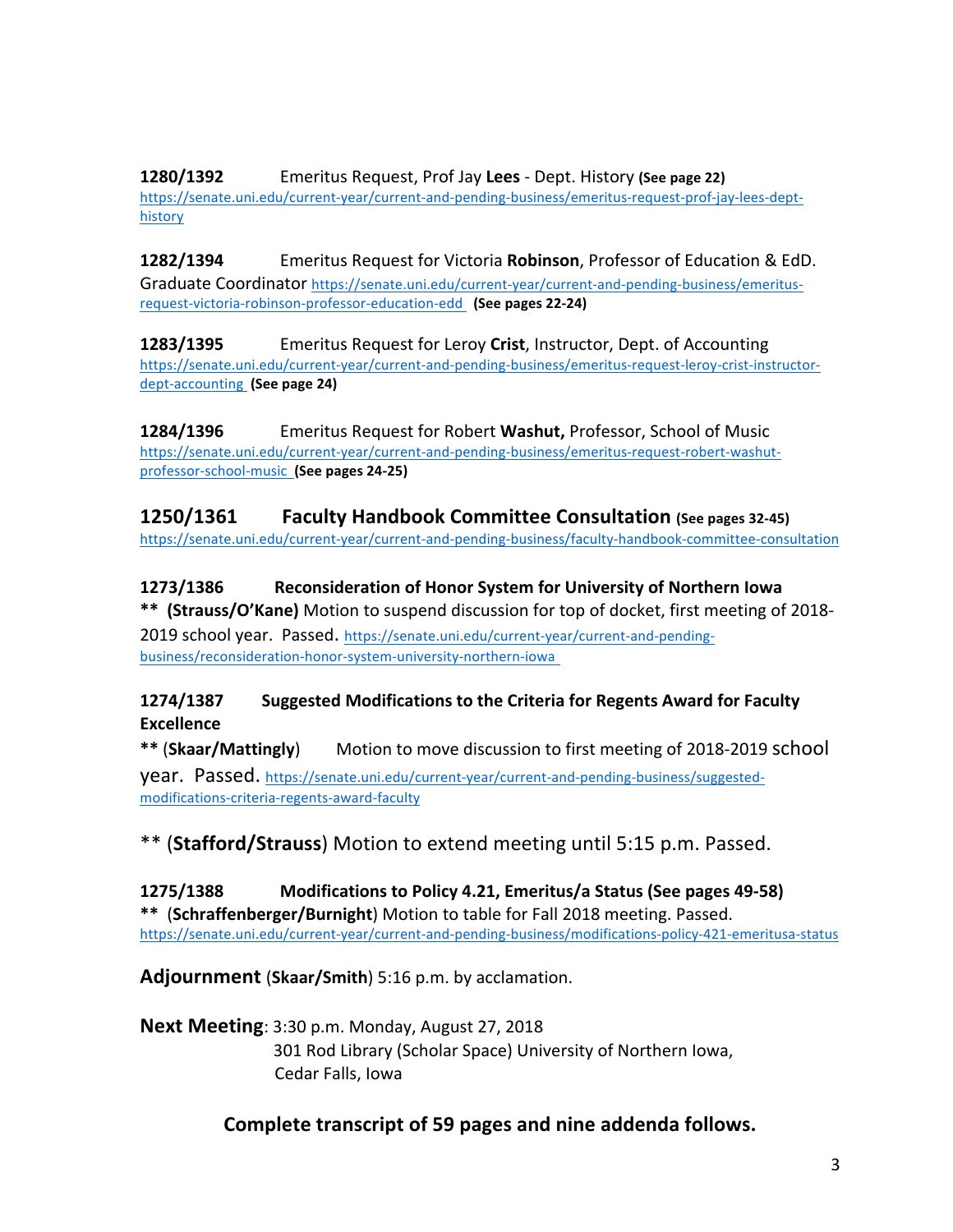**1280/1392** Emeritus Request, Prof Jay **Lees** - Dept. History **(See page 22)**
https://senate.uni.edu/current-year/current-and-pending-business/emeritus-request-prof-jay-lees-dept-history

**1282/1394** Emeritus Request for Victoria **Robinson**, Professor of Education & EdD. Graduate Coordinator https://senate.uni.edu/current-year/current-and-pending-business/emeritus-request-victoria-robinson-professor-education-edd **(See pages 22-24)**

**1283/1395** Emeritus Request for Leroy **Crist**, Instructor, Dept. of Accounting
https://senate.uni.edu/current-year/current-and-pending-business/emeritus-request-leroy-crist-instructor-dept-accounting **(See page 24)**

**1284/1396** Emeritus Request for Robert **Washut,** Professor, School of Music
https://senate.uni.edu/current-year/current-and-pending-business/emeritus-request-robert-washut-professor-school-music **(See pages 24-25)**

## 1250/1361 Faculty Handbook Committee Consultation (See pages 32-45)

https://senate.uni.edu/current-year/current-and-pending-business/faculty-handbook-committee-consultation

**1273/1386 Reconsideration of Honor System for University of Northern Iowa**

**** (Strauss/O'Kane)** Motion to suspend discussion for top of docket, first meeting of 2018-2019 school year. Passed. https://senate.uni.edu/current-year/current-and-pending-business/reconsideration-honor-system-university-northern-iowa

**1274/1387 Suggested Modifications to the Criteria for Regents Award for Faculty Excellence**

**** (**Skaar/Mattingly**) Motion to move discussion to first meeting of 2018-2019 school year. Passed. https://senate.uni.edu/current-year/current-and-pending-business/suggested-modifications-criteria-regents-award-faculty

** (**Stafford/Strauss**) Motion to extend meeting until 5:15 p.m. Passed.

**1275/1388 Modifications to Policy 4.21, Emeritus/a Status (See pages 49-58)**

**** (**Schraffenberger/Burnight**) Motion to table for Fall 2018 meeting. Passed.
https://senate.uni.edu/current-year/current-and-pending-business/modifications-policy-421-emeritusa-status

**Adjournment** (**Skaar/Smith**) 5:16 p.m. by acclamation.

**Next Meeting**: 3:30 p.m. Monday, August 27, 2018
301 Rod Library (Scholar Space) University of Northern Iowa,
Cedar Falls, Iowa

**Complete transcript of 59 pages and nine addenda follows.**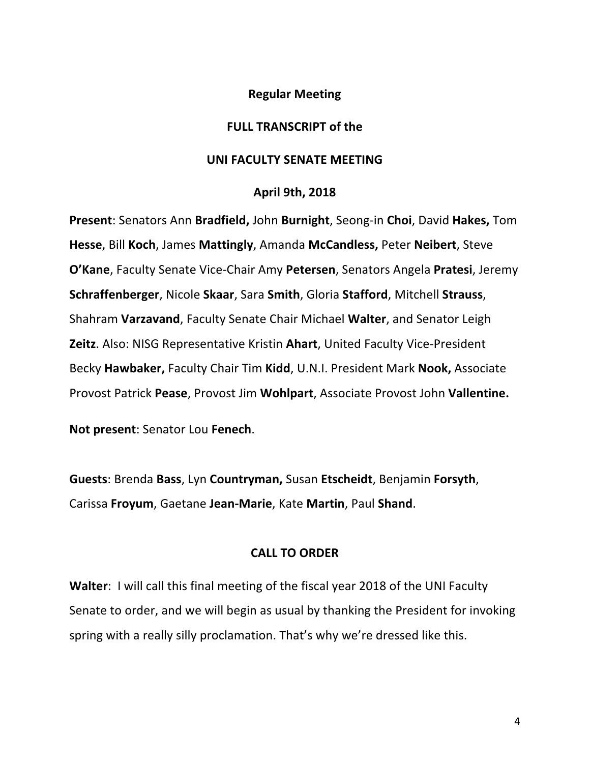**Regular Meeting**

**FULL TRANSCRIPT of the**

**UNI FACULTY SENATE MEETING**

**April 9th, 2018**

**Present**: Senators Ann **Bradfield,** John **Burnight**, Seong-in **Choi**, David **Hakes,** Tom **Hesse**, Bill **Koch**, James **Mattingly**, Amanda **McCandless,** Peter **Neibert**, Steve **O'Kane**, Faculty Senate Vice-Chair Amy **Petersen**, Senators Angela **Pratesi**, Jeremy **Schraffenberger**, Nicole **Skaar**, Sara **Smith**, Gloria **Stafford**, Mitchell **Strauss**, Shahram **Varzavand**, Faculty Senate Chair Michael **Walter**, and Senator Leigh **Zeitz**. Also: NISG Representative Kristin **Ahart**, United Faculty Vice-President Becky **Hawbaker,** Faculty Chair Tim **Kidd**, U.N.I. President Mark **Nook,** Associate Provost Patrick **Pease**, Provost Jim **Wohlpart**, Associate Provost John **Vallentine.**

**Not present**: Senator Lou **Fenech**.

**Guests**: Brenda **Bass**, Lyn **Countryman,** Susan **Etscheidt**, Benjamin **Forsyth**, Carissa **Froyum**, Gaetane **Jean-Marie**, Kate **Martin**, Paul **Shand**.

**CALL TO ORDER**

**Walter**: I will call this final meeting of the fiscal year 2018 of the UNI Faculty Senate to order, and we will begin as usual by thanking the President for invoking spring with a really silly proclamation. That's why we're dressed like this.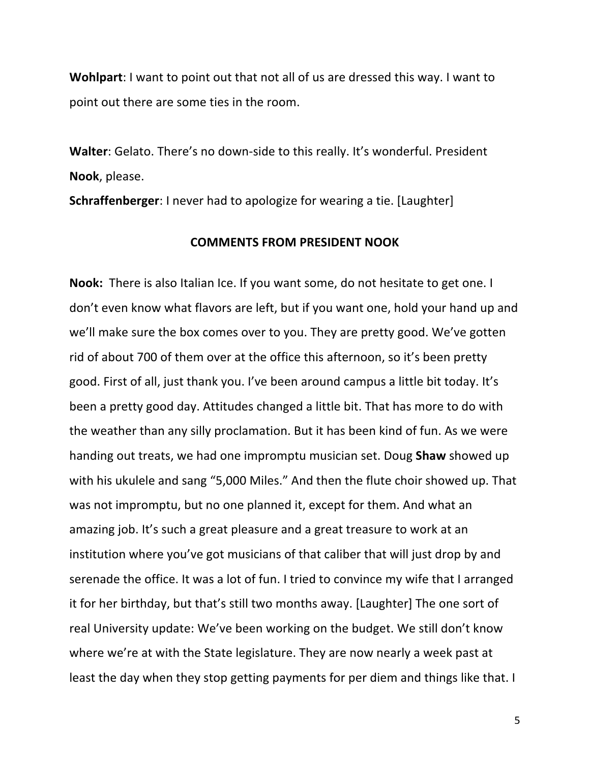**Wohlpart**: I want to point out that not all of us are dressed this way. I want to point out there are some ties in the room.

**Walter**: Gelato. There's no down-side to this really. It's wonderful. President **Nook**, please.

**Schraffenberger**: I never had to apologize for wearing a tie. [Laughter]

## COMMENTS FROM PRESIDENT NOOK

**Nook:** There is also Italian Ice. If you want some, do not hesitate to get one. I don't even know what flavors are left, but if you want one, hold your hand up and we'll make sure the box comes over to you. They are pretty good. We've gotten rid of about 700 of them over at the office this afternoon, so it's been pretty good. First of all, just thank you. I've been around campus a little bit today. It's been a pretty good day. Attitudes changed a little bit. That has more to do with the weather than any silly proclamation. But it has been kind of fun. As we were handing out treats, we had one impromptu musician set. Doug **Shaw** showed up with his ukulele and sang "5,000 Miles." And then the flute choir showed up. That was not impromptu, but no one planned it, except for them. And what an amazing job. It's such a great pleasure and a great treasure to work at an institution where you've got musicians of that caliber that will just drop by and serenade the office. It was a lot of fun. I tried to convince my wife that I arranged it for her birthday, but that's still two months away. [Laughter] The one sort of real University update: We've been working on the budget. We still don't know where we're at with the State legislature. They are now nearly a week past at least the day when they stop getting payments for per diem and things like that. I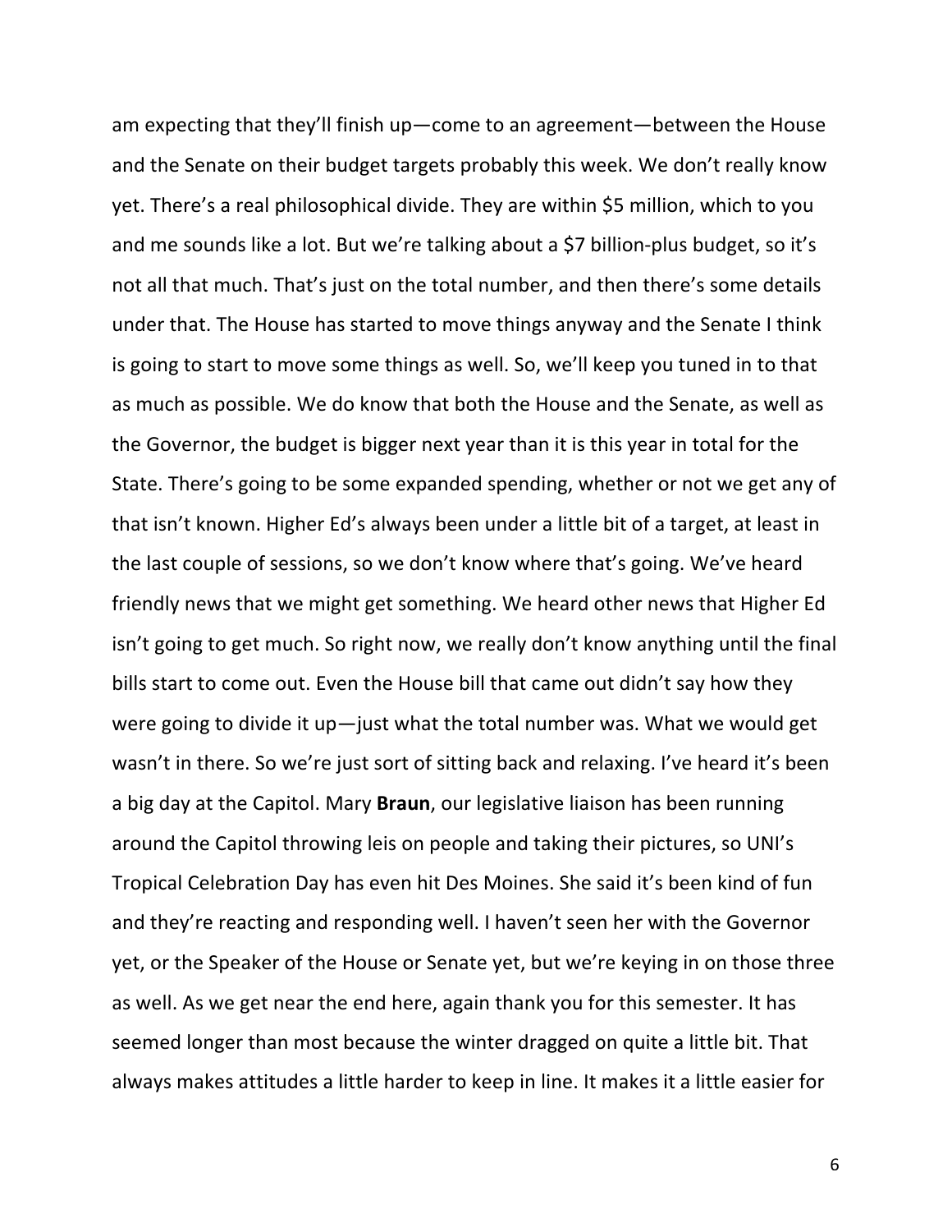am expecting that they'll finish up—come to an agreement—between the House and the Senate on their budget targets probably this week. We don't really know yet. There's a real philosophical divide. They are within $5 million, which to you and me sounds like a lot. But we're talking about a $7 billion-plus budget, so it's not all that much. That's just on the total number, and then there's some details under that. The House has started to move things anyway and the Senate I think is going to start to move some things as well. So, we'll keep you tuned in to that as much as possible. We do know that both the House and the Senate, as well as the Governor, the budget is bigger next year than it is this year in total for the State. There's going to be some expanded spending, whether or not we get any of that isn't known. Higher Ed's always been under a little bit of a target, at least in the last couple of sessions, so we don't know where that's going. We've heard friendly news that we might get something. We heard other news that Higher Ed isn't going to get much. So right now, we really don't know anything until the final bills start to come out. Even the House bill that came out didn't say how they were going to divide it up—just what the total number was. What we would get wasn't in there. So we're just sort of sitting back and relaxing. I've heard it's been a big day at the Capitol. Mary **Braun**, our legislative liaison has been running around the Capitol throwing leis on people and taking their pictures, so UNI's Tropical Celebration Day has even hit Des Moines. She said it's been kind of fun and they're reacting and responding well. I haven't seen her with the Governor yet, or the Speaker of the House or Senate yet, but we're keying in on those three as well. As we get near the end here, again thank you for this semester. It has seemed longer than most because the winter dragged on quite a little bit. That always makes attitudes a little harder to keep in line. It makes it a little easier for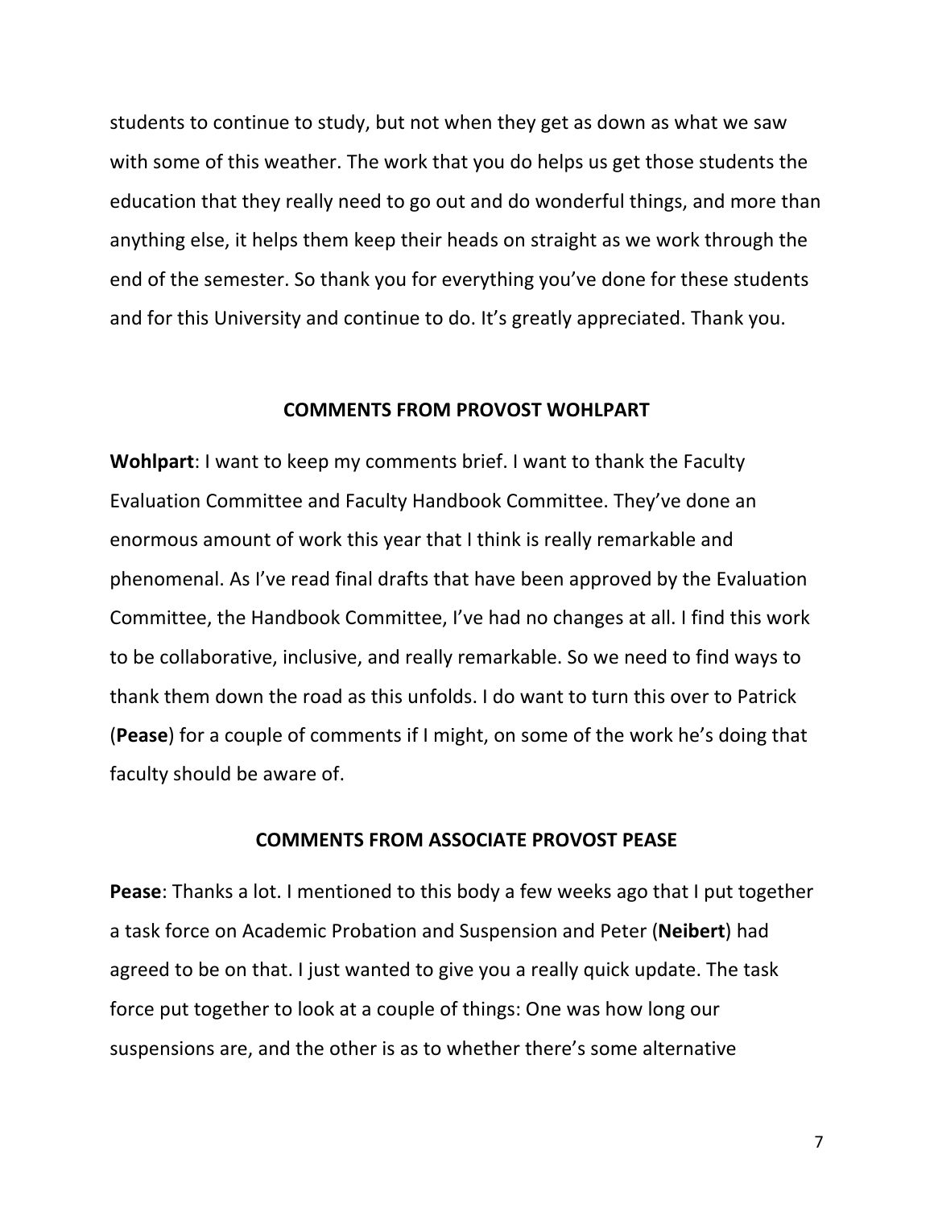students to continue to study, but not when they get as down as what we saw with some of this weather. The work that you do helps us get those students the education that they really need to go out and do wonderful things, and more than anything else, it helps them keep their heads on straight as we work through the end of the semester. So thank you for everything you've done for these students and for this University and continue to do. It's greatly appreciated. Thank you.

## COMMENTS FROM PROVOST WOHLPART

**Wohlpart**: I want to keep my comments brief. I want to thank the Faculty Evaluation Committee and Faculty Handbook Committee. They've done an enormous amount of work this year that I think is really remarkable and phenomenal. As I've read final drafts that have been approved by the Evaluation Committee, the Handbook Committee, I've had no changes at all. I find this work to be collaborative, inclusive, and really remarkable. So we need to find ways to thank them down the road as this unfolds. I do want to turn this over to Patrick (**Pease**) for a couple of comments if I might, on some of the work he's doing that faculty should be aware of.

## COMMENTS FROM ASSOCIATE PROVOST PEASE

**Pease**: Thanks a lot. I mentioned to this body a few weeks ago that I put together a task force on Academic Probation and Suspension and Peter (**Neibert**) had agreed to be on that. I just wanted to give you a really quick update. The task force put together to look at a couple of things: One was how long our suspensions are, and the other is as to whether there's some alternative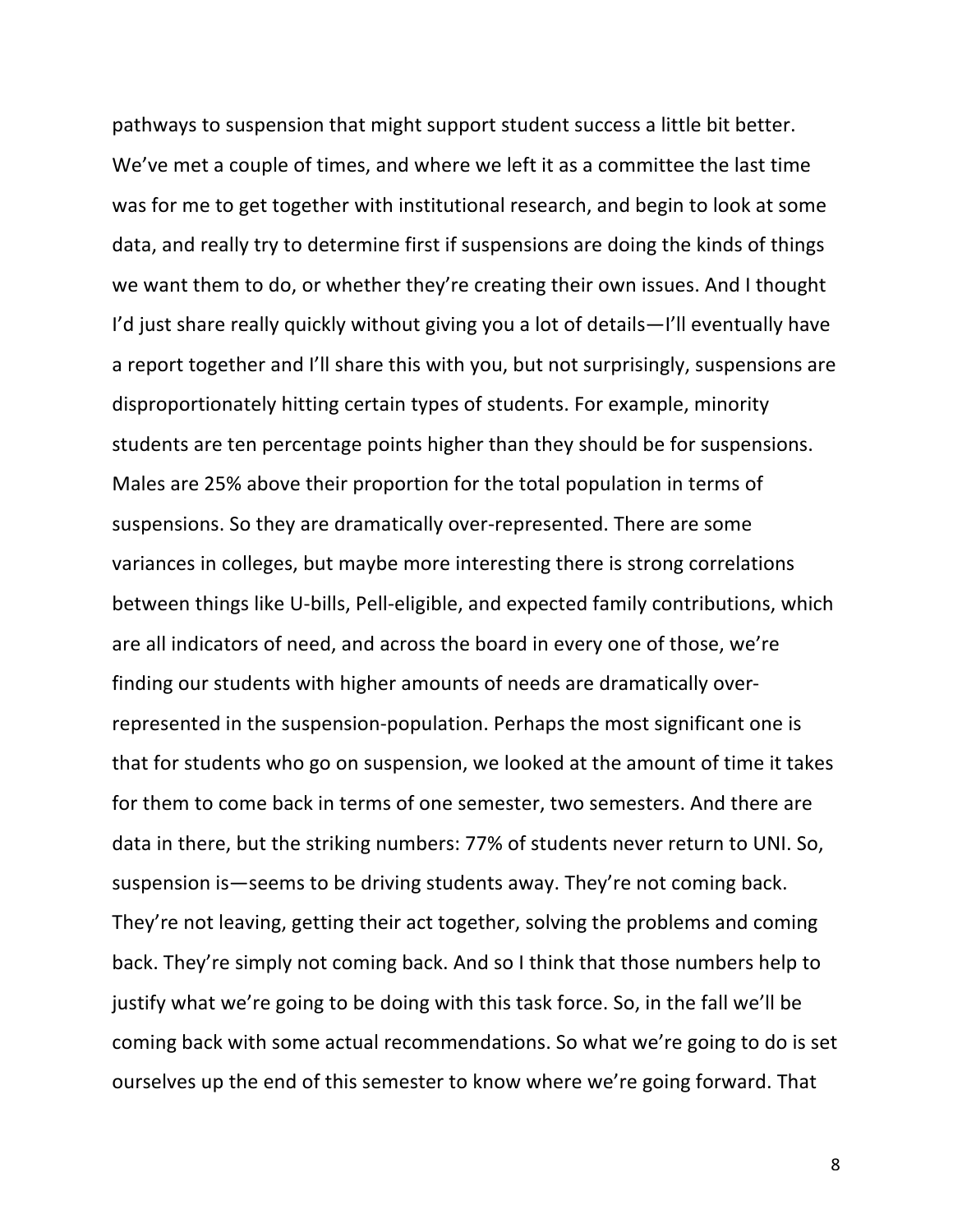pathways to suspension that might support student success a little bit better. We've met a couple of times, and where we left it as a committee the last time was for me to get together with institutional research, and begin to look at some data, and really try to determine first if suspensions are doing the kinds of things we want them to do, or whether they're creating their own issues. And I thought I'd just share really quickly without giving you a lot of details—I'll eventually have a report together and I'll share this with you, but not surprisingly, suspensions are disproportionately hitting certain types of students. For example, minority students are ten percentage points higher than they should be for suspensions. Males are 25% above their proportion for the total population in terms of suspensions. So they are dramatically over-represented. There are some variances in colleges, but maybe more interesting there is strong correlations between things like U-bills, Pell-eligible, and expected family contributions, which are all indicators of need, and across the board in every one of those, we're finding our students with higher amounts of needs are dramatically over-represented in the suspension-population. Perhaps the most significant one is that for students who go on suspension, we looked at the amount of time it takes for them to come back in terms of one semester, two semesters. And there are data in there, but the striking numbers: 77% of students never return to UNI. So, suspension is—seems to be driving students away. They're not coming back. They're not leaving, getting their act together, solving the problems and coming back. They're simply not coming back. And so I think that those numbers help to justify what we're going to be doing with this task force. So, in the fall we'll be coming back with some actual recommendations. So what we're going to do is set ourselves up the end of this semester to know where we're going forward. That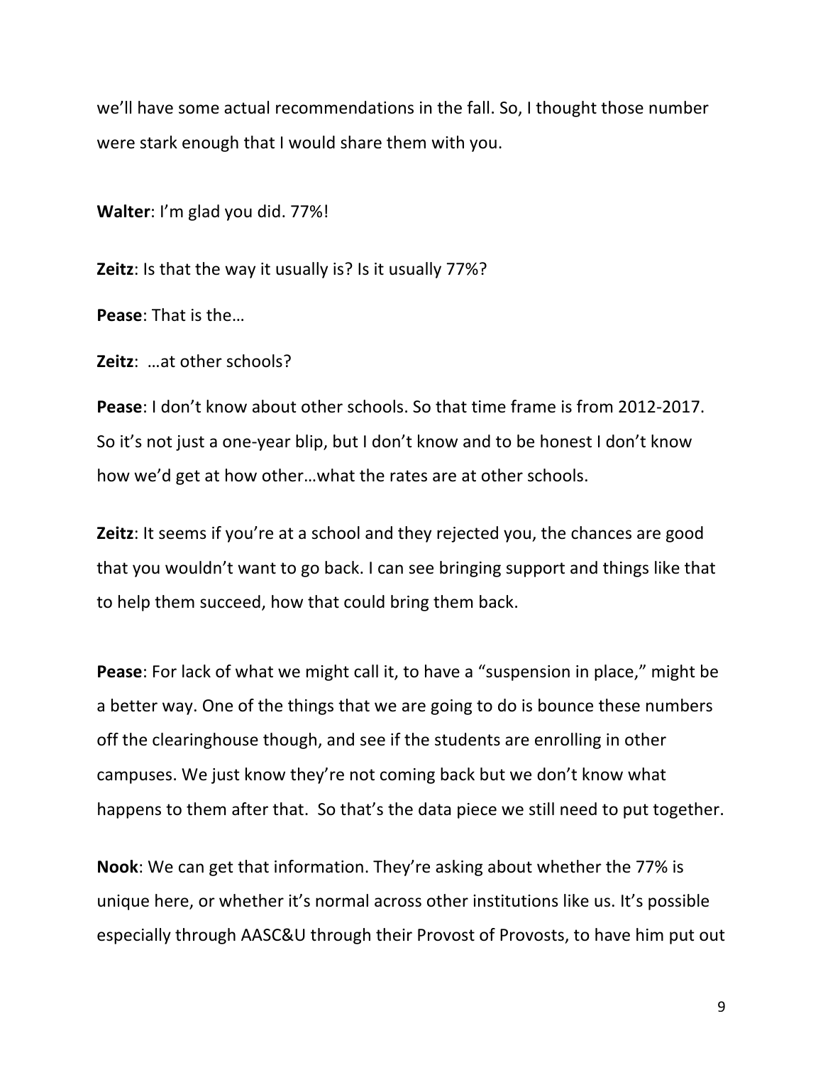we'll have some actual recommendations in the fall. So, I thought those number were stark enough that I would share them with you.

**Walter**: I'm glad you did. 77%!

**Zeitz**: Is that the way it usually is? Is it usually 77%?

**Pease**: That is the…

**Zeitz**: …at other schools?

**Pease**: I don't know about other schools. So that time frame is from 2012-2017. So it's not just a one-year blip, but I don't know and to be honest I don't know how we'd get at how other…what the rates are at other schools.

**Zeitz**: It seems if you're at a school and they rejected you, the chances are good that you wouldn't want to go back. I can see bringing support and things like that to help them succeed, how that could bring them back.

**Pease**: For lack of what we might call it, to have a "suspension in place," might be a better way. One of the things that we are going to do is bounce these numbers off the clearinghouse though, and see if the students are enrolling in other campuses. We just know they're not coming back but we don't know what happens to them after that. So that's the data piece we still need to put together.

**Nook**: We can get that information. They're asking about whether the 77% is unique here, or whether it's normal across other institutions like us. It's possible especially through AASC&U through their Provost of Provosts, to have him put out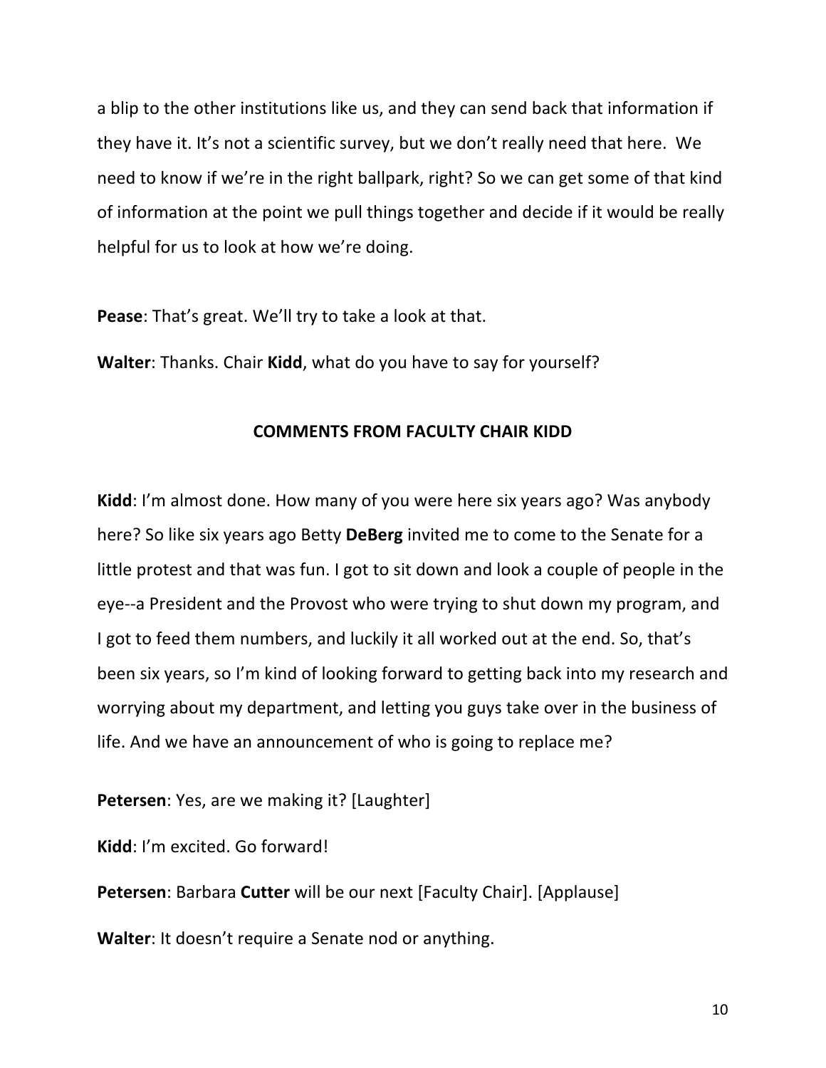a blip to the other institutions like us, and they can send back that information if they have it. It's not a scientific survey, but we don't really need that here. We need to know if we're in the right ballpark, right? So we can get some of that kind of information at the point we pull things together and decide if it would be really helpful for us to look at how we're doing.

**Pease**: That's great. We'll try to take a look at that.

**Walter**: Thanks. Chair **Kidd**, what do you have to say for yourself?

## COMMENTS FROM FACULTY CHAIR KIDD

**Kidd**: I'm almost done. How many of you were here six years ago? Was anybody here? So like six years ago Betty **DeBerg** invited me to come to the Senate for a little protest and that was fun. I got to sit down and look a couple of people in the eye--a President and the Provost who were trying to shut down my program, and I got to feed them numbers, and luckily it all worked out at the end. So, that's been six years, so I'm kind of looking forward to getting back into my research and worrying about my department, and letting you guys take over in the business of life. And we have an announcement of who is going to replace me?

**Petersen**: Yes, are we making it? [Laughter]

**Kidd**: I'm excited. Go forward!

**Petersen**: Barbara **Cutter** will be our next [Faculty Chair]. [Applause]

**Walter**: It doesn't require a Senate nod or anything.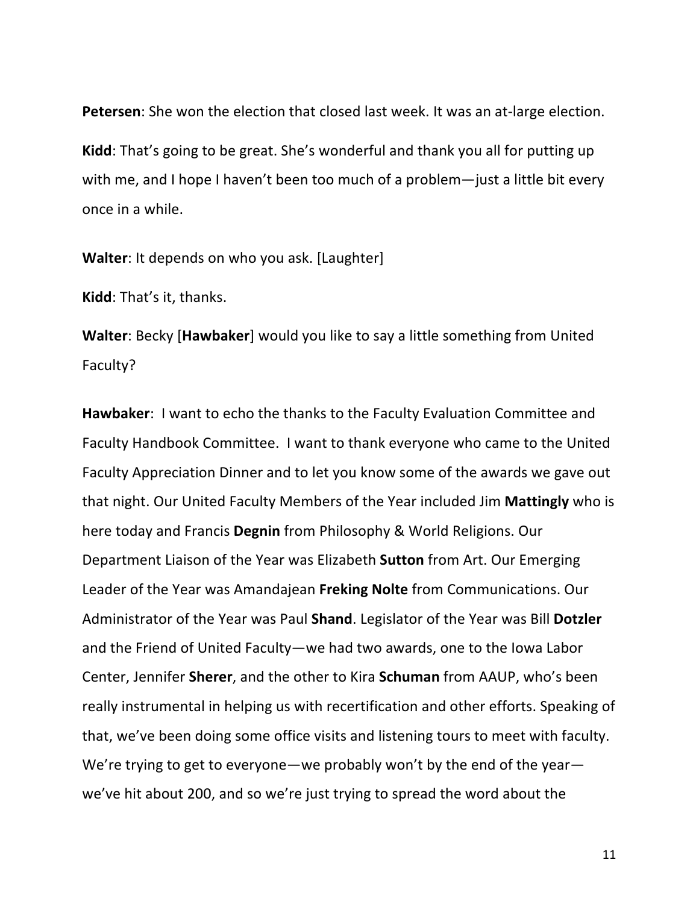**Petersen**: She won the election that closed last week. It was an at-large election.

**Kidd**: That's going to be great. She's wonderful and thank you all for putting up with me, and I hope I haven't been too much of a problem—just a little bit every once in a while.

**Walter**: It depends on who you ask. [Laughter]

**Kidd**: That's it, thanks.

**Walter**: Becky [**Hawbaker**] would you like to say a little something from United Faculty?

**Hawbaker**: I want to echo the thanks to the Faculty Evaluation Committee and Faculty Handbook Committee. I want to thank everyone who came to the United Faculty Appreciation Dinner and to let you know some of the awards we gave out that night. Our United Faculty Members of the Year included Jim **Mattingly** who is here today and Francis **Degnin** from Philosophy & World Religions. Our Department Liaison of the Year was Elizabeth **Sutton** from Art. Our Emerging Leader of the Year was Amandajean **Freking Nolte** from Communications. Our Administrator of the Year was Paul **Shand**. Legislator of the Year was Bill **Dotzler** and the Friend of United Faculty—we had two awards, one to the Iowa Labor Center, Jennifer **Sherer**, and the other to Kira **Schuman** from AAUP, who's been really instrumental in helping us with recertification and other efforts. Speaking of that, we've been doing some office visits and listening tours to meet with faculty. We're trying to get to everyone—we probably won't by the end of the year—we've hit about 200, and so we're just trying to spread the word about the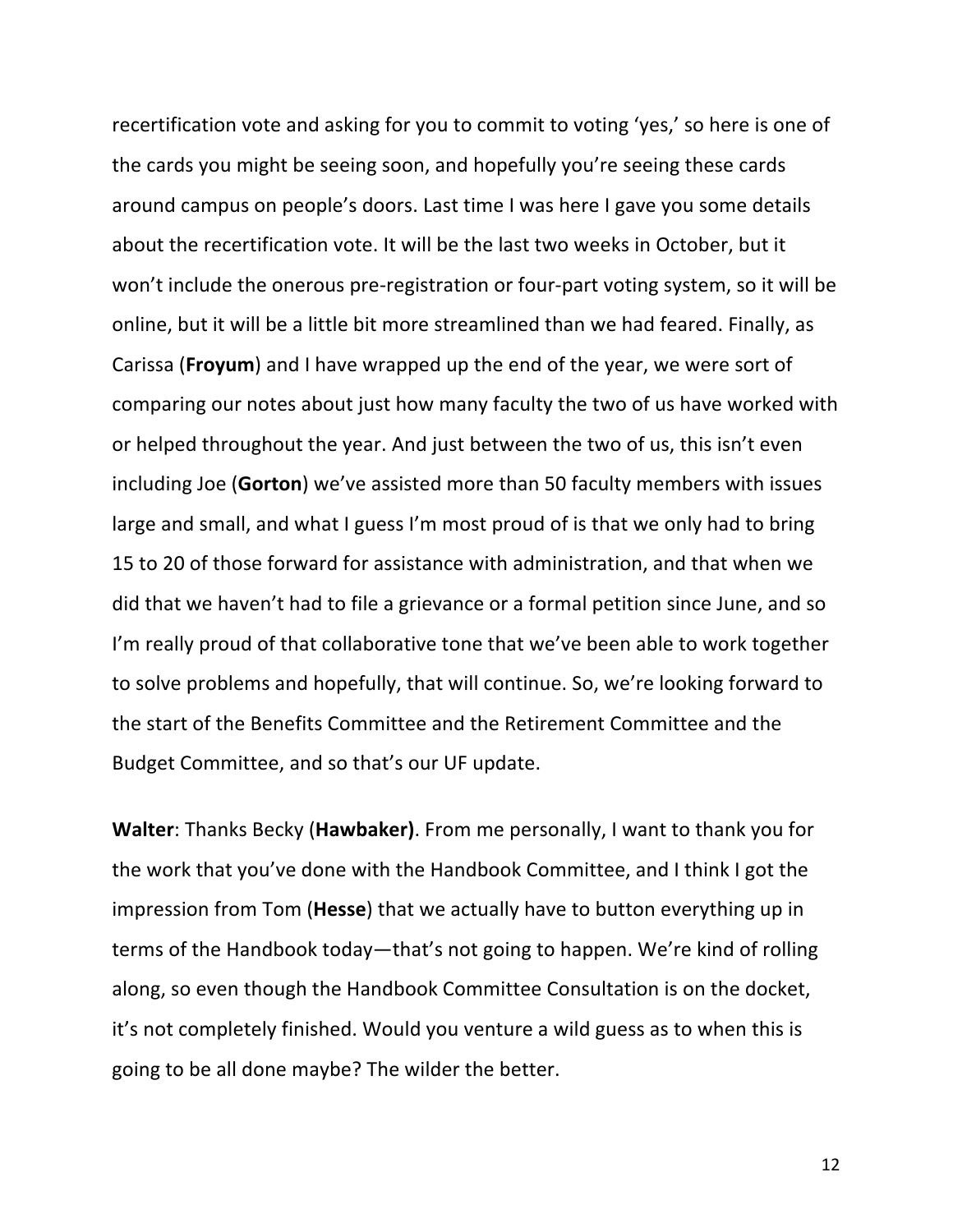recertification vote and asking for you to commit to voting 'yes,' so here is one of the cards you might be seeing soon, and hopefully you're seeing these cards around campus on people's doors. Last time I was here I gave you some details about the recertification vote. It will be the last two weeks in October, but it won't include the onerous pre-registration or four-part voting system, so it will be online, but it will be a little bit more streamlined than we had feared. Finally, as Carissa (**Froyum**) and I have wrapped up the end of the year, we were sort of comparing our notes about just how many faculty the two of us have worked with or helped throughout the year. And just between the two of us, this isn't even including Joe (**Gorton**) we've assisted more than 50 faculty members with issues large and small, and what I guess I'm most proud of is that we only had to bring 15 to 20 of those forward for assistance with administration, and that when we did that we haven't had to file a grievance or a formal petition since June, and so I'm really proud of that collaborative tone that we've been able to work together to solve problems and hopefully, that will continue. So, we're looking forward to the start of the Benefits Committee and the Retirement Committee and the Budget Committee, and so that's our UF update.

**Walter**: Thanks Becky (**Hawbaker)**. From me personally, I want to thank you for the work that you've done with the Handbook Committee, and I think I got the impression from Tom (**Hesse**) that we actually have to button everything up in terms of the Handbook today—that's not going to happen. We're kind of rolling along, so even though the Handbook Committee Consultation is on the docket, it's not completely finished. Would you venture a wild guess as to when this is going to be all done maybe? The wilder the better.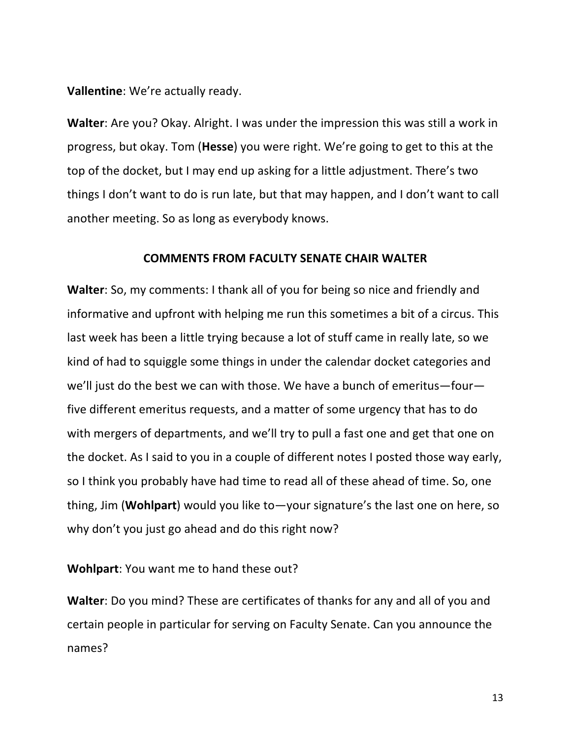**Vallentine**: We're actually ready.

**Walter**: Are you? Okay. Alright. I was under the impression this was still a work in progress, but okay. Tom (**Hesse**) you were right. We're going to get to this at the top of the docket, but I may end up asking for a little adjustment. There's two things I don't want to do is run late, but that may happen, and I don't want to call another meeting. So as long as everybody knows.

## COMMENTS FROM FACULTY SENATE CHAIR WALTER

**Walter**: So, my comments: I thank all of you for being so nice and friendly and informative and upfront with helping me run this sometimes a bit of a circus. This last week has been a little trying because a lot of stuff came in really late, so we kind of had to squiggle some things in under the calendar docket categories and we'll just do the best we can with those. We have a bunch of emeritus—four—five different emeritus requests, and a matter of some urgency that has to do with mergers of departments, and we'll try to pull a fast one and get that one on the docket. As I said to you in a couple of different notes I posted those way early, so I think you probably have had time to read all of these ahead of time. So, one thing, Jim (**Wohlpart**) would you like to—your signature's the last one on here, so why don't you just go ahead and do this right now?

**Wohlpart**: You want me to hand these out?

**Walter**: Do you mind? These are certificates of thanks for any and all of you and certain people in particular for serving on Faculty Senate. Can you announce the names?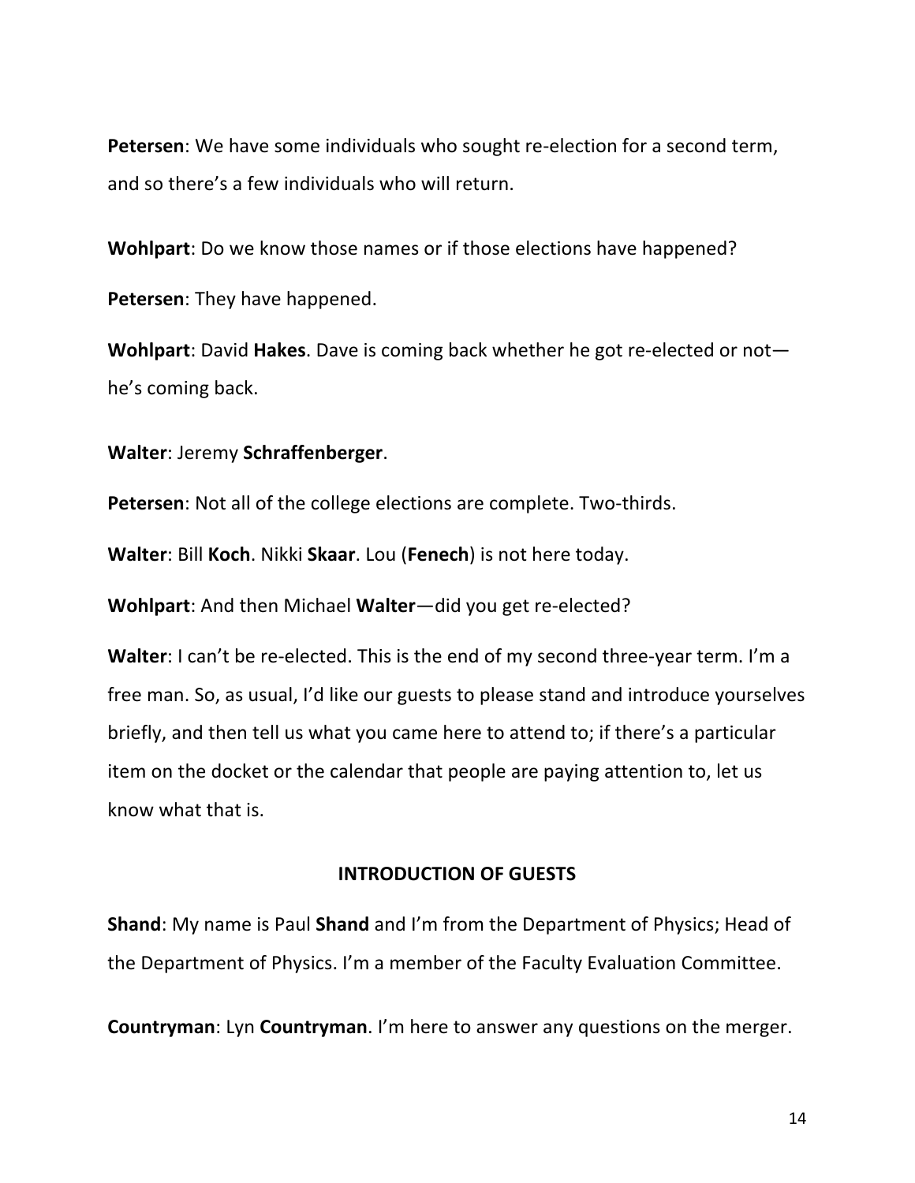**Petersen**: We have some individuals who sought re-election for a second term, and so there's a few individuals who will return.

**Wohlpart**: Do we know those names or if those elections have happened?

**Petersen**: They have happened.

**Wohlpart**: David **Hakes**. Dave is coming back whether he got re-elected or not—he's coming back.

**Walter**: Jeremy **Schraffenberger**.

**Petersen**: Not all of the college elections are complete. Two-thirds.

**Walter**: Bill **Koch**. Nikki **Skaar**. Lou (**Fenech**) is not here today.

**Wohlpart**: And then Michael **Walter**—did you get re-elected?

**Walter**: I can't be re-elected. This is the end of my second three-year term. I'm a free man. So, as usual, I'd like our guests to please stand and introduce yourselves briefly, and then tell us what you came here to attend to; if there's a particular item on the docket or the calendar that people are paying attention to, let us know what that is.

## INTRODUCTION OF GUESTS

**Shand**: My name is Paul **Shand** and I'm from the Department of Physics; Head of the Department of Physics. I'm a member of the Faculty Evaluation Committee.

**Countryman**: Lyn **Countryman**. I'm here to answer any questions on the merger.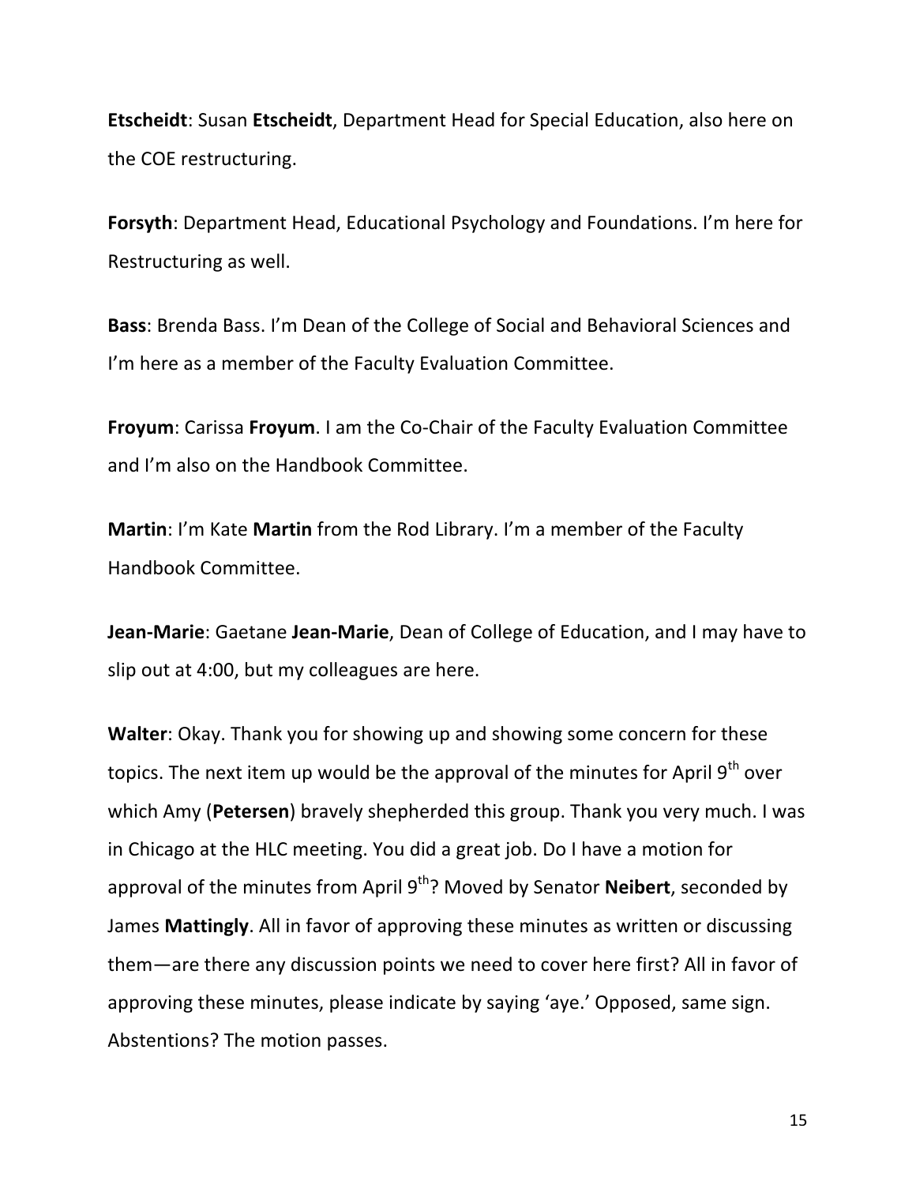**Etscheidt**: Susan **Etscheidt**, Department Head for Special Education, also here on the COE restructuring.

**Forsyth**: Department Head, Educational Psychology and Foundations. I'm here for Restructuring as well.

**Bass**: Brenda Bass. I'm Dean of the College of Social and Behavioral Sciences and I'm here as a member of the Faculty Evaluation Committee.

**Froyum**: Carissa **Froyum**. I am the Co-Chair of the Faculty Evaluation Committee and I'm also on the Handbook Committee.

**Martin**: I'm Kate **Martin** from the Rod Library. I'm a member of the Faculty Handbook Committee.

**Jean-Marie**: Gaetane **Jean-Marie**, Dean of College of Education, and I may have to slip out at 4:00, but my colleagues are here.

**Walter**: Okay. Thank you for showing up and showing some concern for these topics. The next item up would be the approval of the minutes for April 9th over which Amy (**Petersen**) bravely shepherded this group. Thank you very much. I was in Chicago at the HLC meeting. You did a great job. Do I have a motion for approval of the minutes from April 9th? Moved by Senator **Neibert**, seconded by James **Mattingly**. All in favor of approving these minutes as written or discussing them—are there any discussion points we need to cover here first? All in favor of approving these minutes, please indicate by saying 'aye.' Opposed, same sign. Abstentions? The motion passes.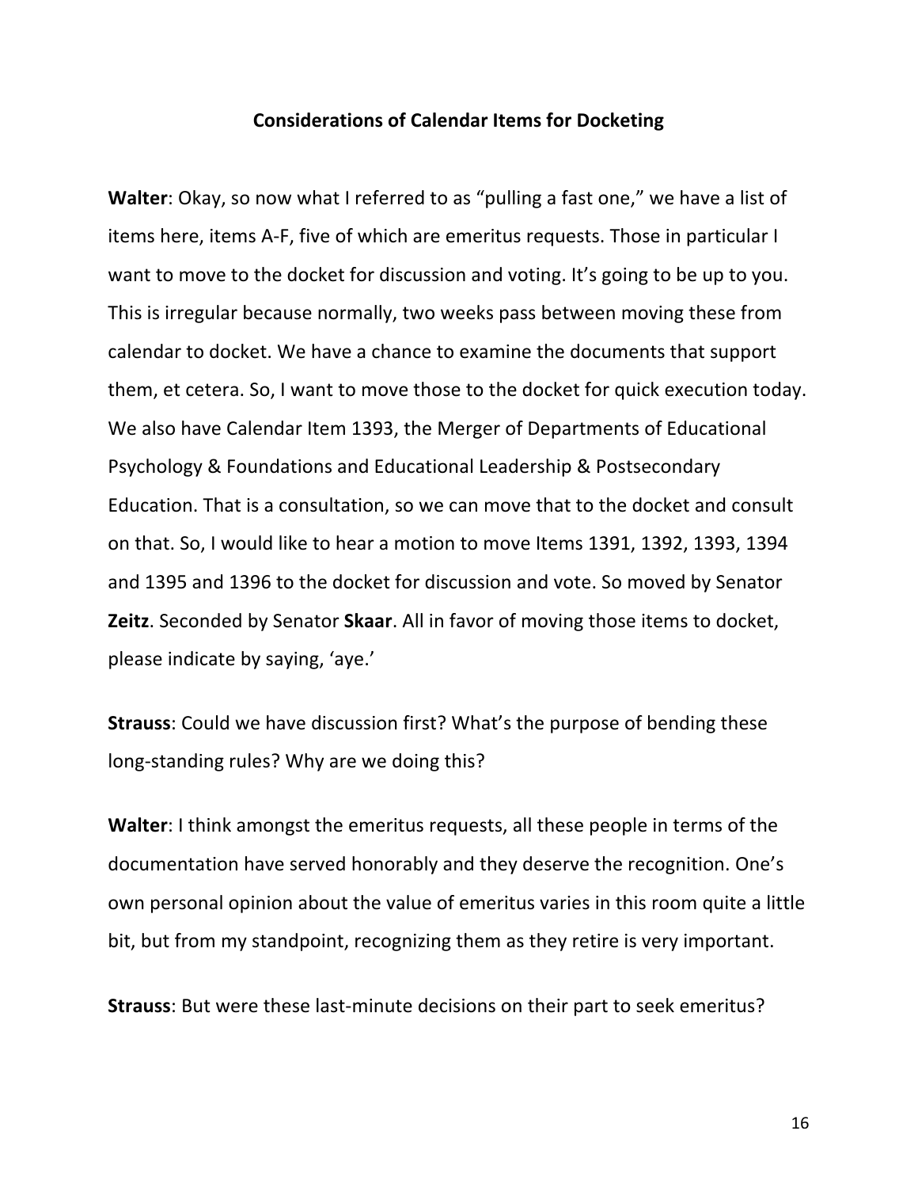### Considerations of Calendar Items for Docketing

**Walter**: Okay, so now what I referred to as "pulling a fast one," we have a list of items here, items A-F, five of which are emeritus requests. Those in particular I want to move to the docket for discussion and voting. It's going to be up to you. This is irregular because normally, two weeks pass between moving these from calendar to docket. We have a chance to examine the documents that support them, et cetera. So, I want to move those to the docket for quick execution today. We also have Calendar Item 1393, the Merger of Departments of Educational Psychology & Foundations and Educational Leadership & Postsecondary Education. That is a consultation, so we can move that to the docket and consult on that. So, I would like to hear a motion to move Items 1391, 1392, 1393, 1394 and 1395 and 1396 to the docket for discussion and vote. So moved by Senator **Zeitz**. Seconded by Senator **Skaar**. All in favor of moving those items to docket, please indicate by saying, 'aye.'

**Strauss**: Could we have discussion first? What's the purpose of bending these long-standing rules? Why are we doing this?

**Walter**: I think amongst the emeritus requests, all these people in terms of the documentation have served honorably and they deserve the recognition. One's own personal opinion about the value of emeritus varies in this room quite a little bit, but from my standpoint, recognizing them as they retire is very important.

**Strauss**: But were these last-minute decisions on their part to seek emeritus?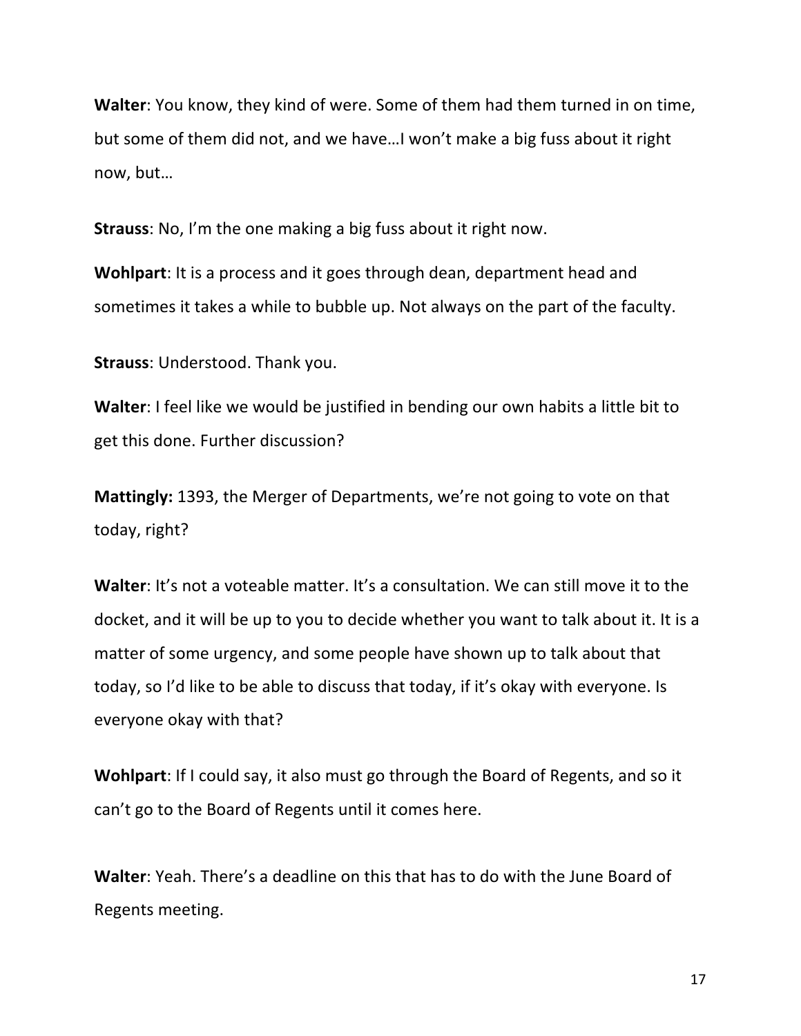**Walter**: You know, they kind of were. Some of them had them turned in on time, but some of them did not, and we have…I won't make a big fuss about it right now, but…

**Strauss**: No, I'm the one making a big fuss about it right now.

**Wohlpart**: It is a process and it goes through dean, department head and sometimes it takes a while to bubble up. Not always on the part of the faculty.

**Strauss**: Understood. Thank you.

**Walter**: I feel like we would be justified in bending our own habits a little bit to get this done. Further discussion?

**Mattingly:** 1393, the Merger of Departments, we're not going to vote on that today, right?

**Walter**: It's not a voteable matter. It's a consultation. We can still move it to the docket, and it will be up to you to decide whether you want to talk about it. It is a matter of some urgency, and some people have shown up to talk about that today, so I'd like to be able to discuss that today, if it's okay with everyone. Is everyone okay with that?

**Wohlpart**: If I could say, it also must go through the Board of Regents, and so it can't go to the Board of Regents until it comes here.

**Walter**: Yeah. There's a deadline on this that has to do with the June Board of Regents meeting.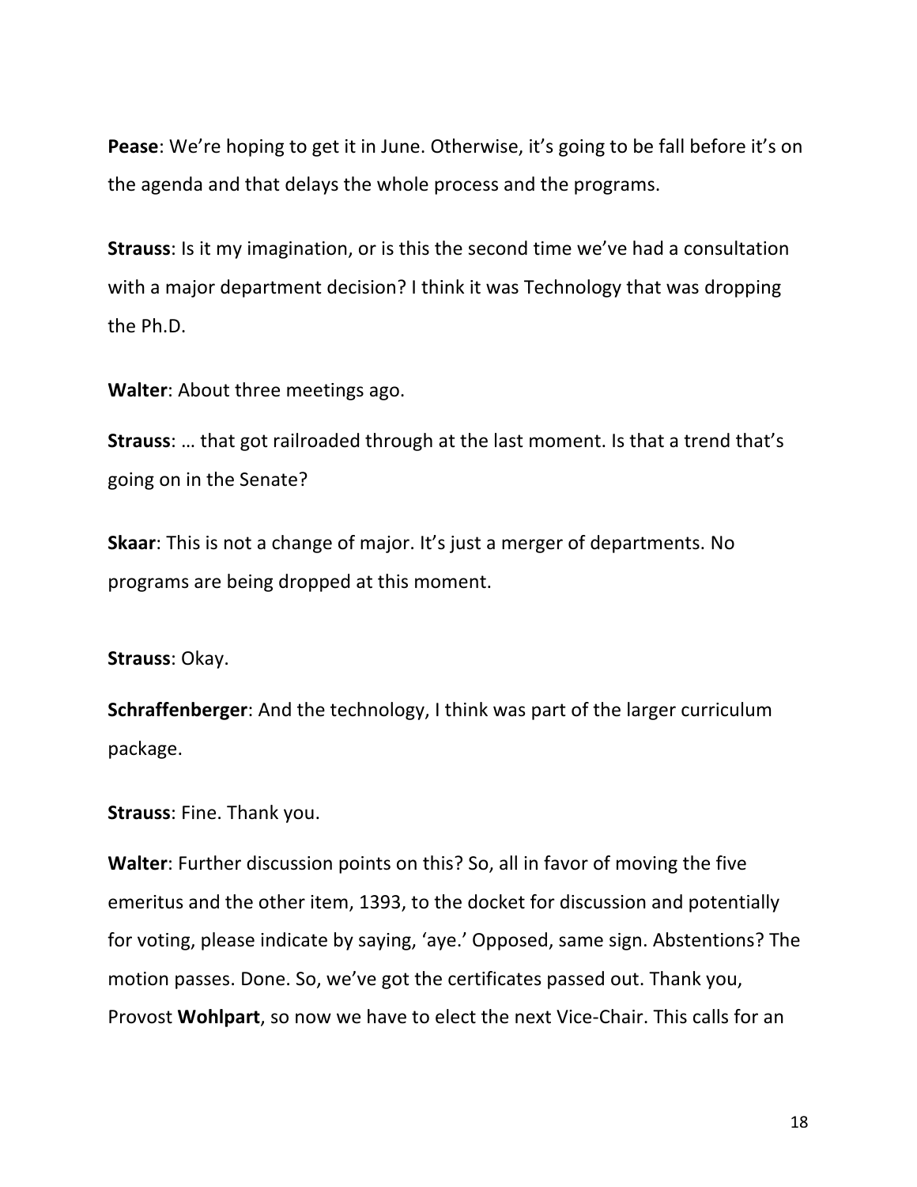**Pease**: We're hoping to get it in June. Otherwise, it's going to be fall before it's on the agenda and that delays the whole process and the programs.

**Strauss**: Is it my imagination, or is this the second time we've had a consultation with a major department decision? I think it was Technology that was dropping the Ph.D.

**Walter**: About three meetings ago.

**Strauss**: … that got railroaded through at the last moment. Is that a trend that's going on in the Senate?

**Skaar**: This is not a change of major. It's just a merger of departments. No programs are being dropped at this moment.

**Strauss**: Okay.

**Schraffenberger**: And the technology, I think was part of the larger curriculum package.

**Strauss**: Fine. Thank you.

**Walter**: Further discussion points on this? So, all in favor of moving the five emeritus and the other item, 1393, to the docket for discussion and potentially for voting, please indicate by saying, 'aye.' Opposed, same sign. Abstentions? The motion passes. Done. So, we've got the certificates passed out. Thank you, Provost **Wohlpart**, so now we have to elect the next Vice-Chair. This calls for an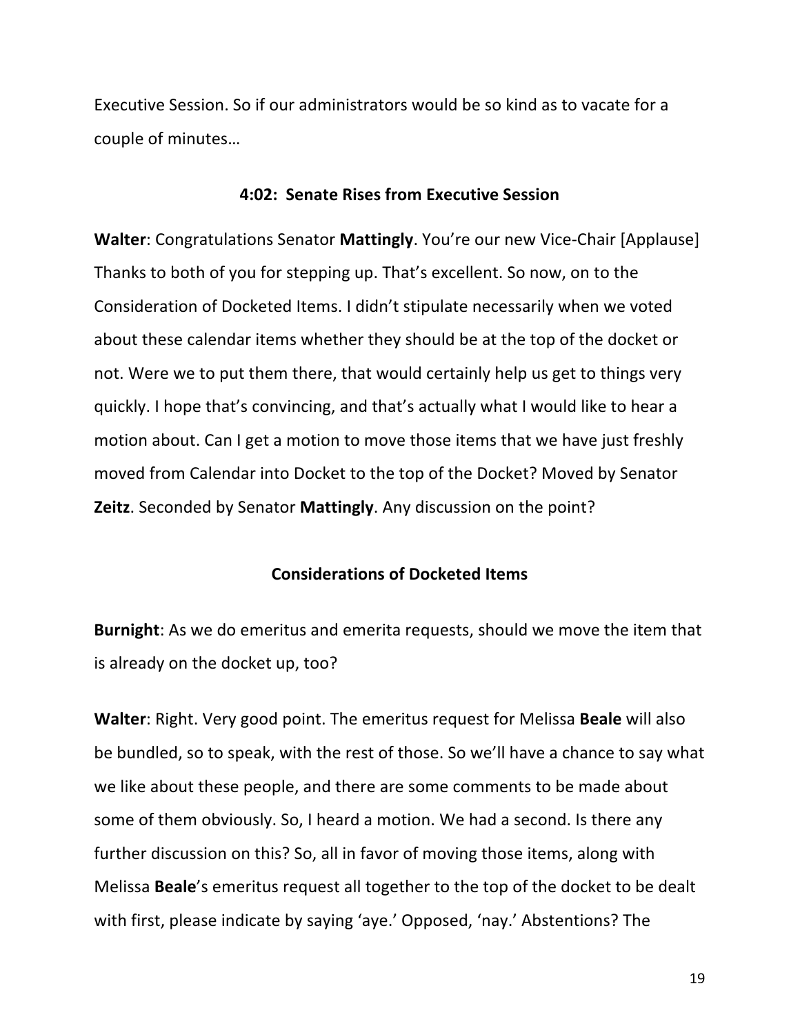Executive Session. So if our administrators would be so kind as to vacate for a couple of minutes…

### 4:02: Senate Rises from Executive Session

**Walter**: Congratulations Senator **Mattingly**. You're our new Vice-Chair [Applause] Thanks to both of you for stepping up. That's excellent. So now, on to the Consideration of Docketed Items. I didn't stipulate necessarily when we voted about these calendar items whether they should be at the top of the docket or not. Were we to put them there, that would certainly help us get to things very quickly. I hope that's convincing, and that's actually what I would like to hear a motion about. Can I get a motion to move those items that we have just freshly moved from Calendar into Docket to the top of the Docket? Moved by Senator **Zeitz**. Seconded by Senator **Mattingly**. Any discussion on the point?

### Considerations of Docketed Items

**Burnight**: As we do emeritus and emerita requests, should we move the item that is already on the docket up, too?

**Walter**: Right. Very good point. The emeritus request for Melissa **Beale** will also be bundled, so to speak, with the rest of those. So we'll have a chance to say what we like about these people, and there are some comments to be made about some of them obviously. So, I heard a motion. We had a second. Is there any further discussion on this? So, all in favor of moving those items, along with Melissa **Beale**'s emeritus request all together to the top of the docket to be dealt with first, please indicate by saying 'aye.' Opposed, 'nay.' Abstentions? The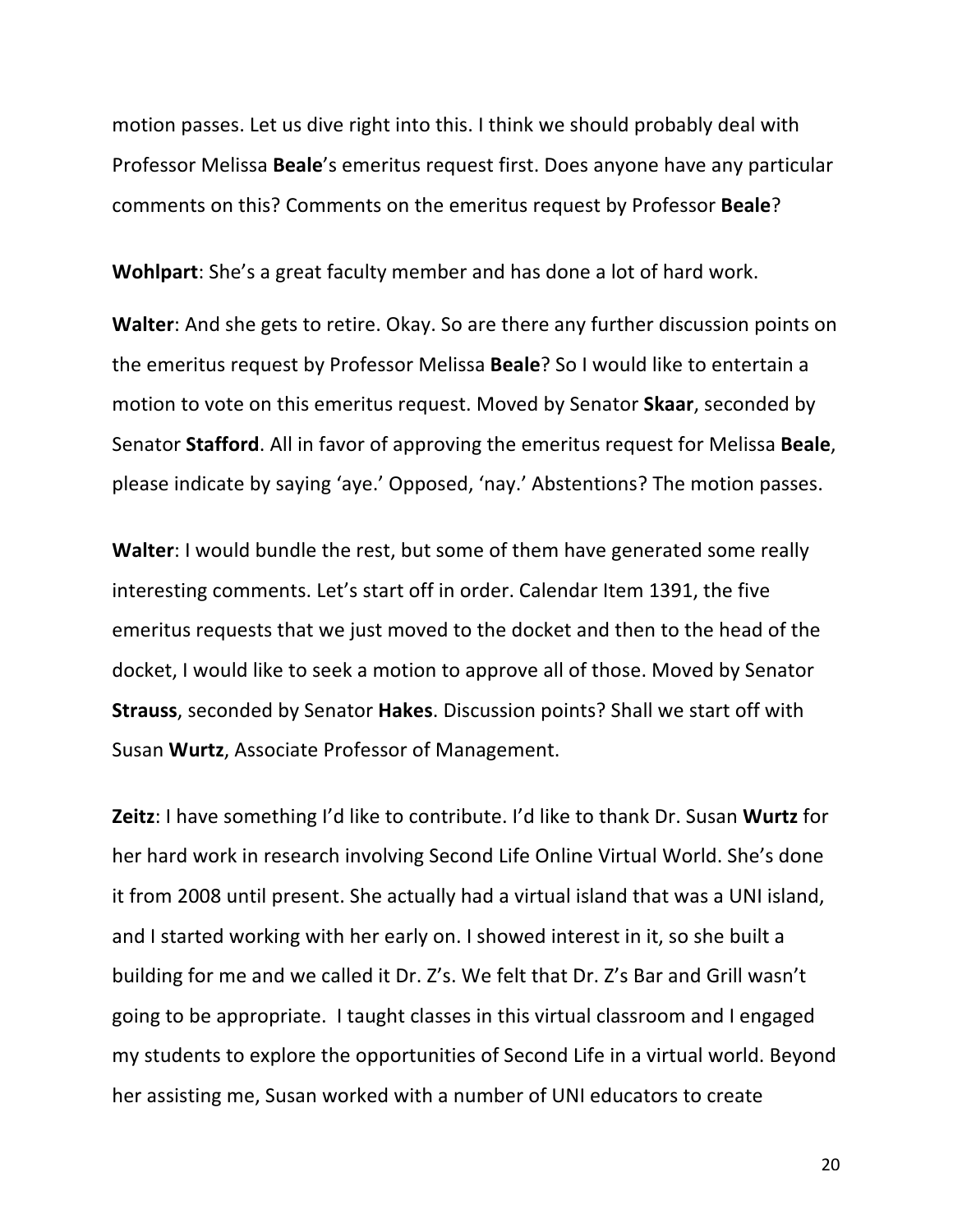motion passes. Let us dive right into this. I think we should probably deal with Professor Melissa **Beale**'s emeritus request first. Does anyone have any particular comments on this? Comments on the emeritus request by Professor **Beale**?

**Wohlpart**: She's a great faculty member and has done a lot of hard work.

**Walter**: And she gets to retire. Okay. So are there any further discussion points on the emeritus request by Professor Melissa **Beale**? So I would like to entertain a motion to vote on this emeritus request. Moved by Senator **Skaar**, seconded by Senator **Stafford**. All in favor of approving the emeritus request for Melissa **Beale**, please indicate by saying 'aye.' Opposed, 'nay.' Abstentions? The motion passes.

**Walter**: I would bundle the rest, but some of them have generated some really interesting comments. Let's start off in order. Calendar Item 1391, the five emeritus requests that we just moved to the docket and then to the head of the docket, I would like to seek a motion to approve all of those. Moved by Senator **Strauss**, seconded by Senator **Hakes**. Discussion points? Shall we start off with Susan **Wurtz**, Associate Professor of Management.

**Zeitz**: I have something I'd like to contribute. I'd like to thank Dr. Susan **Wurtz** for her hard work in research involving Second Life Online Virtual World. She's done it from 2008 until present. She actually had a virtual island that was a UNI island, and I started working with her early on. I showed interest in it, so she built a building for me and we called it Dr. Z's. We felt that Dr. Z's Bar and Grill wasn't going to be appropriate. I taught classes in this virtual classroom and I engaged my students to explore the opportunities of Second Life in a virtual world. Beyond her assisting me, Susan worked with a number of UNI educators to create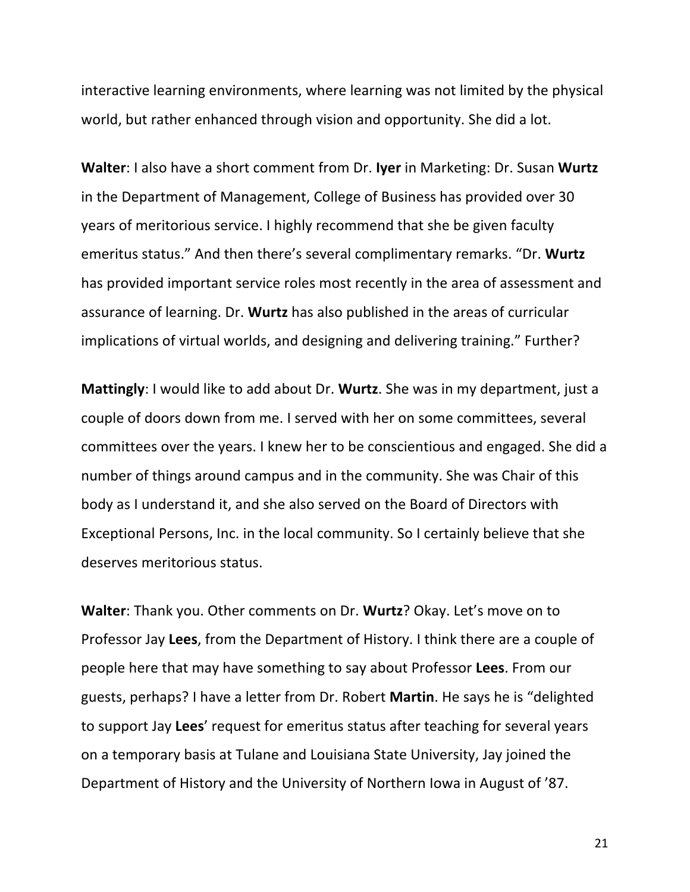interactive learning environments, where learning was not limited by the physical world, but rather enhanced through vision and opportunity. She did a lot.

**Walter**: I also have a short comment from Dr. **Iyer** in Marketing: Dr. Susan **Wurtz** in the Department of Management, College of Business has provided over 30 years of meritorious service. I highly recommend that she be given faculty emeritus status." And then there's several complimentary remarks. "Dr. **Wurtz** has provided important service roles most recently in the area of assessment and assurance of learning. Dr. **Wurtz** has also published in the areas of curricular implications of virtual worlds, and designing and delivering training." Further?

**Mattingly**: I would like to add about Dr. **Wurtz**. She was in my department, just a couple of doors down from me. I served with her on some committees, several committees over the years. I knew her to be conscientious and engaged. She did a number of things around campus and in the community. She was Chair of this body as I understand it, and she also served on the Board of Directors with Exceptional Persons, Inc. in the local community. So I certainly believe that she deserves meritorious status.

**Walter**: Thank you. Other comments on Dr. **Wurtz**? Okay. Let's move on to Professor Jay **Lees**, from the Department of History. I think there are a couple of people here that may have something to say about Professor **Lees**. From our guests, perhaps? I have a letter from Dr. Robert **Martin**. He says he is "delighted to support Jay **Lees**' request for emeritus status after teaching for several years on a temporary basis at Tulane and Louisiana State University, Jay joined the Department of History and the University of Northern Iowa in August of '87.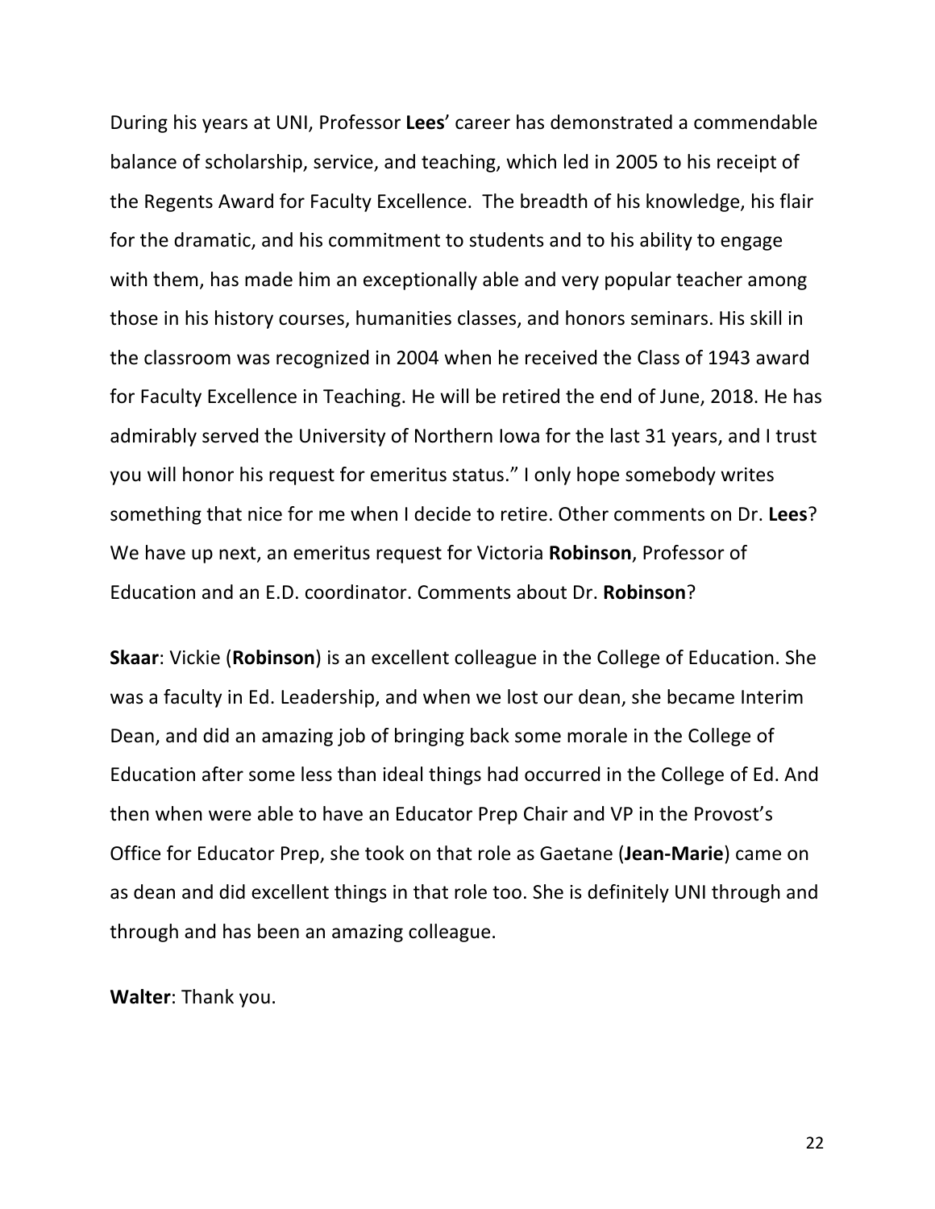During his years at UNI, Professor **Lees**' career has demonstrated a commendable balance of scholarship, service, and teaching, which led in 2005 to his receipt of the Regents Award for Faculty Excellence.  The breadth of his knowledge, his flair for the dramatic, and his commitment to students and to his ability to engage with them, has made him an exceptionally able and very popular teacher among those in his history courses, humanities classes, and honors seminars. His skill in the classroom was recognized in 2004 when he received the Class of 1943 award for Faculty Excellence in Teaching. He will be retired the end of June, 2018. He has admirably served the University of Northern Iowa for the last 31 years, and I trust you will honor his request for emeritus status." I only hope somebody writes something that nice for me when I decide to retire. Other comments on Dr. **Lees**? We have up next, an emeritus request for Victoria **Robinson**, Professor of Education and an E.D. coordinator. Comments about Dr. **Robinson**?

**Skaar**: Vickie (**Robinson**) is an excellent colleague in the College of Education. She was a faculty in Ed. Leadership, and when we lost our dean, she became Interim Dean, and did an amazing job of bringing back some morale in the College of Education after some less than ideal things had occurred in the College of Ed. And then when were able to have an Educator Prep Chair and VP in the Provost's Office for Educator Prep, she took on that role as Gaetane (**Jean-Marie**) came on as dean and did excellent things in that role too. She is definitely UNI through and through and has been an amazing colleague.

**Walter**: Thank you.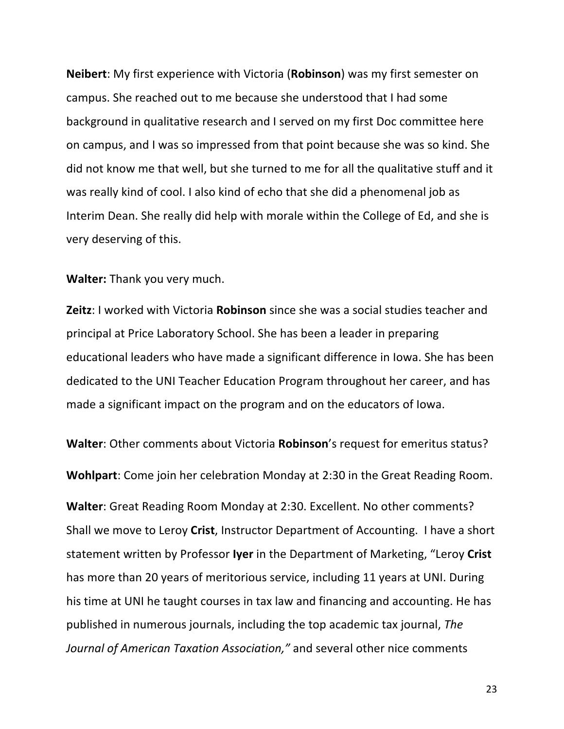**Neibert**: My first experience with Victoria (**Robinson**) was my first semester on campus. She reached out to me because she understood that I had some background in qualitative research and I served on my first Doc committee here on campus, and I was so impressed from that point because she was so kind. She did not know me that well, but she turned to me for all the qualitative stuff and it was really kind of cool. I also kind of echo that she did a phenomenal job as Interim Dean. She really did help with morale within the College of Ed, and she is very deserving of this.

**Walter:** Thank you very much.

**Zeitz**: I worked with Victoria **Robinson** since she was a social studies teacher and principal at Price Laboratory School. She has been a leader in preparing educational leaders who have made a significant difference in Iowa. She has been dedicated to the UNI Teacher Education Program throughout her career, and has made a significant impact on the program and on the educators of Iowa.

**Walter**: Other comments about Victoria **Robinson**'s request for emeritus status?

**Wohlpart**: Come join her celebration Monday at 2:30 in the Great Reading Room.

**Walter**: Great Reading Room Monday at 2:30. Excellent. No other comments? Shall we move to Leroy **Crist**, Instructor Department of Accounting. I have a short statement written by Professor **Iyer** in the Department of Marketing, "Leroy **Crist** has more than 20 years of meritorious service, including 11 years at UNI. During his time at UNI he taught courses in tax law and financing and accounting. He has published in numerous journals, including the top academic tax journal, *The Journal of American Taxation Association,"* and several other nice comments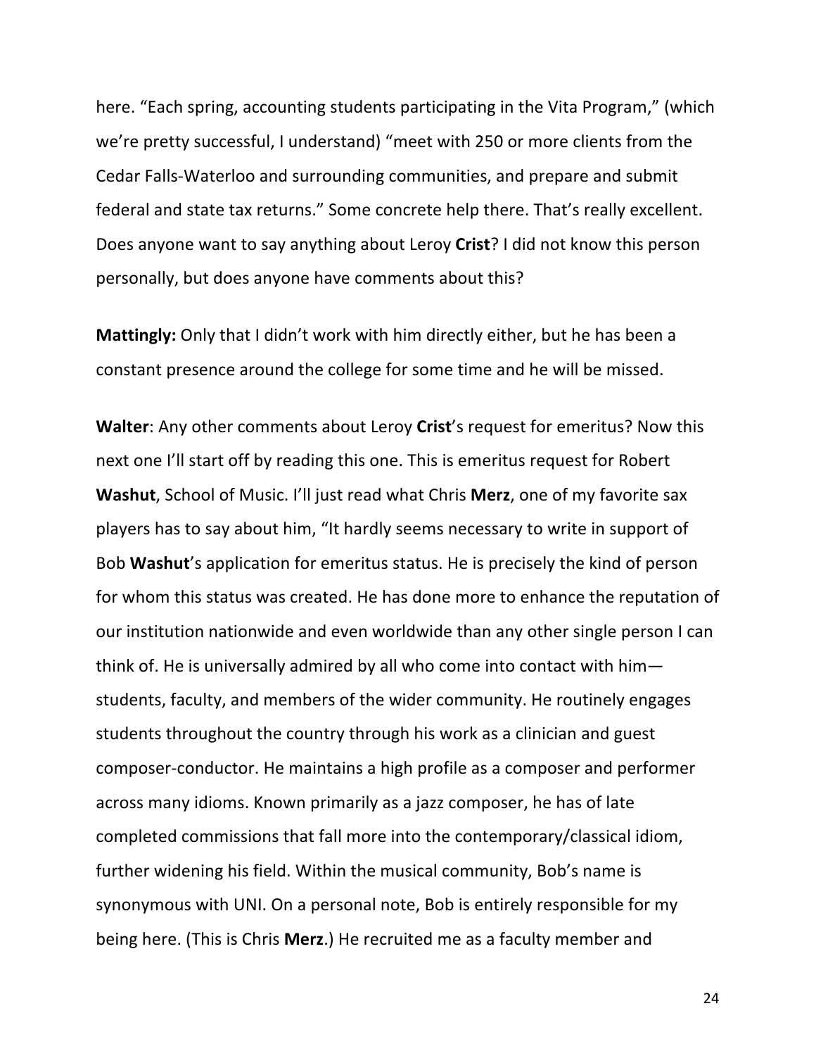here. "Each spring, accounting students participating in the Vita Program," (which we're pretty successful, I understand) "meet with 250 or more clients from the Cedar Falls-Waterloo and surrounding communities, and prepare and submit federal and state tax returns." Some concrete help there. That's really excellent. Does anyone want to say anything about Leroy **Crist**? I did not know this person personally, but does anyone have comments about this?

**Mattingly:** Only that I didn't work with him directly either, but he has been a constant presence around the college for some time and he will be missed.

**Walter**: Any other comments about Leroy **Crist**'s request for emeritus? Now this next one I'll start off by reading this one. This is emeritus request for Robert **Washut**, School of Music. I'll just read what Chris **Merz**, one of my favorite sax players has to say about him, "It hardly seems necessary to write in support of Bob **Washut**'s application for emeritus status. He is precisely the kind of person for whom this status was created. He has done more to enhance the reputation of our institution nationwide and even worldwide than any other single person I can think of. He is universally admired by all who come into contact with him—students, faculty, and members of the wider community. He routinely engages students throughout the country through his work as a clinician and guest composer-conductor. He maintains a high profile as a composer and performer across many idioms. Known primarily as a jazz composer, he has of late completed commissions that fall more into the contemporary/classical idiom, further widening his field. Within the musical community, Bob's name is synonymous with UNI. On a personal note, Bob is entirely responsible for my being here. (This is Chris **Merz**.) He recruited me as a faculty member and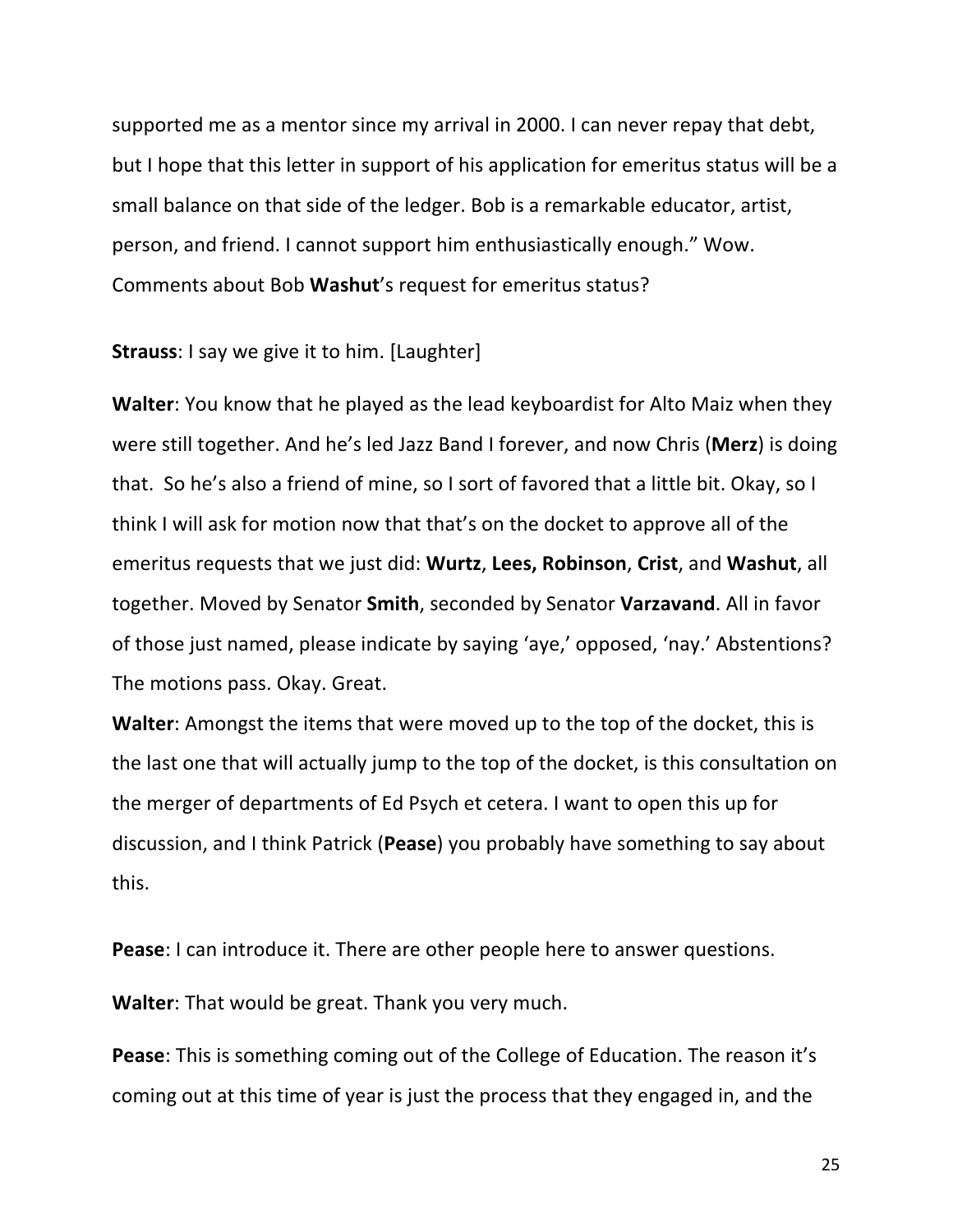supported me as a mentor since my arrival in 2000. I can never repay that debt, but I hope that this letter in support of his application for emeritus status will be a small balance on that side of the ledger. Bob is a remarkable educator, artist, person, and friend. I cannot support him enthusiastically enough." Wow. Comments about Bob **Washut**'s request for emeritus status?

**Strauss**: I say we give it to him. [Laughter]

**Walter**: You know that he played as the lead keyboardist for Alto Maiz when they were still together. And he's led Jazz Band I forever, and now Chris (**Merz**) is doing that. So he's also a friend of mine, so I sort of favored that a little bit. Okay, so I think I will ask for motion now that that's on the docket to approve all of the emeritus requests that we just did: **Wurtz**, **Lees, Robinson**, **Crist**, and **Washut**, all together. Moved by Senator **Smith**, seconded by Senator **Varzavand**. All in favor of those just named, please indicate by saying 'aye,' opposed, 'nay.' Abstentions? The motions pass. Okay. Great.

**Walter**: Amongst the items that were moved up to the top of the docket, this is the last one that will actually jump to the top of the docket, is this consultation on the merger of departments of Ed Psych et cetera. I want to open this up for discussion, and I think Patrick (**Pease**) you probably have something to say about this.

**Pease**: I can introduce it. There are other people here to answer questions.

**Walter**: That would be great. Thank you very much.

**Pease**: This is something coming out of the College of Education. The reason it's coming out at this time of year is just the process that they engaged in, and the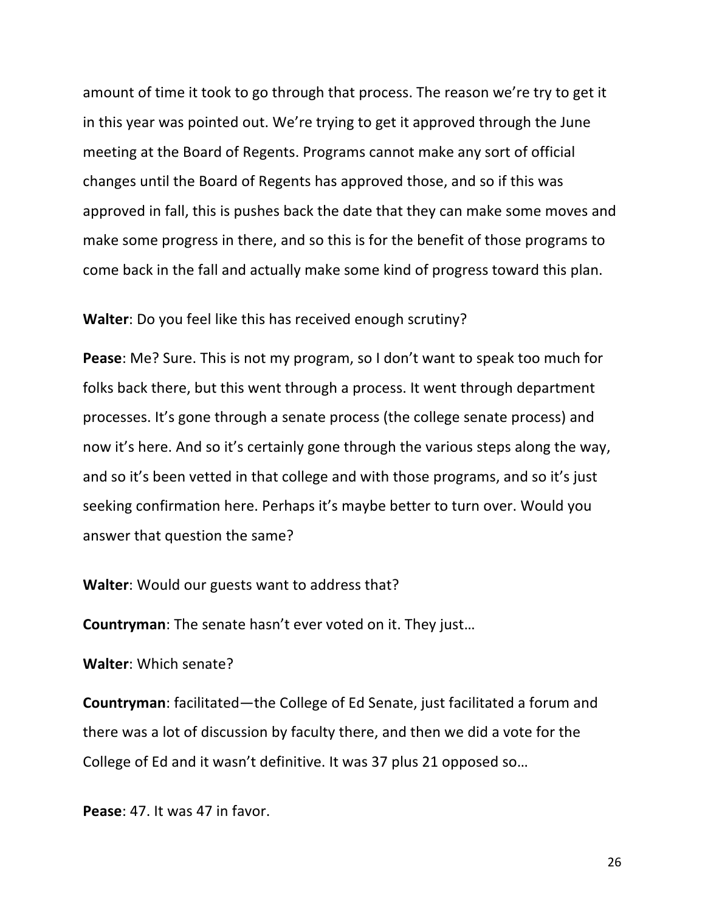amount of time it took to go through that process. The reason we're try to get it in this year was pointed out. We're trying to get it approved through the June meeting at the Board of Regents. Programs cannot make any sort of official changes until the Board of Regents has approved those, and so if this was approved in fall, this is pushes back the date that they can make some moves and make some progress in there, and so this is for the benefit of those programs to come back in the fall and actually make some kind of progress toward this plan.

**Walter**: Do you feel like this has received enough scrutiny?

**Pease**: Me? Sure. This is not my program, so I don't want to speak too much for folks back there, but this went through a process. It went through department processes. It's gone through a senate process (the college senate process) and now it's here. And so it's certainly gone through the various steps along the way, and so it's been vetted in that college and with those programs, and so it's just seeking confirmation here. Perhaps it's maybe better to turn over. Would you answer that question the same?

**Walter**: Would our guests want to address that?

**Countryman**: The senate hasn't ever voted on it. They just…

**Walter**: Which senate?

**Countryman**: facilitated—the College of Ed Senate, just facilitated a forum and there was a lot of discussion by faculty there, and then we did a vote for the College of Ed and it wasn't definitive. It was 37 plus 21 opposed so…

**Pease**: 47. It was 47 in favor.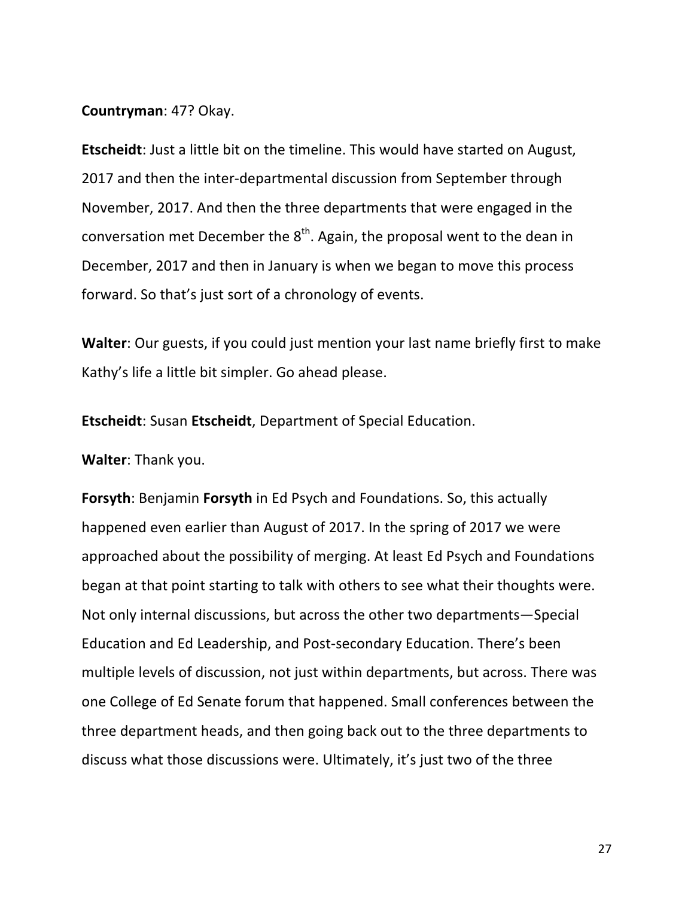**Countryman**: 47? Okay.

**Etscheidt**: Just a little bit on the timeline. This would have started on August, 2017 and then the inter-departmental discussion from September through November, 2017. And then the three departments that were engaged in the conversation met December the 8th. Again, the proposal went to the dean in December, 2017 and then in January is when we began to move this process forward. So that's just sort of a chronology of events.

**Walter**: Our guests, if you could just mention your last name briefly first to make Kathy's life a little bit simpler. Go ahead please.

**Etscheidt**: Susan **Etscheidt**, Department of Special Education.

**Walter**: Thank you.

**Forsyth**: Benjamin **Forsyth** in Ed Psych and Foundations. So, this actually happened even earlier than August of 2017. In the spring of 2017 we were approached about the possibility of merging. At least Ed Psych and Foundations began at that point starting to talk with others to see what their thoughts were. Not only internal discussions, but across the other two departments—Special Education and Ed Leadership, and Post-secondary Education. There's been multiple levels of discussion, not just within departments, but across. There was one College of Ed Senate forum that happened. Small conferences between the three department heads, and then going back out to the three departments to discuss what those discussions were. Ultimately, it's just two of the three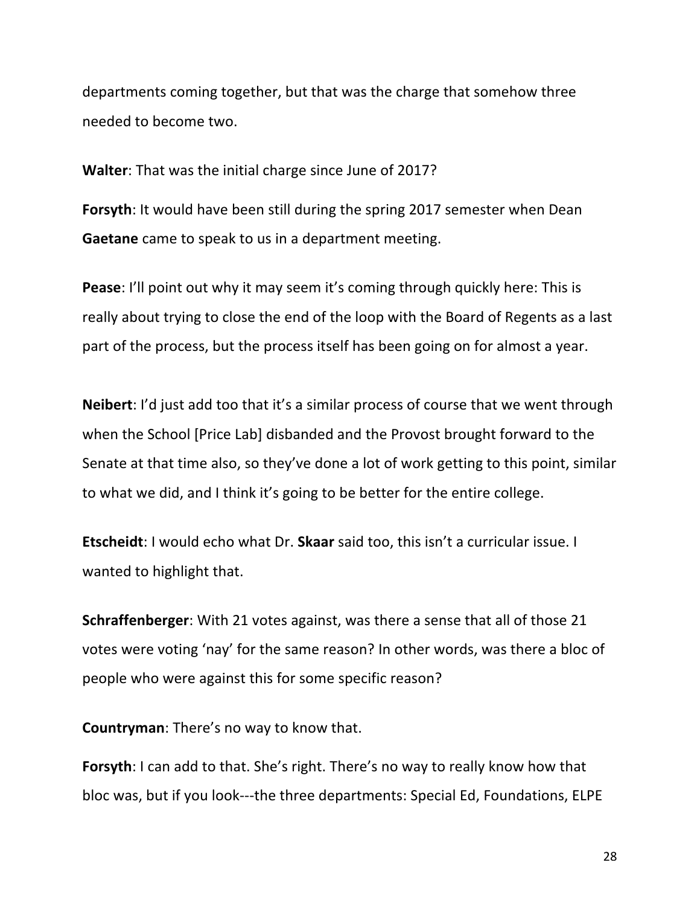departments coming together, but that was the charge that somehow three needed to become two.

**Walter**: That was the initial charge since June of 2017?

**Forsyth**: It would have been still during the spring 2017 semester when Dean **Gaetane** came to speak to us in a department meeting.

**Pease**: I'll point out why it may seem it's coming through quickly here: This is really about trying to close the end of the loop with the Board of Regents as a last part of the process, but the process itself has been going on for almost a year.

**Neibert**: I'd just add too that it's a similar process of course that we went through when the School [Price Lab] disbanded and the Provost brought forward to the Senate at that time also, so they've done a lot of work getting to this point, similar to what we did, and I think it's going to be better for the entire college.

**Etscheidt**: I would echo what Dr. **Skaar** said too, this isn't a curricular issue. I wanted to highlight that.

**Schraffenberger**: With 21 votes against, was there a sense that all of those 21 votes were voting 'nay' for the same reason? In other words, was there a bloc of people who were against this for some specific reason?

**Countryman**: There's no way to know that.

**Forsyth**: I can add to that. She's right. There's no way to really know how that bloc was, but if you look---the three departments: Special Ed, Foundations, ELPE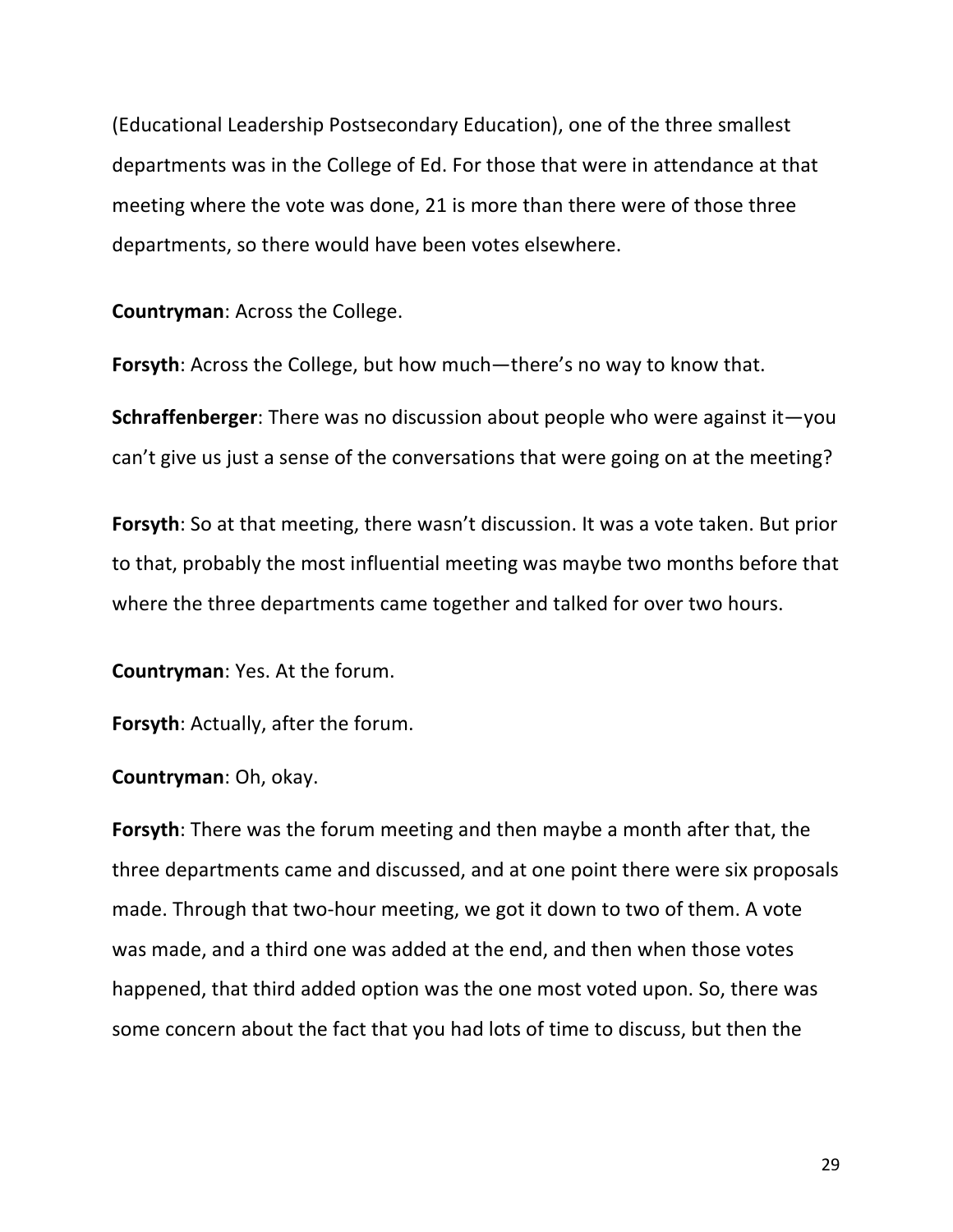(Educational Leadership Postsecondary Education), one of the three smallest departments was in the College of Ed. For those that were in attendance at that meeting where the vote was done, 21 is more than there were of those three departments, so there would have been votes elsewhere.

**Countryman**: Across the College.

**Forsyth**: Across the College, but how much—there's no way to know that.

**Schraffenberger**: There was no discussion about people who were against it—you can't give us just a sense of the conversations that were going on at the meeting?

**Forsyth**: So at that meeting, there wasn't discussion. It was a vote taken. But prior to that, probably the most influential meeting was maybe two months before that where the three departments came together and talked for over two hours.

**Countryman**: Yes. At the forum.

**Forsyth**: Actually, after the forum.

**Countryman**: Oh, okay.

**Forsyth**: There was the forum meeting and then maybe a month after that, the three departments came and discussed, and at one point there were six proposals made. Through that two-hour meeting, we got it down to two of them. A vote was made, and a third one was added at the end, and then when those votes happened, that third added option was the one most voted upon. So, there was some concern about the fact that you had lots of time to discuss, but then the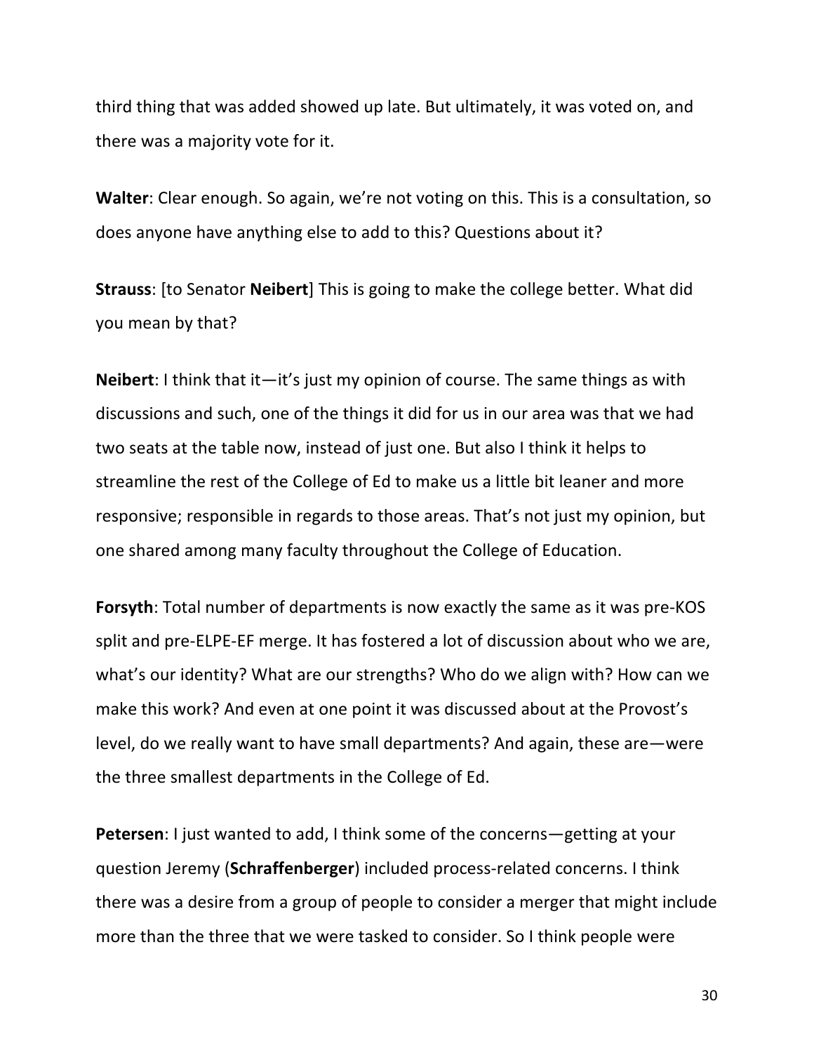third thing that was added showed up late. But ultimately, it was voted on, and there was a majority vote for it.

**Walter**: Clear enough. So again, we're not voting on this. This is a consultation, so does anyone have anything else to add to this? Questions about it?

**Strauss**: [to Senator **Neibert**] This is going to make the college better. What did you mean by that?

**Neibert**: I think that it—it's just my opinion of course. The same things as with discussions and such, one of the things it did for us in our area was that we had two seats at the table now, instead of just one. But also I think it helps to streamline the rest of the College of Ed to make us a little bit leaner and more responsive; responsible in regards to those areas. That's not just my opinion, but one shared among many faculty throughout the College of Education.

**Forsyth**: Total number of departments is now exactly the same as it was pre-KOS split and pre-ELPE-EF merge. It has fostered a lot of discussion about who we are, what's our identity? What are our strengths? Who do we align with? How can we make this work? And even at one point it was discussed about at the Provost's level, do we really want to have small departments? And again, these are—were the three smallest departments in the College of Ed.

**Petersen**: I just wanted to add, I think some of the concerns—getting at your question Jeremy (**Schraffenberger**) included process-related concerns. I think there was a desire from a group of people to consider a merger that might include more than the three that we were tasked to consider. So I think people were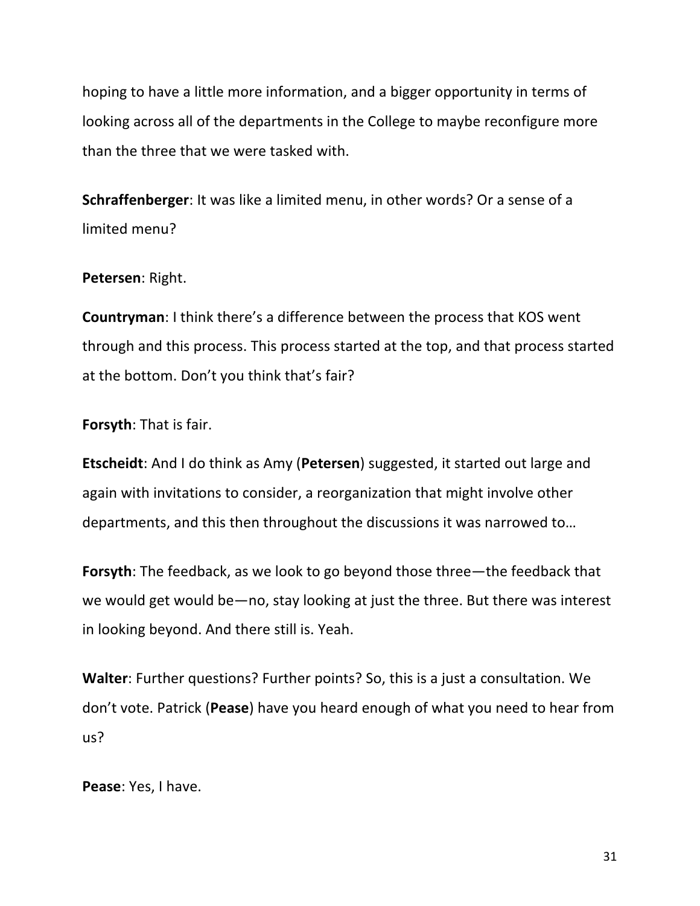hoping to have a little more information, and a bigger opportunity in terms of looking across all of the departments in the College to maybe reconfigure more than the three that we were tasked with.

**Schraffenberger**: It was like a limited menu, in other words? Or a sense of a limited menu?

**Petersen**: Right.

**Countryman**: I think there's a difference between the process that KOS went through and this process. This process started at the top, and that process started at the bottom. Don't you think that's fair?

**Forsyth**: That is fair.

**Etscheidt**: And I do think as Amy (**Petersen**) suggested, it started out large and again with invitations to consider, a reorganization that might involve other departments, and this then throughout the discussions it was narrowed to…

**Forsyth**: The feedback, as we look to go beyond those three—the feedback that we would get would be—no, stay looking at just the three. But there was interest in looking beyond. And there still is. Yeah.

**Walter**: Further questions? Further points? So, this is a just a consultation. We don't vote. Patrick (**Pease**) have you heard enough of what you need to hear from us?

**Pease**: Yes, I have.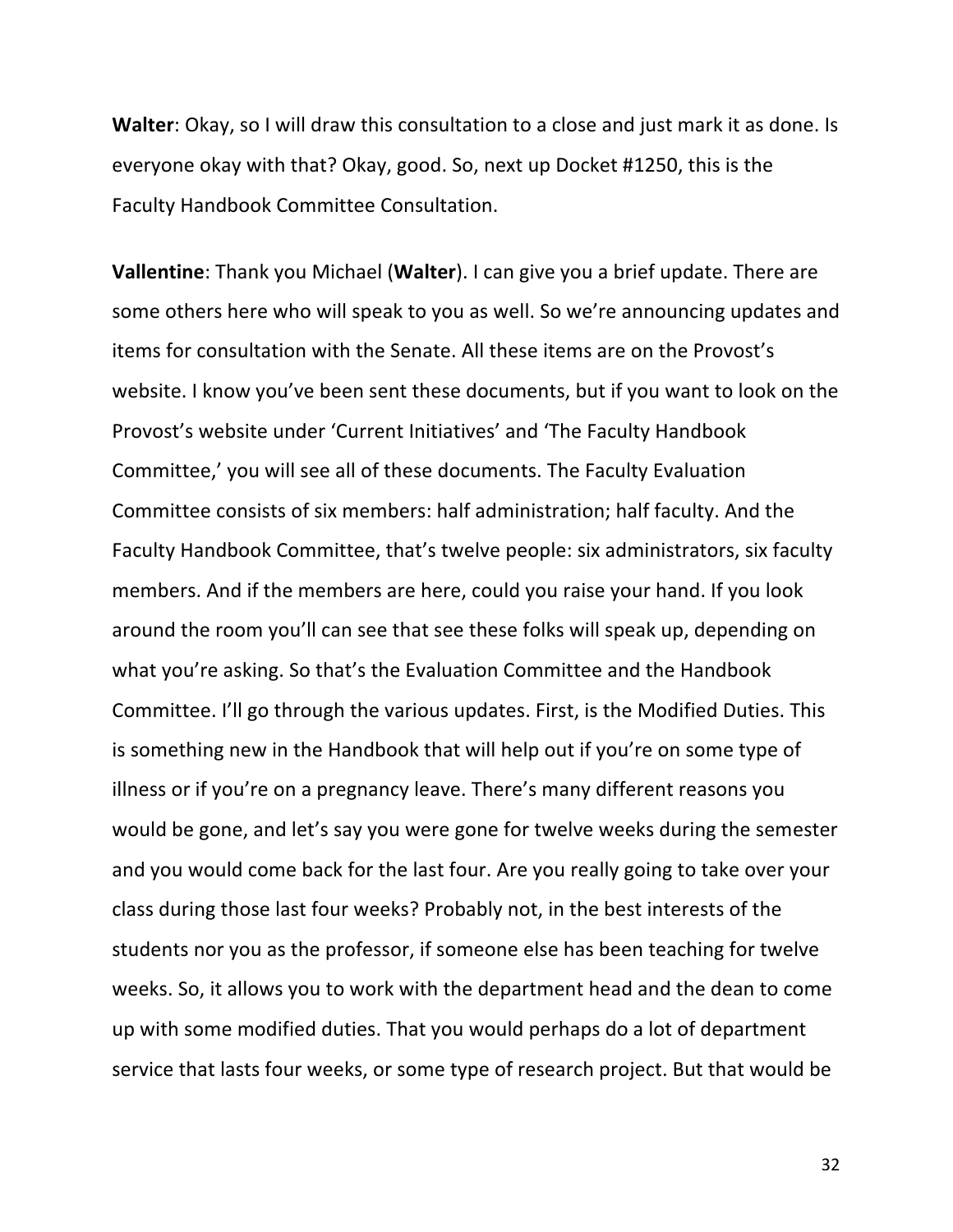**Walter**: Okay, so I will draw this consultation to a close and just mark it as done. Is everyone okay with that? Okay, good. So, next up Docket #1250, this is the Faculty Handbook Committee Consultation.

**Vallentine**: Thank you Michael (**Walter**). I can give you a brief update. There are some others here who will speak to you as well. So we're announcing updates and items for consultation with the Senate. All these items are on the Provost's website. I know you've been sent these documents, but if you want to look on the Provost's website under 'Current Initiatives' and 'The Faculty Handbook Committee,' you will see all of these documents. The Faculty Evaluation Committee consists of six members: half administration; half faculty. And the Faculty Handbook Committee, that's twelve people: six administrators, six faculty members. And if the members are here, could you raise your hand. If you look around the room you'll can see that see these folks will speak up, depending on what you're asking. So that's the Evaluation Committee and the Handbook Committee. I'll go through the various updates. First, is the Modified Duties. This is something new in the Handbook that will help out if you're on some type of illness or if you're on a pregnancy leave. There's many different reasons you would be gone, and let's say you were gone for twelve weeks during the semester and you would come back for the last four. Are you really going to take over your class during those last four weeks? Probably not, in the best interests of the students nor you as the professor, if someone else has been teaching for twelve weeks. So, it allows you to work with the department head and the dean to come up with some modified duties. That you would perhaps do a lot of department service that lasts four weeks, or some type of research project. But that would be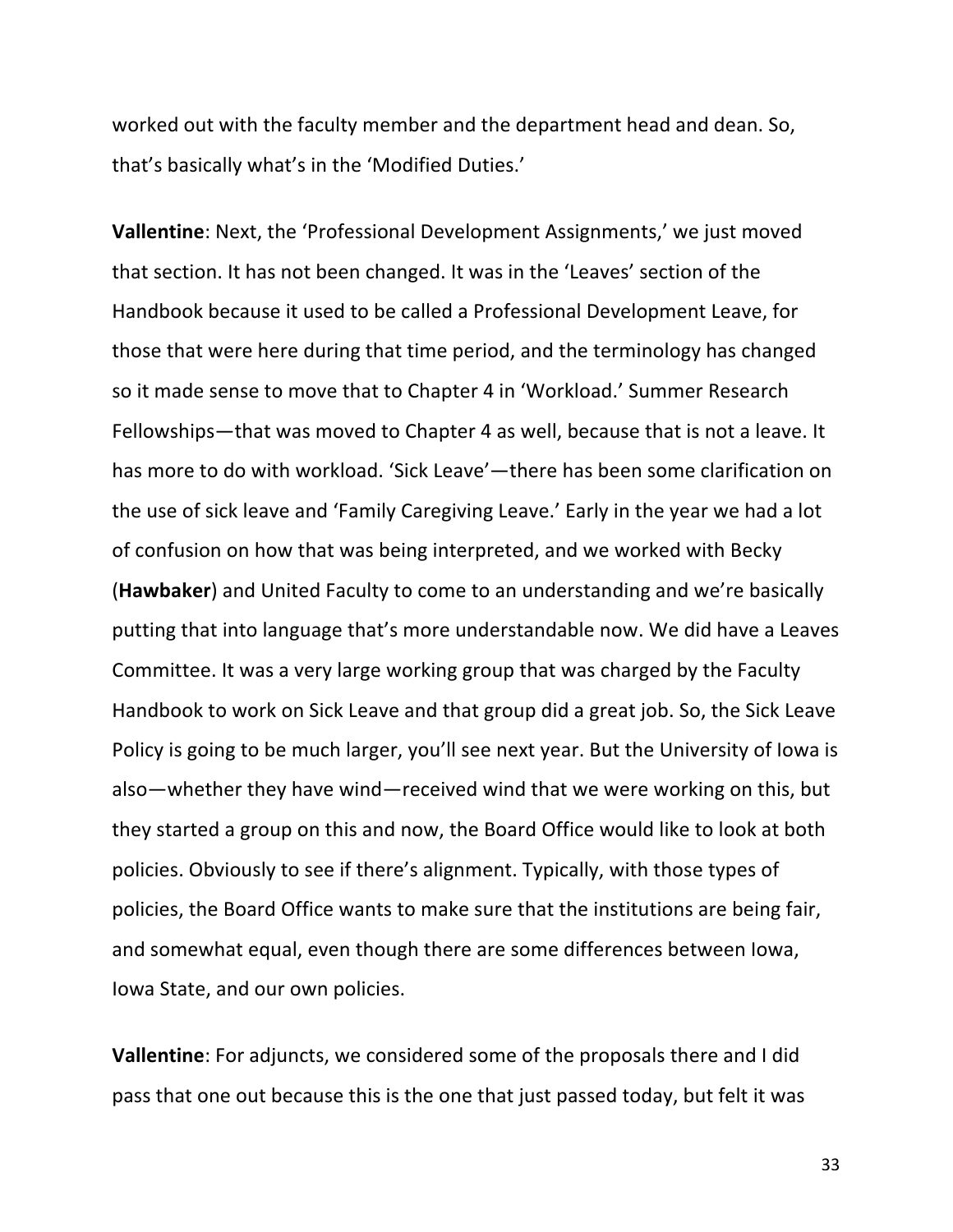worked out with the faculty member and the department head and dean. So, that's basically what's in the 'Modified Duties.'

**Vallentine**: Next, the 'Professional Development Assignments,' we just moved that section. It has not been changed. It was in the 'Leaves' section of the Handbook because it used to be called a Professional Development Leave, for those that were here during that time period, and the terminology has changed so it made sense to move that to Chapter 4 in 'Workload.' Summer Research Fellowships—that was moved to Chapter 4 as well, because that is not a leave. It has more to do with workload. 'Sick Leave'—there has been some clarification on the use of sick leave and 'Family Caregiving Leave.' Early in the year we had a lot of confusion on how that was being interpreted, and we worked with Becky (**Hawbaker**) and United Faculty to come to an understanding and we're basically putting that into language that's more understandable now. We did have a Leaves Committee. It was a very large working group that was charged by the Faculty Handbook to work on Sick Leave and that group did a great job. So, the Sick Leave Policy is going to be much larger, you'll see next year. But the University of Iowa is also—whether they have wind—received wind that we were working on this, but they started a group on this and now, the Board Office would like to look at both policies. Obviously to see if there's alignment. Typically, with those types of policies, the Board Office wants to make sure that the institutions are being fair, and somewhat equal, even though there are some differences between Iowa, Iowa State, and our own policies.

**Vallentine**: For adjuncts, we considered some of the proposals there and I did pass that one out because this is the one that just passed today, but felt it was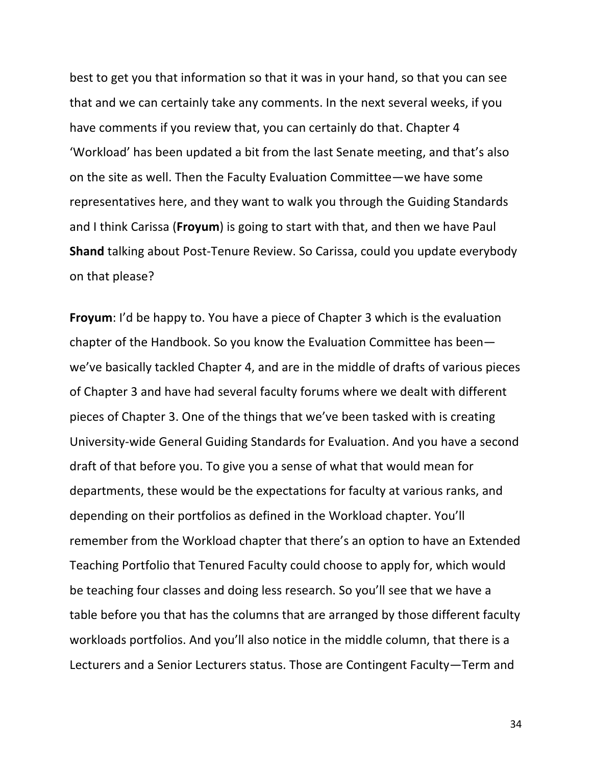best to get you that information so that it was in your hand, so that you can see that and we can certainly take any comments. In the next several weeks, if you have comments if you review that, you can certainly do that. Chapter 4 'Workload' has been updated a bit from the last Senate meeting, and that's also on the site as well. Then the Faculty Evaluation Committee—we have some representatives here, and they want to walk you through the Guiding Standards and I think Carissa (**Froyum**) is going to start with that, and then we have Paul **Shand** talking about Post-Tenure Review. So Carissa, could you update everybody on that please?

**Froyum**: I'd be happy to. You have a piece of Chapter 3 which is the evaluation chapter of the Handbook. So you know the Evaluation Committee has been—we've basically tackled Chapter 4, and are in the middle of drafts of various pieces of Chapter 3 and have had several faculty forums where we dealt with different pieces of Chapter 3. One of the things that we've been tasked with is creating University-wide General Guiding Standards for Evaluation. And you have a second draft of that before you. To give you a sense of what that would mean for departments, these would be the expectations for faculty at various ranks, and depending on their portfolios as defined in the Workload chapter. You'll remember from the Workload chapter that there's an option to have an Extended Teaching Portfolio that Tenured Faculty could choose to apply for, which would be teaching four classes and doing less research. So you'll see that we have a table before you that has the columns that are arranged by those different faculty workloads portfolios. And you'll also notice in the middle column, that there is a Lecturers and a Senior Lecturers status. Those are Contingent Faculty—Term and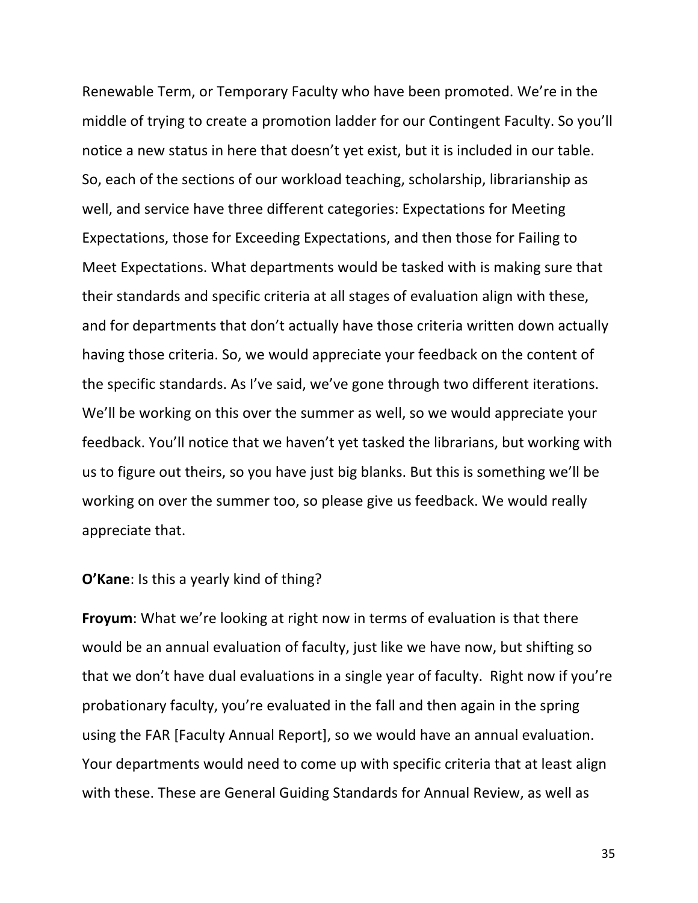Renewable Term, or Temporary Faculty who have been promoted. We're in the middle of trying to create a promotion ladder for our Contingent Faculty. So you'll notice a new status in here that doesn't yet exist, but it is included in our table. So, each of the sections of our workload teaching, scholarship, librarianship as well, and service have three different categories: Expectations for Meeting Expectations, those for Exceeding Expectations, and then those for Failing to Meet Expectations. What departments would be tasked with is making sure that their standards and specific criteria at all stages of evaluation align with these, and for departments that don't actually have those criteria written down actually having those criteria. So, we would appreciate your feedback on the content of the specific standards. As I've said, we've gone through two different iterations. We'll be working on this over the summer as well, so we would appreciate your feedback. You'll notice that we haven't yet tasked the librarians, but working with us to figure out theirs, so you have just big blanks. But this is something we'll be working on over the summer too, so please give us feedback. We would really appreciate that.

**O'Kane**: Is this a yearly kind of thing?

**Froyum**: What we're looking at right now in terms of evaluation is that there would be an annual evaluation of faculty, just like we have now, but shifting so that we don't have dual evaluations in a single year of faculty. Right now if you're probationary faculty, you're evaluated in the fall and then again in the spring using the FAR [Faculty Annual Report], so we would have an annual evaluation. Your departments would need to come up with specific criteria that at least align with these. These are General Guiding Standards for Annual Review, as well as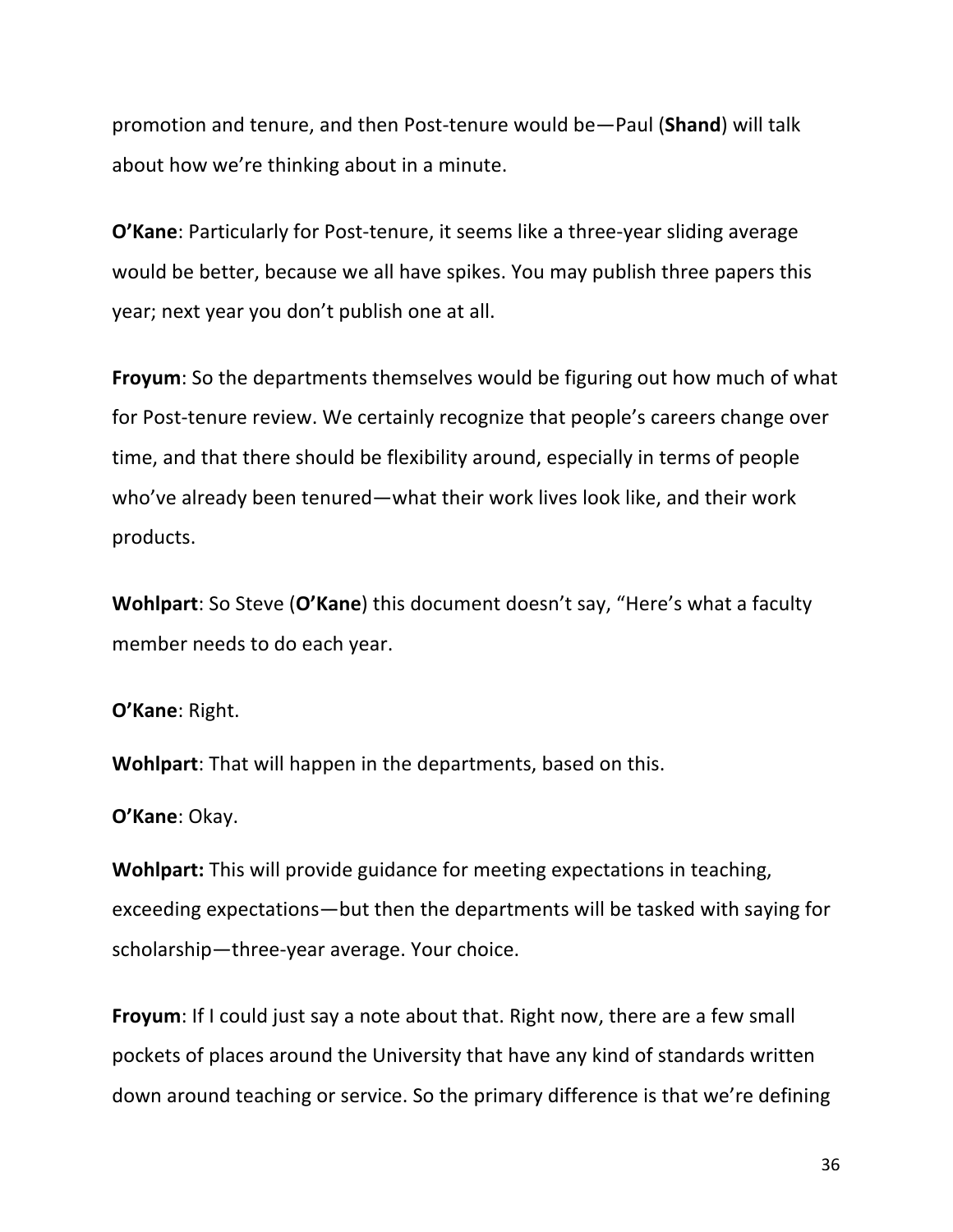promotion and tenure, and then Post-tenure would be—Paul (**Shand**) will talk about how we're thinking about in a minute.

**O'Kane**: Particularly for Post-tenure, it seems like a three-year sliding average would be better, because we all have spikes. You may publish three papers this year; next year you don't publish one at all.

**Froyum**: So the departments themselves would be figuring out how much of what for Post-tenure review. We certainly recognize that people's careers change over time, and that there should be flexibility around, especially in terms of people who've already been tenured—what their work lives look like, and their work products.

**Wohlpart**: So Steve (**O'Kane**) this document doesn't say, "Here's what a faculty member needs to do each year.

**O'Kane**: Right.

**Wohlpart**: That will happen in the departments, based on this.

**O'Kane**: Okay.

**Wohlpart:** This will provide guidance for meeting expectations in teaching, exceeding expectations—but then the departments will be tasked with saying for scholarship—three-year average. Your choice.

**Froyum**: If I could just say a note about that. Right now, there are a few small pockets of places around the University that have any kind of standards written down around teaching or service. So the primary difference is that we're defining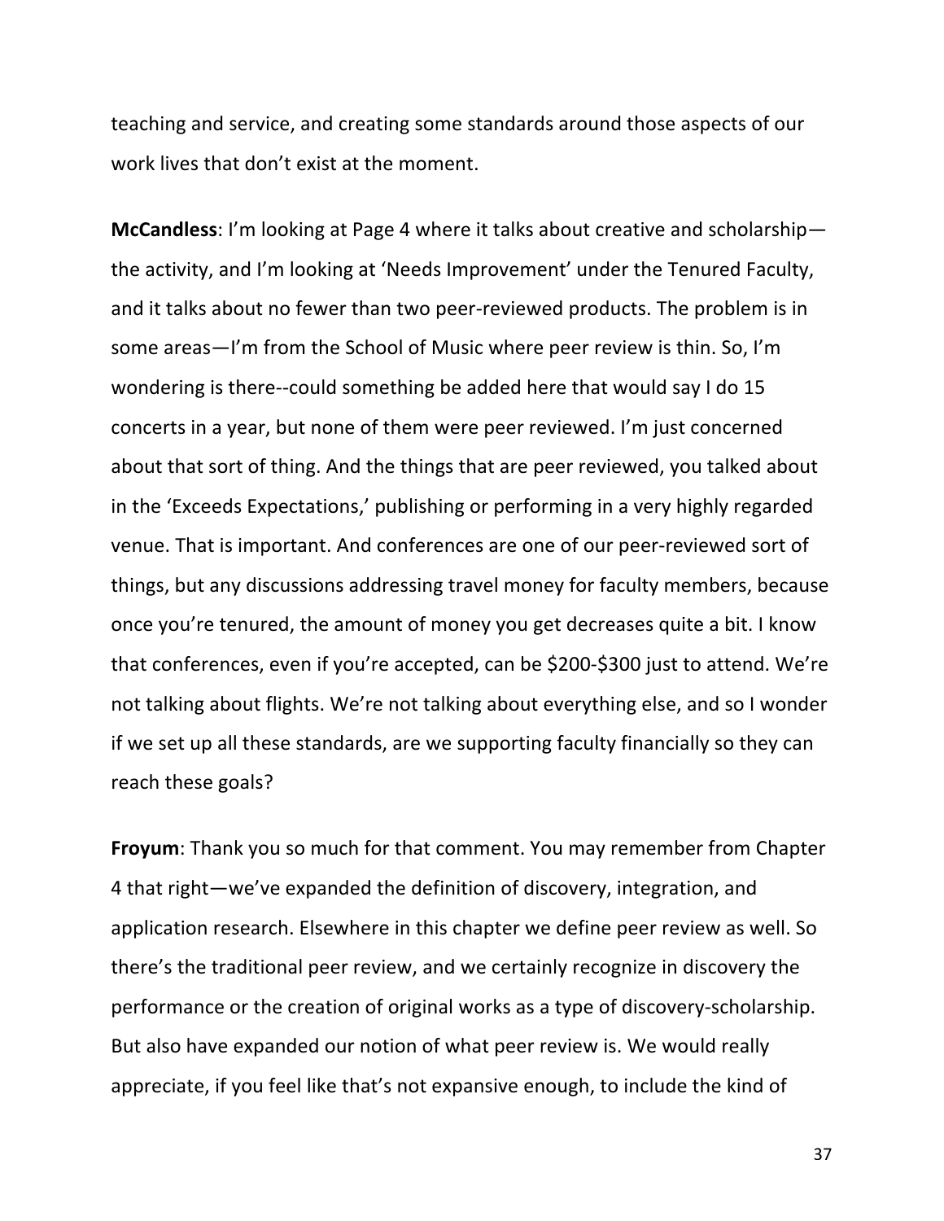teaching and service, and creating some standards around those aspects of our work lives that don't exist at the moment.

**McCandless**: I'm looking at Page 4 where it talks about creative and scholarship—the activity, and I'm looking at 'Needs Improvement' under the Tenured Faculty, and it talks about no fewer than two peer-reviewed products. The problem is in some areas—I'm from the School of Music where peer review is thin. So, I'm wondering is there--could something be added here that would say I do 15 concerts in a year, but none of them were peer reviewed. I'm just concerned about that sort of thing. And the things that are peer reviewed, you talked about in the 'Exceeds Expectations,' publishing or performing in a very highly regarded venue. That is important. And conferences are one of our peer-reviewed sort of things, but any discussions addressing travel money for faculty members, because once you're tenured, the amount of money you get decreases quite a bit. I know that conferences, even if you're accepted, can be $200-$300 just to attend. We're not talking about flights. We're not talking about everything else, and so I wonder if we set up all these standards, are we supporting faculty financially so they can reach these goals?

**Froyum**: Thank you so much for that comment. You may remember from Chapter 4 that right—we've expanded the definition of discovery, integration, and application research. Elsewhere in this chapter we define peer review as well. So there's the traditional peer review, and we certainly recognize in discovery the performance or the creation of original works as a type of discovery-scholarship. But also have expanded our notion of what peer review is. We would really appreciate, if you feel like that's not expansive enough, to include the kind of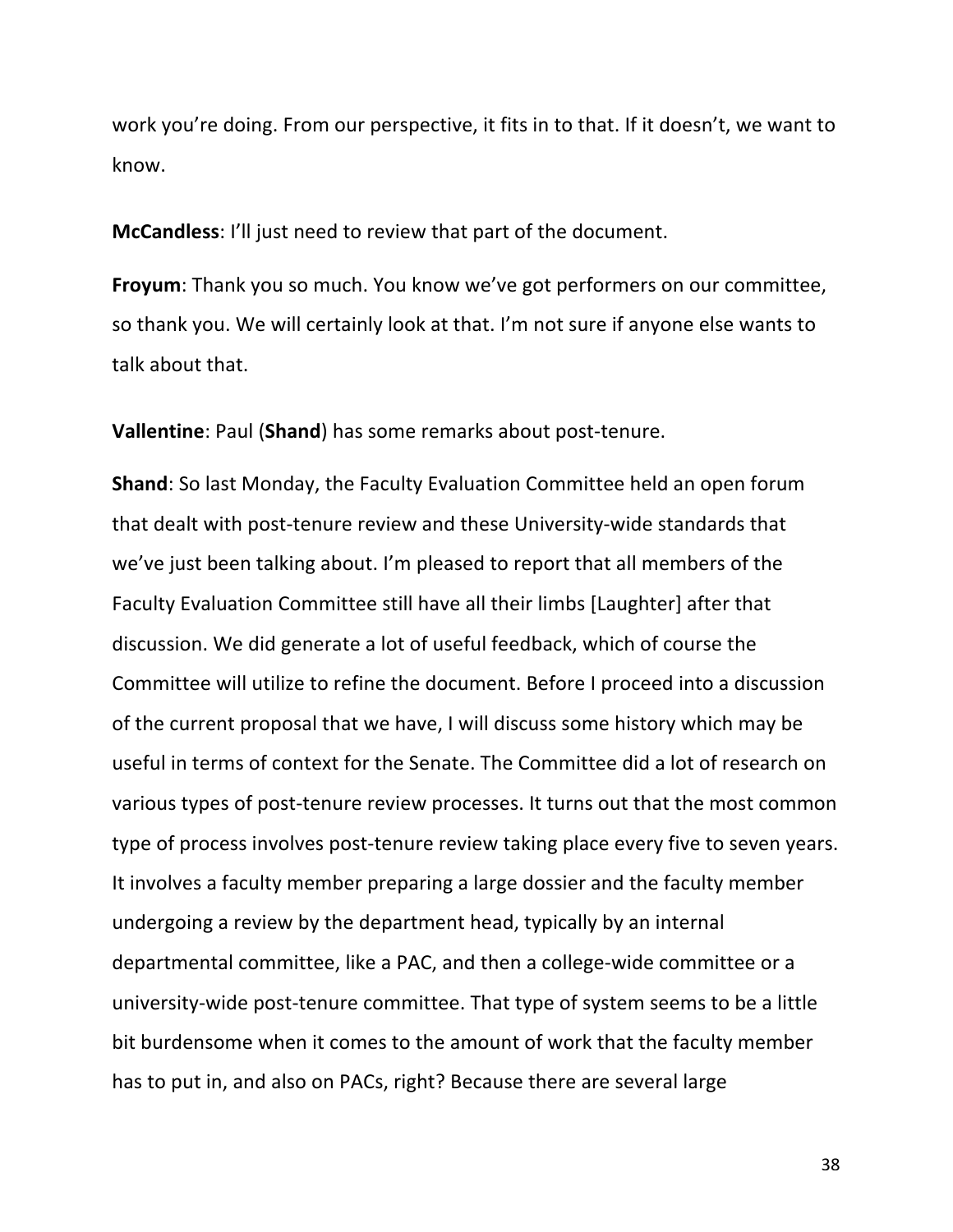work you're doing. From our perspective, it fits in to that. If it doesn't, we want to know.

**McCandless**: I'll just need to review that part of the document.

**Froyum**: Thank you so much. You know we've got performers on our committee, so thank you. We will certainly look at that. I'm not sure if anyone else wants to talk about that.

**Vallentine**: Paul (**Shand**) has some remarks about post-tenure.

**Shand**: So last Monday, the Faculty Evaluation Committee held an open forum that dealt with post-tenure review and these University-wide standards that we've just been talking about. I'm pleased to report that all members of the Faculty Evaluation Committee still have all their limbs [Laughter] after that discussion. We did generate a lot of useful feedback, which of course the Committee will utilize to refine the document. Before I proceed into a discussion of the current proposal that we have, I will discuss some history which may be useful in terms of context for the Senate. The Committee did a lot of research on various types of post-tenure review processes. It turns out that the most common type of process involves post-tenure review taking place every five to seven years. It involves a faculty member preparing a large dossier and the faculty member undergoing a review by the department head, typically by an internal departmental committee, like a PAC, and then a college-wide committee or a university-wide post-tenure committee. That type of system seems to be a little bit burdensome when it comes to the amount of work that the faculty member has to put in, and also on PACs, right? Because there are several large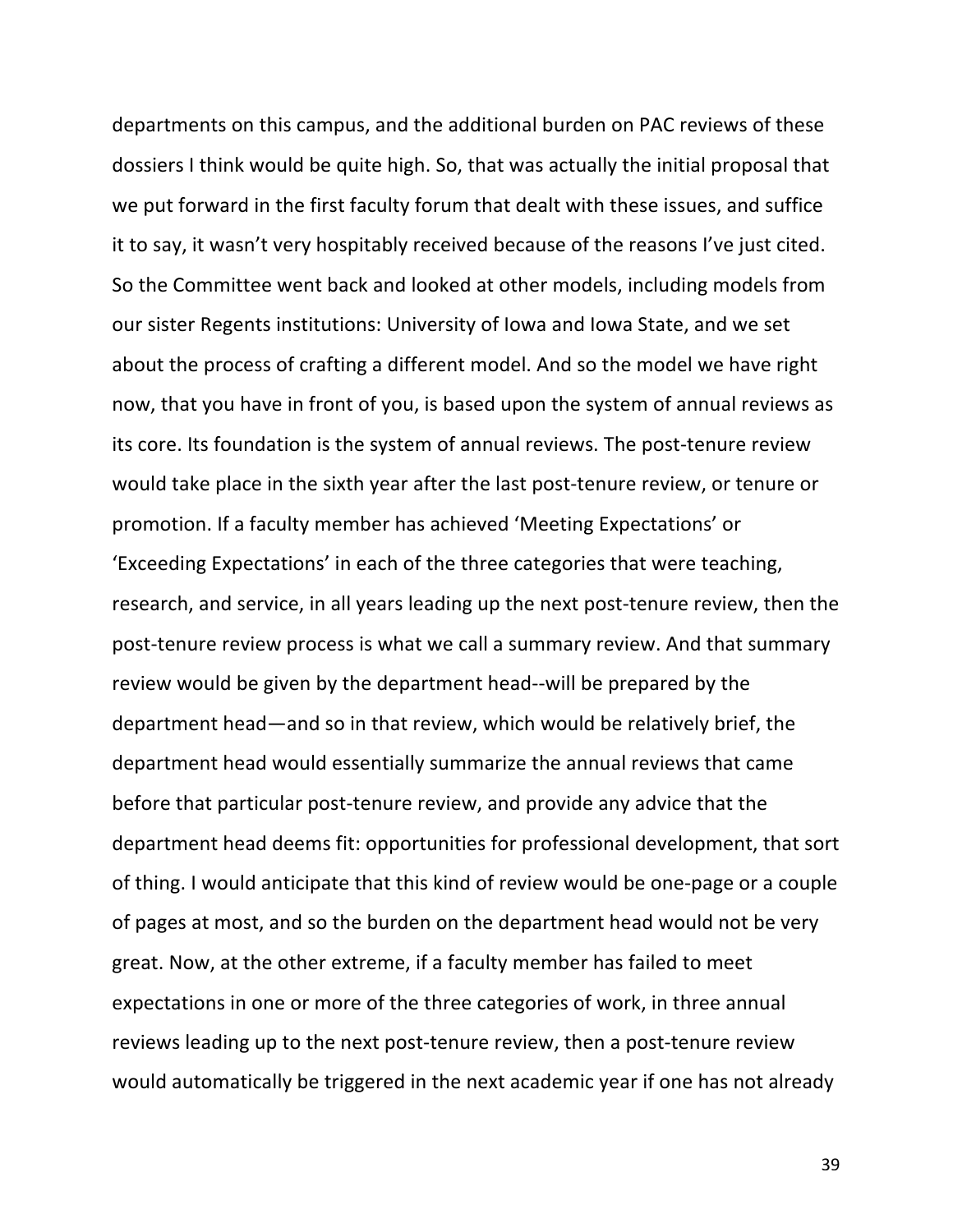departments on this campus, and the additional burden on PAC reviews of these dossiers I think would be quite high. So, that was actually the initial proposal that we put forward in the first faculty forum that dealt with these issues, and suffice it to say, it wasn't very hospitably received because of the reasons I've just cited. So the Committee went back and looked at other models, including models from our sister Regents institutions: University of Iowa and Iowa State, and we set about the process of crafting a different model. And so the model we have right now, that you have in front of you, is based upon the system of annual reviews as its core. Its foundation is the system of annual reviews. The post-tenure review would take place in the sixth year after the last post-tenure review, or tenure or promotion. If a faculty member has achieved 'Meeting Expectations' or 'Exceeding Expectations' in each of the three categories that were teaching, research, and service, in all years leading up the next post-tenure review, then the post-tenure review process is what we call a summary review. And that summary review would be given by the department head--will be prepared by the department head—and so in that review, which would be relatively brief, the department head would essentially summarize the annual reviews that came before that particular post-tenure review, and provide any advice that the department head deems fit: opportunities for professional development, that sort of thing. I would anticipate that this kind of review would be one-page or a couple of pages at most, and so the burden on the department head would not be very great. Now, at the other extreme, if a faculty member has failed to meet expectations in one or more of the three categories of work, in three annual reviews leading up to the next post-tenure review, then a post-tenure review would automatically be triggered in the next academic year if one has not already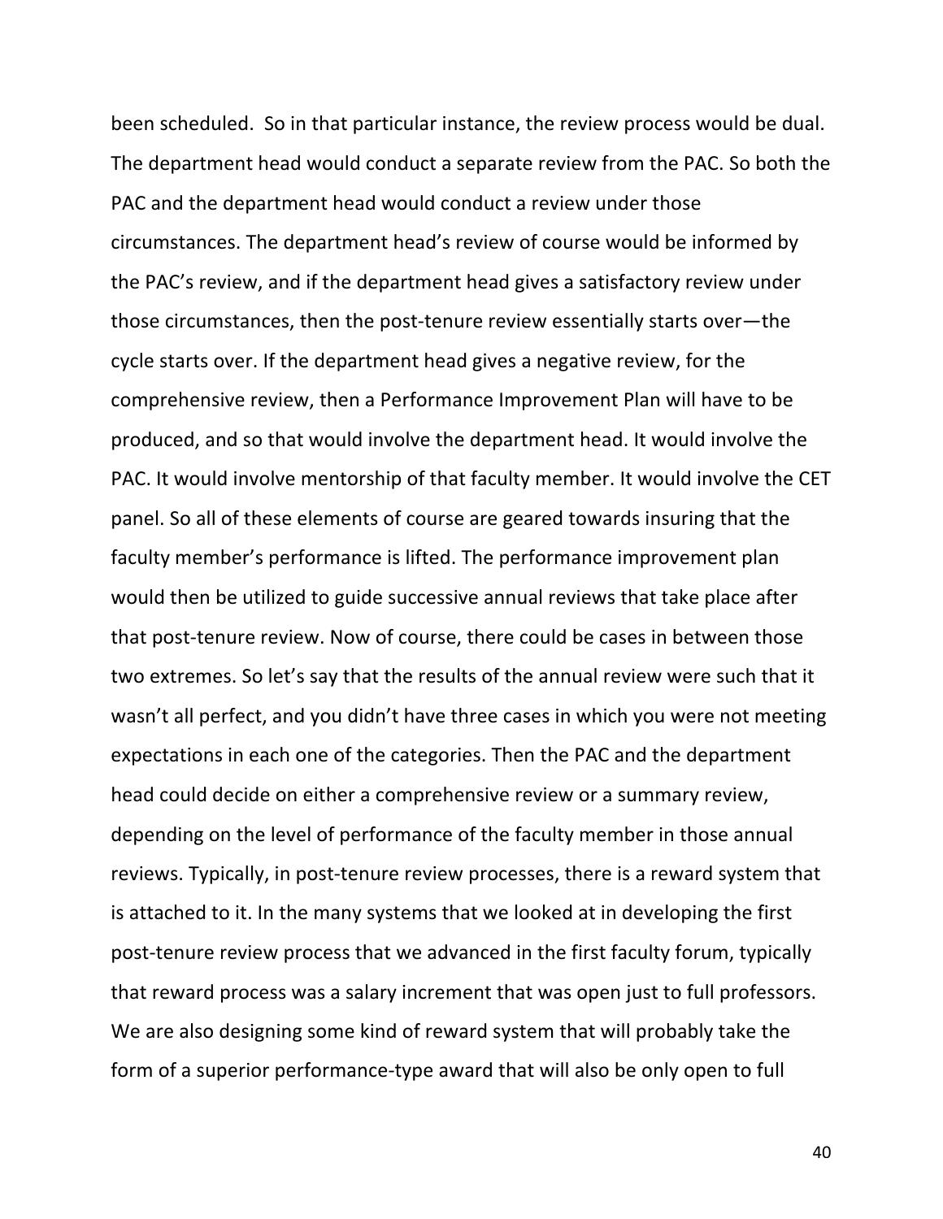been scheduled. So in that particular instance, the review process would be dual. The department head would conduct a separate review from the PAC. So both the PAC and the department head would conduct a review under those circumstances. The department head's review of course would be informed by the PAC's review, and if the department head gives a satisfactory review under those circumstances, then the post-tenure review essentially starts over—the cycle starts over. If the department head gives a negative review, for the comprehensive review, then a Performance Improvement Plan will have to be produced, and so that would involve the department head. It would involve the PAC. It would involve mentorship of that faculty member. It would involve the CET panel. So all of these elements of course are geared towards insuring that the faculty member's performance is lifted. The performance improvement plan would then be utilized to guide successive annual reviews that take place after that post-tenure review. Now of course, there could be cases in between those two extremes. So let's say that the results of the annual review were such that it wasn't all perfect, and you didn't have three cases in which you were not meeting expectations in each one of the categories. Then the PAC and the department head could decide on either a comprehensive review or a summary review, depending on the level of performance of the faculty member in those annual reviews. Typically, in post-tenure review processes, there is a reward system that is attached to it. In the many systems that we looked at in developing the first post-tenure review process that we advanced in the first faculty forum, typically that reward process was a salary increment that was open just to full professors. We are also designing some kind of reward system that will probably take the form of a superior performance-type award that will also be only open to full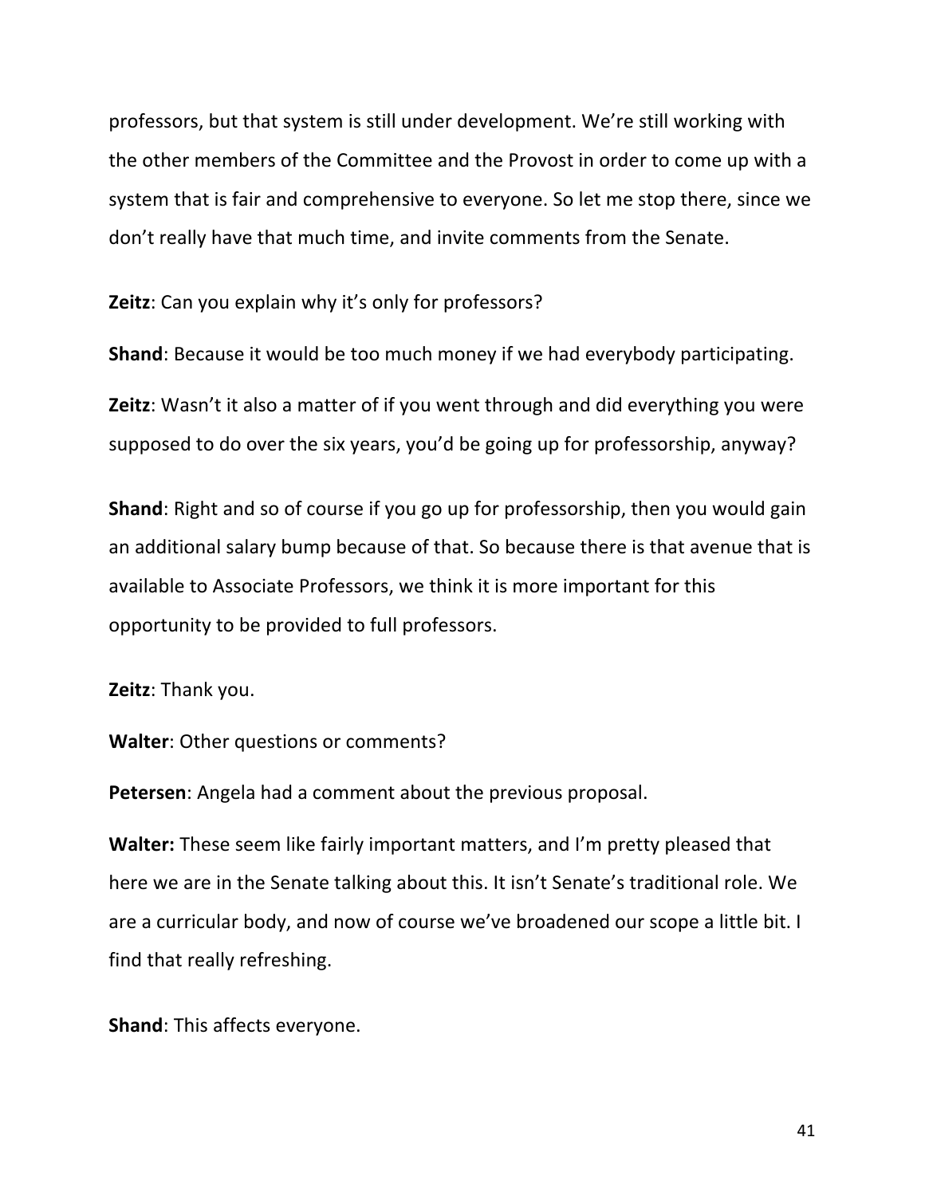professors, but that system is still under development. We're still working with the other members of the Committee and the Provost in order to come up with a system that is fair and comprehensive to everyone. So let me stop there, since we don't really have that much time, and invite comments from the Senate.

**Zeitz**: Can you explain why it's only for professors?

**Shand**: Because it would be too much money if we had everybody participating.

**Zeitz**: Wasn't it also a matter of if you went through and did everything you were supposed to do over the six years, you'd be going up for professorship, anyway?

**Shand**: Right and so of course if you go up for professorship, then you would gain an additional salary bump because of that. So because there is that avenue that is available to Associate Professors, we think it is more important for this opportunity to be provided to full professors.

**Zeitz**: Thank you.

**Walter**: Other questions or comments?

**Petersen**: Angela had a comment about the previous proposal.

**Walter:** These seem like fairly important matters, and I'm pretty pleased that here we are in the Senate talking about this. It isn't Senate's traditional role. We are a curricular body, and now of course we've broadened our scope a little bit. I find that really refreshing.

**Shand**: This affects everyone.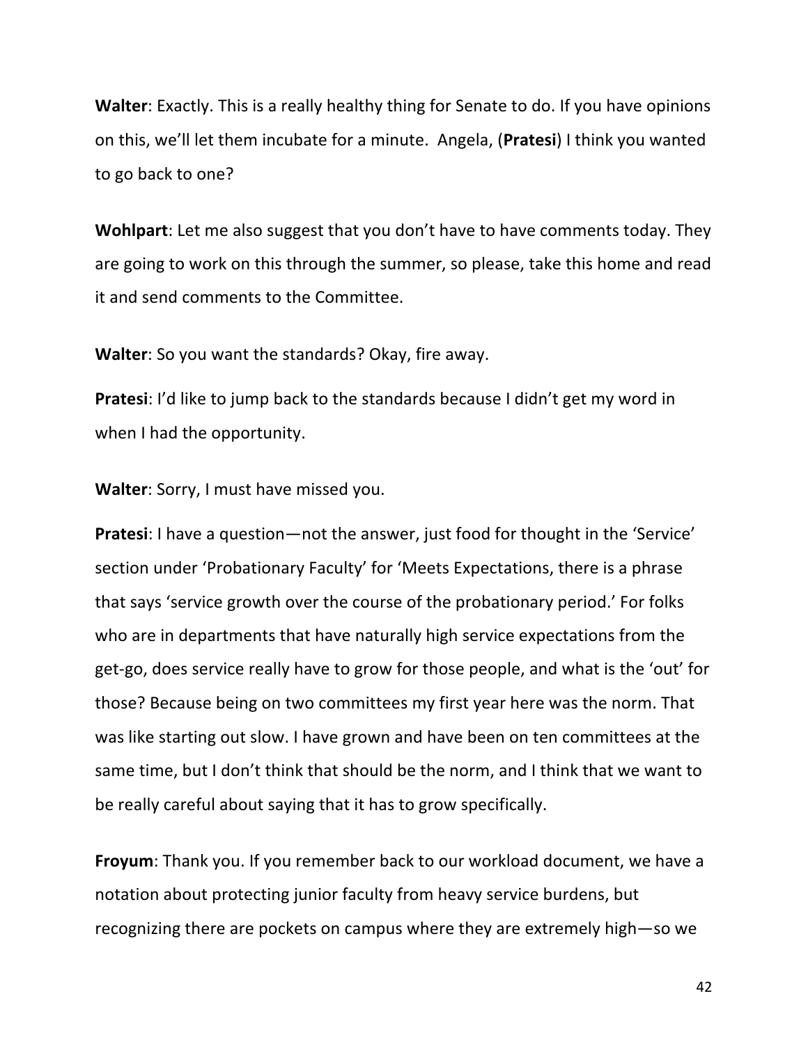**Walter**: Exactly. This is a really healthy thing for Senate to do. If you have opinions on this, we'll let them incubate for a minute. Angela, (**Pratesi**) I think you wanted to go back to one?

**Wohlpart**: Let me also suggest that you don't have to have comments today. They are going to work on this through the summer, so please, take this home and read it and send comments to the Committee.

**Walter**: So you want the standards? Okay, fire away.

**Pratesi**: I'd like to jump back to the standards because I didn't get my word in when I had the opportunity.

**Walter**: Sorry, I must have missed you.

**Pratesi**: I have a question—not the answer, just food for thought in the 'Service' section under 'Probationary Faculty' for 'Meets Expectations, there is a phrase that says 'service growth over the course of the probationary period.' For folks who are in departments that have naturally high service expectations from the get-go, does service really have to grow for those people, and what is the 'out' for those? Because being on two committees my first year here was the norm. That was like starting out slow. I have grown and have been on ten committees at the same time, but I don't think that should be the norm, and I think that we want to be really careful about saying that it has to grow specifically.

**Froyum**: Thank you. If you remember back to our workload document, we have a notation about protecting junior faculty from heavy service burdens, but recognizing there are pockets on campus where they are extremely high—so we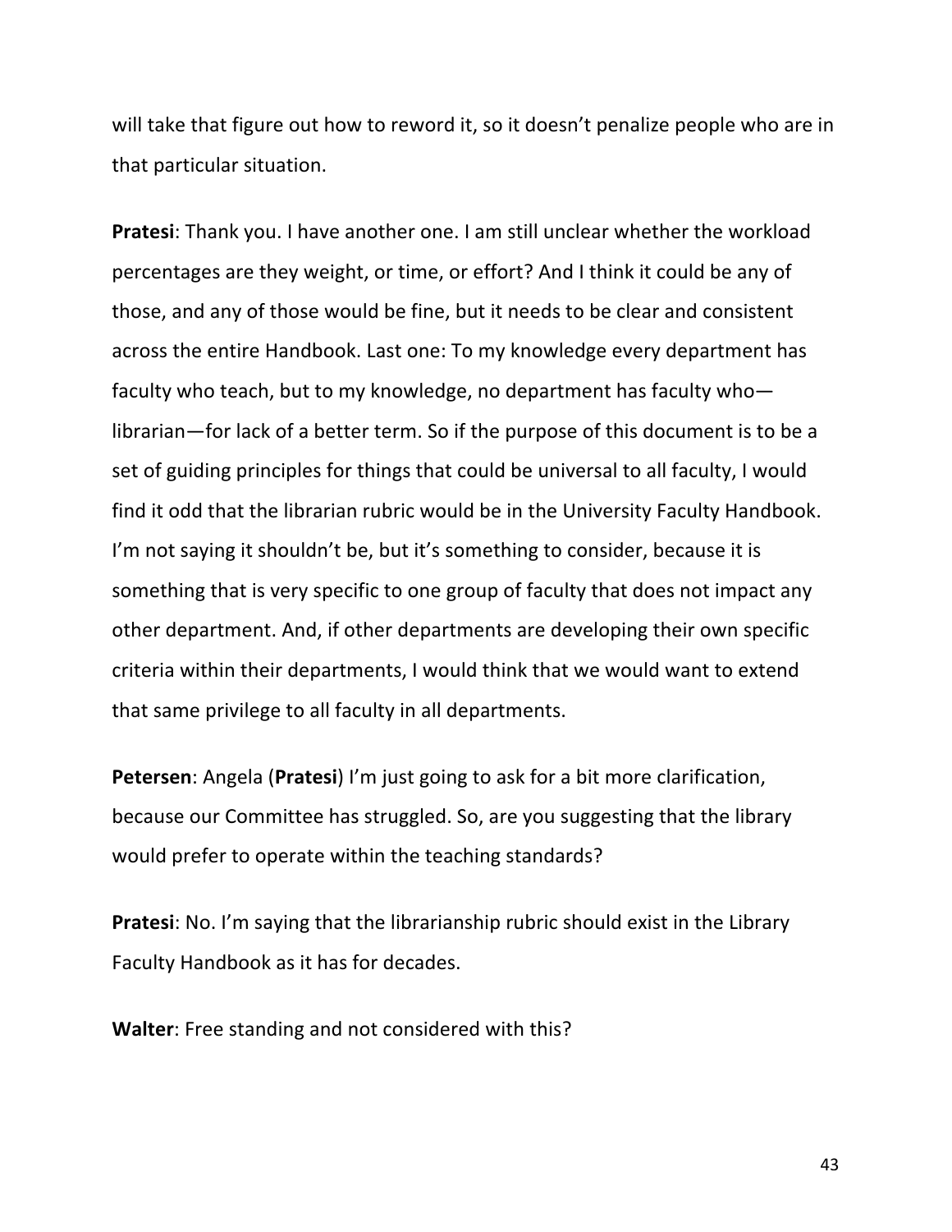will take that figure out how to reword it, so it doesn't penalize people who are in that particular situation.

**Pratesi**: Thank you. I have another one. I am still unclear whether the workload percentages are they weight, or time, or effort? And I think it could be any of those, and any of those would be fine, but it needs to be clear and consistent across the entire Handbook. Last one: To my knowledge every department has faculty who teach, but to my knowledge, no department has faculty who—librarian—for lack of a better term. So if the purpose of this document is to be a set of guiding principles for things that could be universal to all faculty, I would find it odd that the librarian rubric would be in the University Faculty Handbook. I'm not saying it shouldn't be, but it's something to consider, because it is something that is very specific to one group of faculty that does not impact any other department. And, if other departments are developing their own specific criteria within their departments, I would think that we would want to extend that same privilege to all faculty in all departments.

**Petersen**: Angela (**Pratesi**) I'm just going to ask for a bit more clarification, because our Committee has struggled. So, are you suggesting that the library would prefer to operate within the teaching standards?

**Pratesi**: No. I'm saying that the librarianship rubric should exist in the Library Faculty Handbook as it has for decades.

**Walter**: Free standing and not considered with this?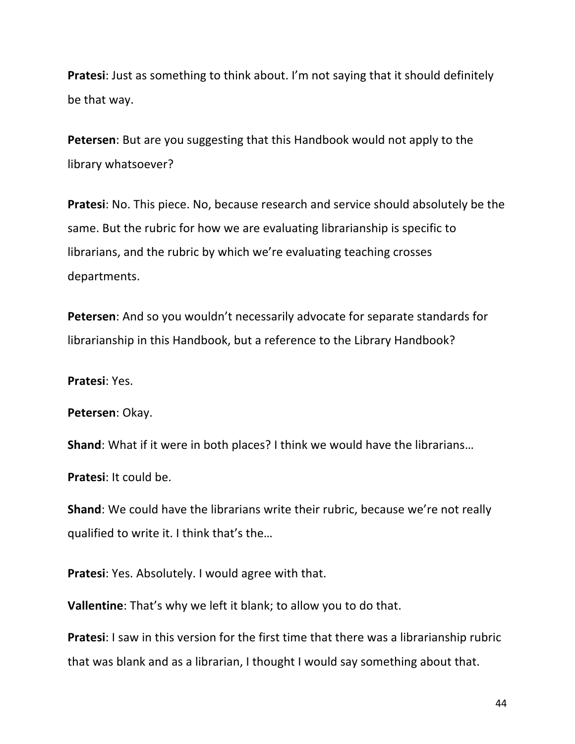**Pratesi**: Just as something to think about. I'm not saying that it should definitely be that way.

**Petersen**: But are you suggesting that this Handbook would not apply to the library whatsoever?

**Pratesi**: No. This piece. No, because research and service should absolutely be the same. But the rubric for how we are evaluating librarianship is specific to librarians, and the rubric by which we're evaluating teaching crosses departments.

**Petersen**: And so you wouldn't necessarily advocate for separate standards for librarianship in this Handbook, but a reference to the Library Handbook?

**Pratesi**: Yes.

**Petersen**: Okay.

**Shand**: What if it were in both places? I think we would have the librarians…

**Pratesi**: It could be.

**Shand**: We could have the librarians write their rubric, because we're not really qualified to write it. I think that's the…

**Pratesi**: Yes. Absolutely. I would agree with that.

**Vallentine**: That's why we left it blank; to allow you to do that.

**Pratesi**: I saw in this version for the first time that there was a librarianship rubric that was blank and as a librarian, I thought I would say something about that.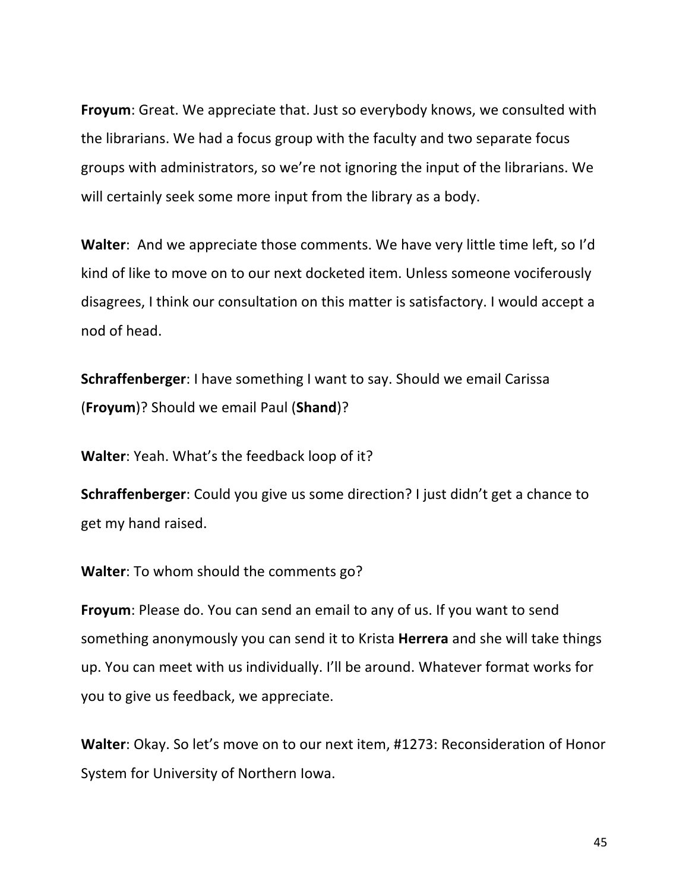**Froyum**: Great. We appreciate that. Just so everybody knows, we consulted with the librarians. We had a focus group with the faculty and two separate focus groups with administrators, so we're not ignoring the input of the librarians. We will certainly seek some more input from the library as a body.

**Walter**: And we appreciate those comments. We have very little time left, so I'd kind of like to move on to our next docketed item. Unless someone vociferously disagrees, I think our consultation on this matter is satisfactory. I would accept a nod of head.

**Schraffenberger**: I have something I want to say. Should we email Carissa (**Froyum**)? Should we email Paul (**Shand**)?

**Walter**: Yeah. What's the feedback loop of it?

**Schraffenberger**: Could you give us some direction? I just didn't get a chance to get my hand raised.

**Walter**: To whom should the comments go?

**Froyum**: Please do. You can send an email to any of us. If you want to send something anonymously you can send it to Krista **Herrera** and she will take things up. You can meet with us individually. I'll be around. Whatever format works for you to give us feedback, we appreciate.

**Walter**: Okay. So let's move on to our next item, #1273: Reconsideration of Honor System for University of Northern Iowa.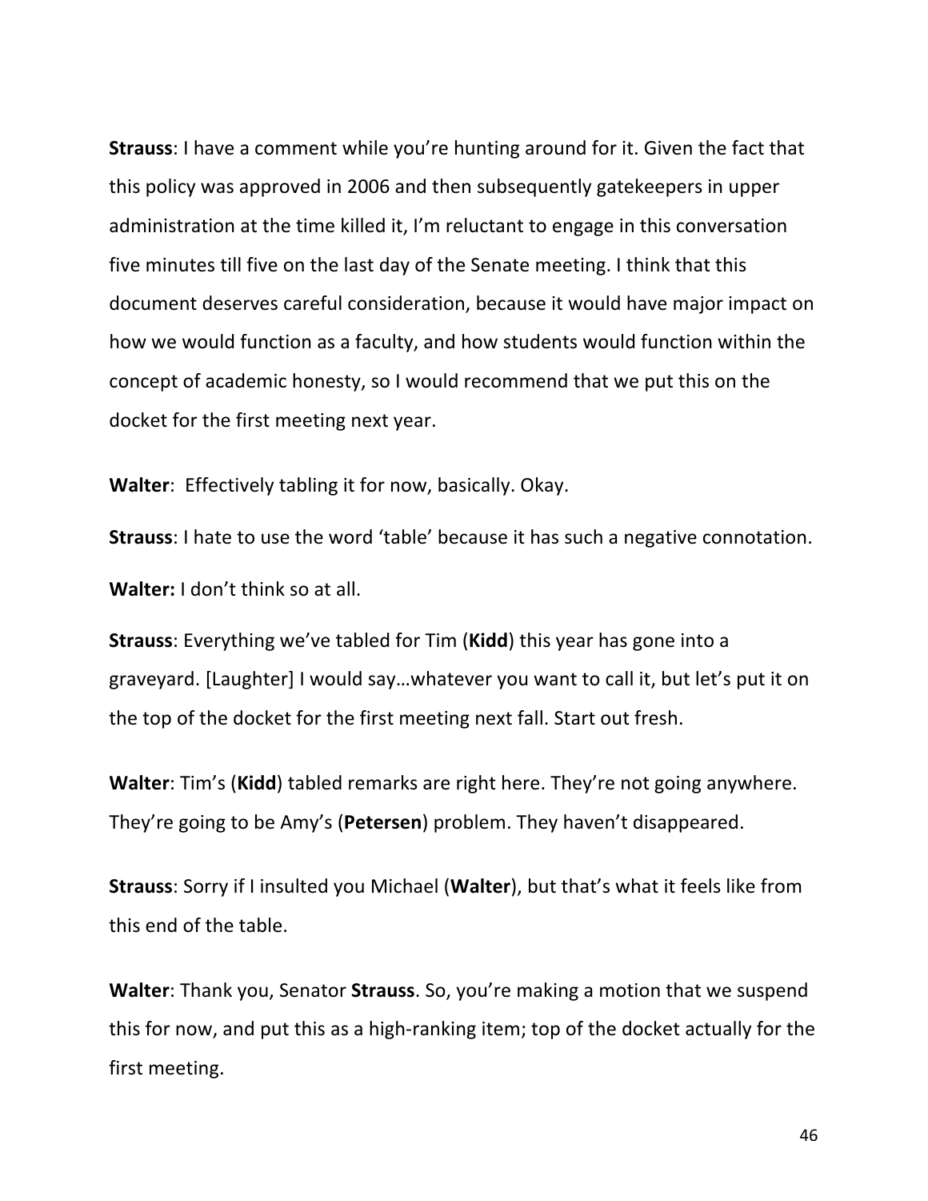**Strauss**: I have a comment while you're hunting around for it. Given the fact that this policy was approved in 2006 and then subsequently gatekeepers in upper administration at the time killed it, I'm reluctant to engage in this conversation five minutes till five on the last day of the Senate meeting. I think that this document deserves careful consideration, because it would have major impact on how we would function as a faculty, and how students would function within the concept of academic honesty, so I would recommend that we put this on the docket for the first meeting next year.

**Walter**: Effectively tabling it for now, basically. Okay.

**Strauss**: I hate to use the word 'table' because it has such a negative connotation.

**Walter:** I don't think so at all.

**Strauss**: Everything we've tabled for Tim (**Kidd**) this year has gone into a graveyard. [Laughter] I would say…whatever you want to call it, but let's put it on the top of the docket for the first meeting next fall. Start out fresh.

**Walter**: Tim's (**Kidd**) tabled remarks are right here. They're not going anywhere. They're going to be Amy's (**Petersen**) problem. They haven't disappeared.

**Strauss**: Sorry if I insulted you Michael (**Walter**), but that's what it feels like from this end of the table.

**Walter**: Thank you, Senator **Strauss**. So, you're making a motion that we suspend this for now, and put this as a high-ranking item; top of the docket actually for the first meeting.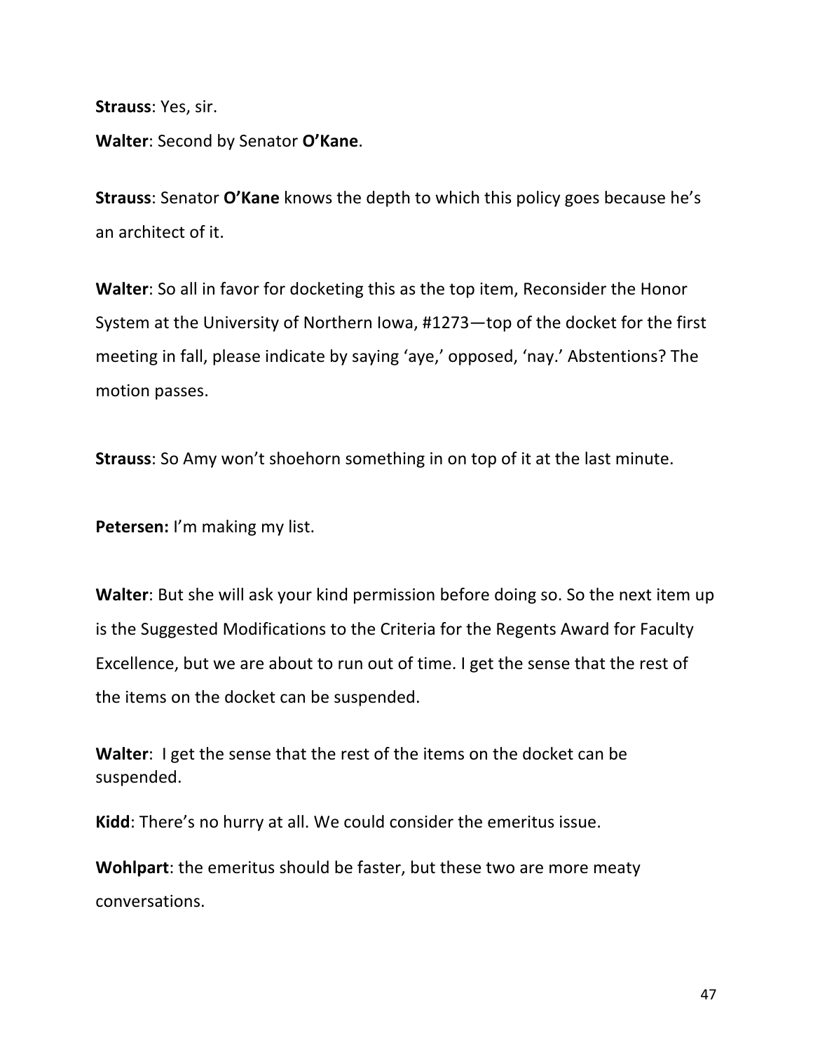**Strauss**: Yes, sir.

**Walter**: Second by Senator **O'Kane**.

**Strauss**: Senator **O'Kane** knows the depth to which this policy goes because he's an architect of it.

**Walter**: So all in favor for docketing this as the top item, Reconsider the Honor System at the University of Northern Iowa, #1273—top of the docket for the first meeting in fall, please indicate by saying 'aye,' opposed, 'nay.' Abstentions? The motion passes.

**Strauss**: So Amy won't shoehorn something in on top of it at the last minute.

**Petersen:** I'm making my list.

**Walter**: But she will ask your kind permission before doing so. So the next item up is the Suggested Modifications to the Criteria for the Regents Award for Faculty Excellence, but we are about to run out of time. I get the sense that the rest of the items on the docket can be suspended.

**Walter**: I get the sense that the rest of the items on the docket can be suspended.

**Kidd**: There's no hurry at all. We could consider the emeritus issue.

**Wohlpart**: the emeritus should be faster, but these two are more meaty conversations.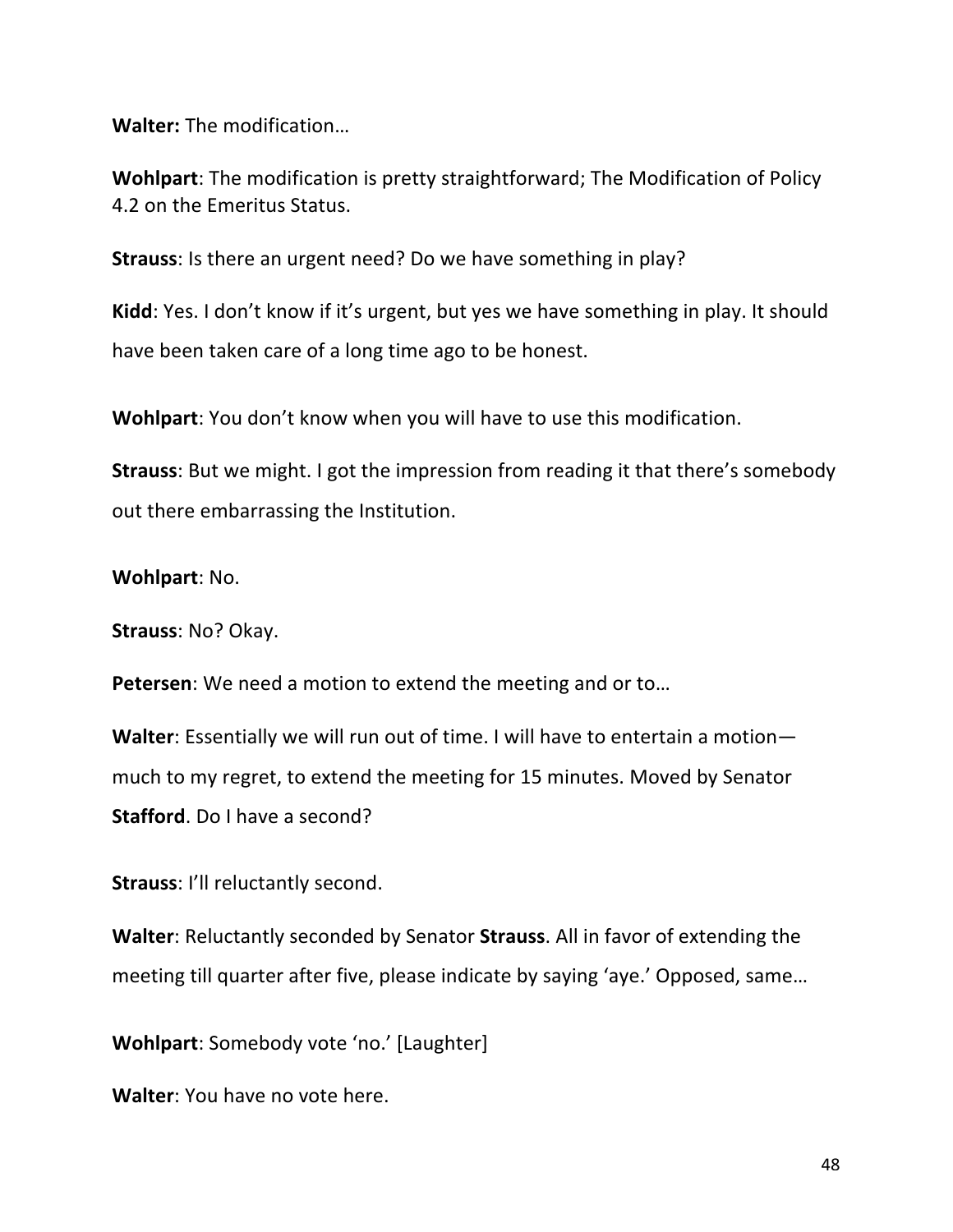**Walter:** The modification…

**Wohlpart**: The modification is pretty straightforward; The Modification of Policy 4.2 on the Emeritus Status.

**Strauss**: Is there an urgent need? Do we have something in play?

**Kidd**: Yes. I don't know if it's urgent, but yes we have something in play. It should have been taken care of a long time ago to be honest.

**Wohlpart**: You don't know when you will have to use this modification.

**Strauss**: But we might. I got the impression from reading it that there's somebody out there embarrassing the Institution.

**Wohlpart**: No.

**Strauss**: No? Okay.

**Petersen**: We need a motion to extend the meeting and or to…

**Walter**: Essentially we will run out of time. I will have to entertain a motion—much to my regret, to extend the meeting for 15 minutes. Moved by Senator **Stafford**. Do I have a second?

**Strauss**: I'll reluctantly second.

**Walter**: Reluctantly seconded by Senator **Strauss**. All in favor of extending the meeting till quarter after five, please indicate by saying 'aye.' Opposed, same…

**Wohlpart**: Somebody vote 'no.' [Laughter]

**Walter**: You have no vote here.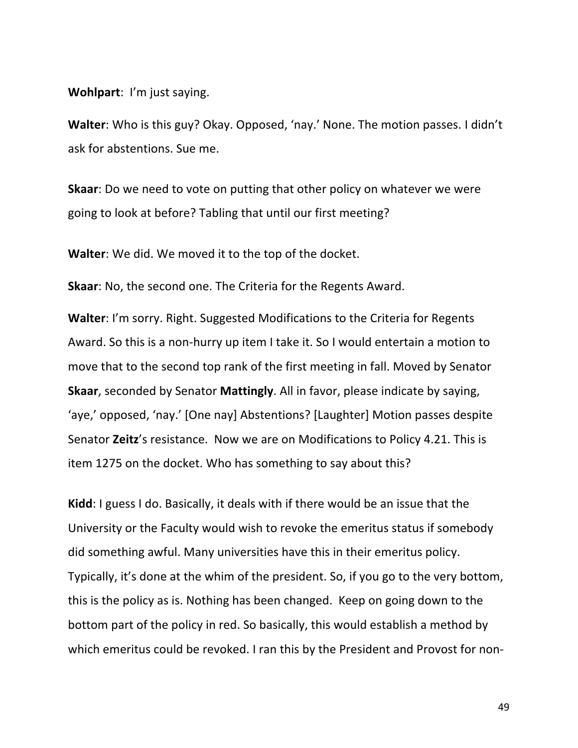**Wohlpart**: I'm just saying.

**Walter**: Who is this guy? Okay. Opposed, 'nay.' None. The motion passes. I didn't ask for abstentions. Sue me.

**Skaar**: Do we need to vote on putting that other policy on whatever we were going to look at before? Tabling that until our first meeting?

**Walter**: We did. We moved it to the top of the docket.

**Skaar**: No, the second one. The Criteria for the Regents Award.

**Walter**: I'm sorry. Right. Suggested Modifications to the Criteria for Regents Award. So this is a non-hurry up item I take it. So I would entertain a motion to move that to the second top rank of the first meeting in fall. Moved by Senator **Skaar**, seconded by Senator **Mattingly**. All in favor, please indicate by saying, 'aye,' opposed, 'nay.' [One nay] Abstentions? [Laughter] Motion passes despite Senator **Zeitz**'s resistance. Now we are on Modifications to Policy 4.21. This is item 1275 on the docket. Who has something to say about this?

**Kidd**: I guess I do. Basically, it deals with if there would be an issue that the University or the Faculty would wish to revoke the emeritus status if somebody did something awful. Many universities have this in their emeritus policy. Typically, it's done at the whim of the president. So, if you go to the very bottom, this is the policy as is. Nothing has been changed. Keep on going down to the bottom part of the policy in red. So basically, this would establish a method by which emeritus could be revoked. I ran this by the President and Provost for non-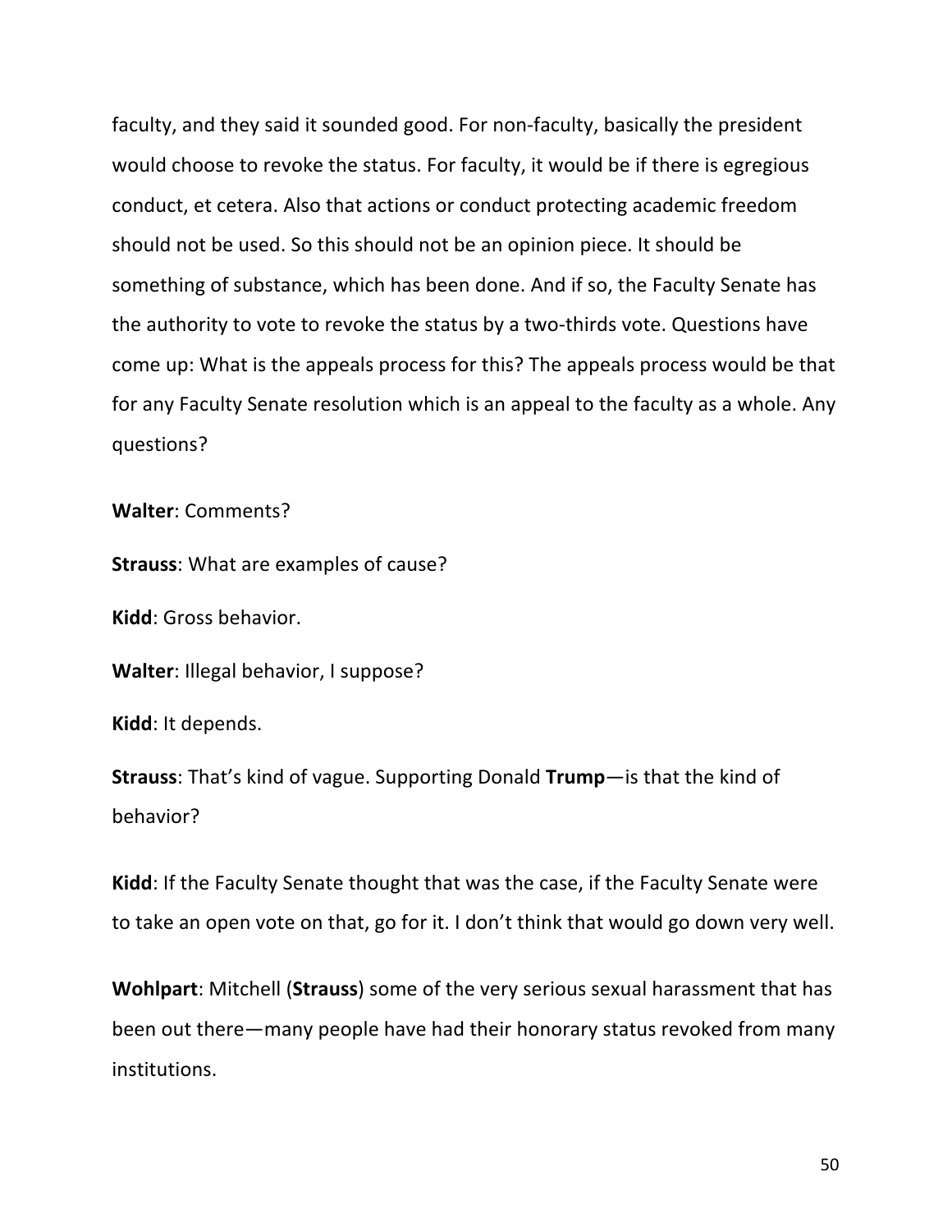faculty, and they said it sounded good. For non-faculty, basically the president would choose to revoke the status. For faculty, it would be if there is egregious conduct, et cetera. Also that actions or conduct protecting academic freedom should not be used. So this should not be an opinion piece. It should be something of substance, which has been done. And if so, the Faculty Senate has the authority to vote to revoke the status by a two-thirds vote. Questions have come up: What is the appeals process for this? The appeals process would be that for any Faculty Senate resolution which is an appeal to the faculty as a whole. Any questions?

**Walter**: Comments?

**Strauss**: What are examples of cause?

**Kidd**: Gross behavior.

**Walter**: Illegal behavior, I suppose?

**Kidd**: It depends.

**Strauss**: That's kind of vague. Supporting Donald **Trump**—is that the kind of behavior?

**Kidd**: If the Faculty Senate thought that was the case, if the Faculty Senate were to take an open vote on that, go for it. I don't think that would go down very well.

**Wohlpart**: Mitchell (**Strauss**) some of the very serious sexual harassment that has been out there—many people have had their honorary status revoked from many institutions.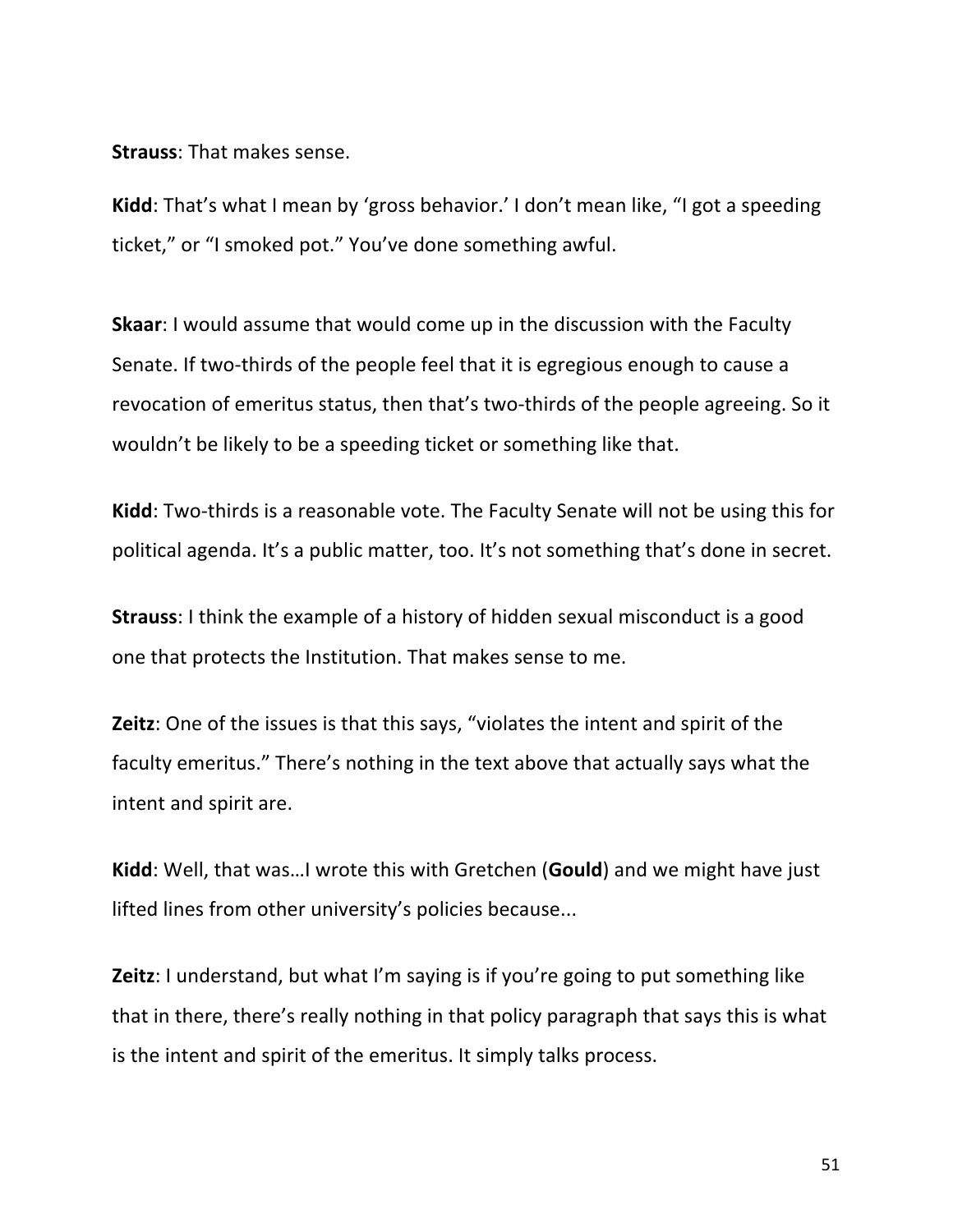**Strauss**: That makes sense.

**Kidd**: That's what I mean by 'gross behavior.' I don't mean like, "I got a speeding ticket," or "I smoked pot." You've done something awful.

**Skaar**: I would assume that would come up in the discussion with the Faculty Senate. If two-thirds of the people feel that it is egregious enough to cause a revocation of emeritus status, then that's two-thirds of the people agreeing. So it wouldn't be likely to be a speeding ticket or something like that.

**Kidd**: Two-thirds is a reasonable vote. The Faculty Senate will not be using this for political agenda. It's a public matter, too. It's not something that's done in secret.

**Strauss**: I think the example of a history of hidden sexual misconduct is a good one that protects the Institution. That makes sense to me.

**Zeitz**: One of the issues is that this says, "violates the intent and spirit of the faculty emeritus." There's nothing in the text above that actually says what the intent and spirit are.

**Kidd**: Well, that was…I wrote this with Gretchen (**Gould**) and we might have just lifted lines from other university's policies because...

**Zeitz**: I understand, but what I'm saying is if you're going to put something like that in there, there's really nothing in that policy paragraph that says this is what is the intent and spirit of the emeritus. It simply talks process.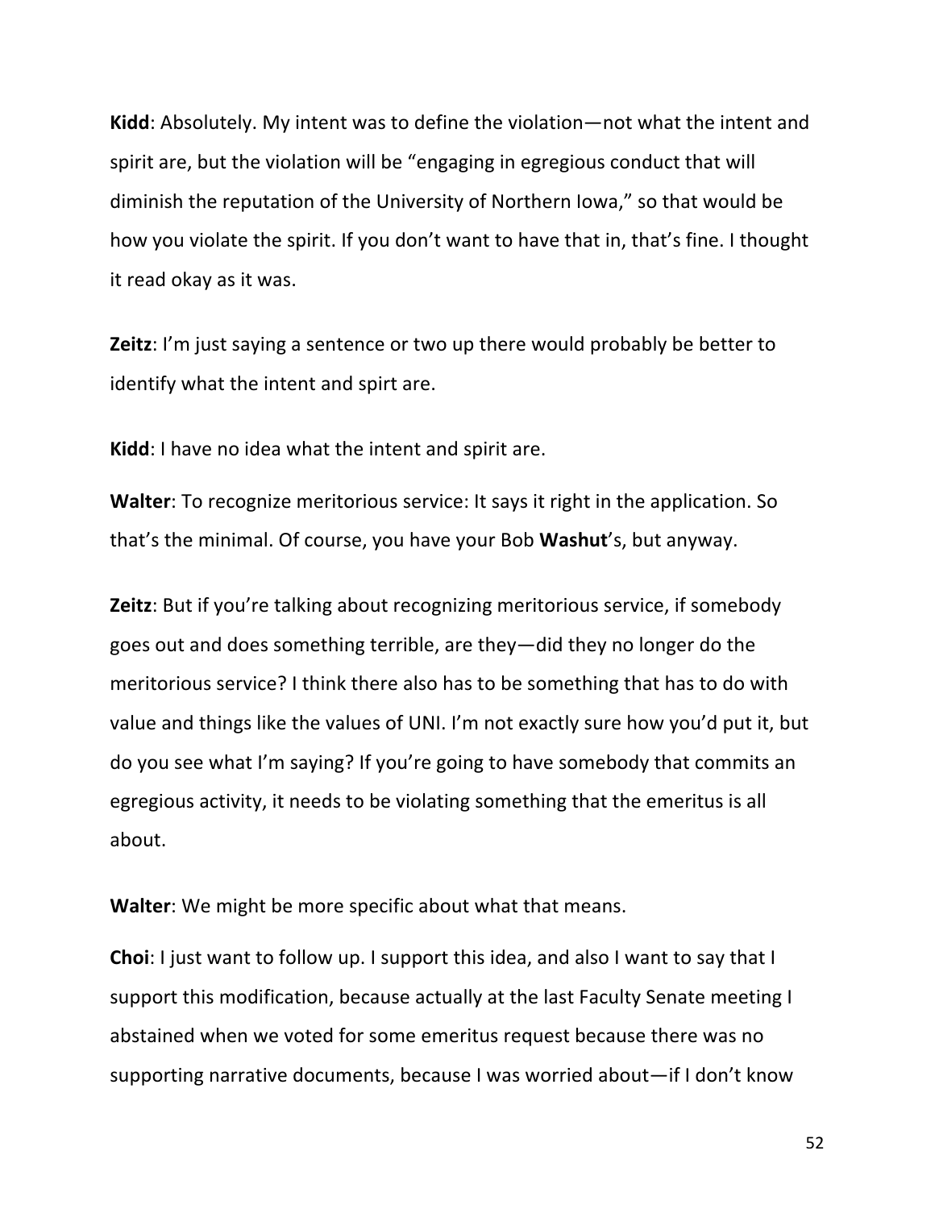**Kidd**: Absolutely. My intent was to define the violation—not what the intent and spirit are, but the violation will be "engaging in egregious conduct that will diminish the reputation of the University of Northern Iowa," so that would be how you violate the spirit. If you don't want to have that in, that's fine. I thought it read okay as it was.

**Zeitz**: I'm just saying a sentence or two up there would probably be better to identify what the intent and spirt are.

**Kidd**: I have no idea what the intent and spirit are.

**Walter**: To recognize meritorious service: It says it right in the application. So that's the minimal. Of course, you have your Bob **Washut**'s, but anyway.

**Zeitz**: But if you're talking about recognizing meritorious service, if somebody goes out and does something terrible, are they—did they no longer do the meritorious service? I think there also has to be something that has to do with value and things like the values of UNI. I'm not exactly sure how you'd put it, but do you see what I'm saying? If you're going to have somebody that commits an egregious activity, it needs to be violating something that the emeritus is all about.

**Walter**: We might be more specific about what that means.

**Choi**: I just want to follow up. I support this idea, and also I want to say that I support this modification, because actually at the last Faculty Senate meeting I abstained when we voted for some emeritus request because there was no supporting narrative documents, because I was worried about—if I don't know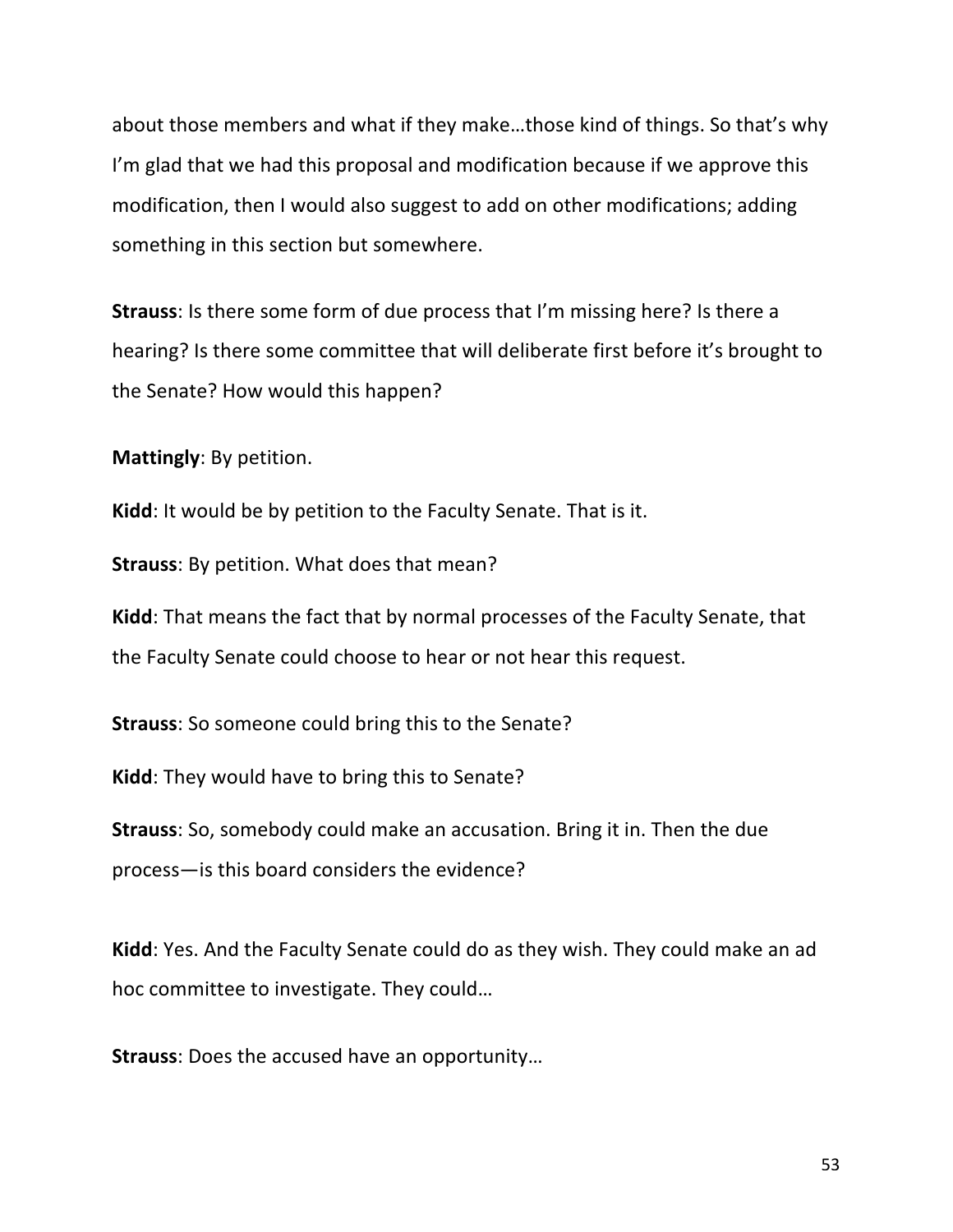about those members and what if they make…those kind of things. So that's why I'm glad that we had this proposal and modification because if we approve this modification, then I would also suggest to add on other modifications; adding something in this section but somewhere.

**Strauss**: Is there some form of due process that I'm missing here? Is there a hearing? Is there some committee that will deliberate first before it's brought to the Senate? How would this happen?

**Mattingly**: By petition.

**Kidd**: It would be by petition to the Faculty Senate. That is it.

**Strauss**: By petition. What does that mean?

**Kidd**: That means the fact that by normal processes of the Faculty Senate, that the Faculty Senate could choose to hear or not hear this request.

**Strauss**: So someone could bring this to the Senate?

**Kidd**: They would have to bring this to Senate?

**Strauss**: So, somebody could make an accusation. Bring it in. Then the due process—is this board considers the evidence?

**Kidd**: Yes. And the Faculty Senate could do as they wish. They could make an ad hoc committee to investigate. They could…

**Strauss**: Does the accused have an opportunity…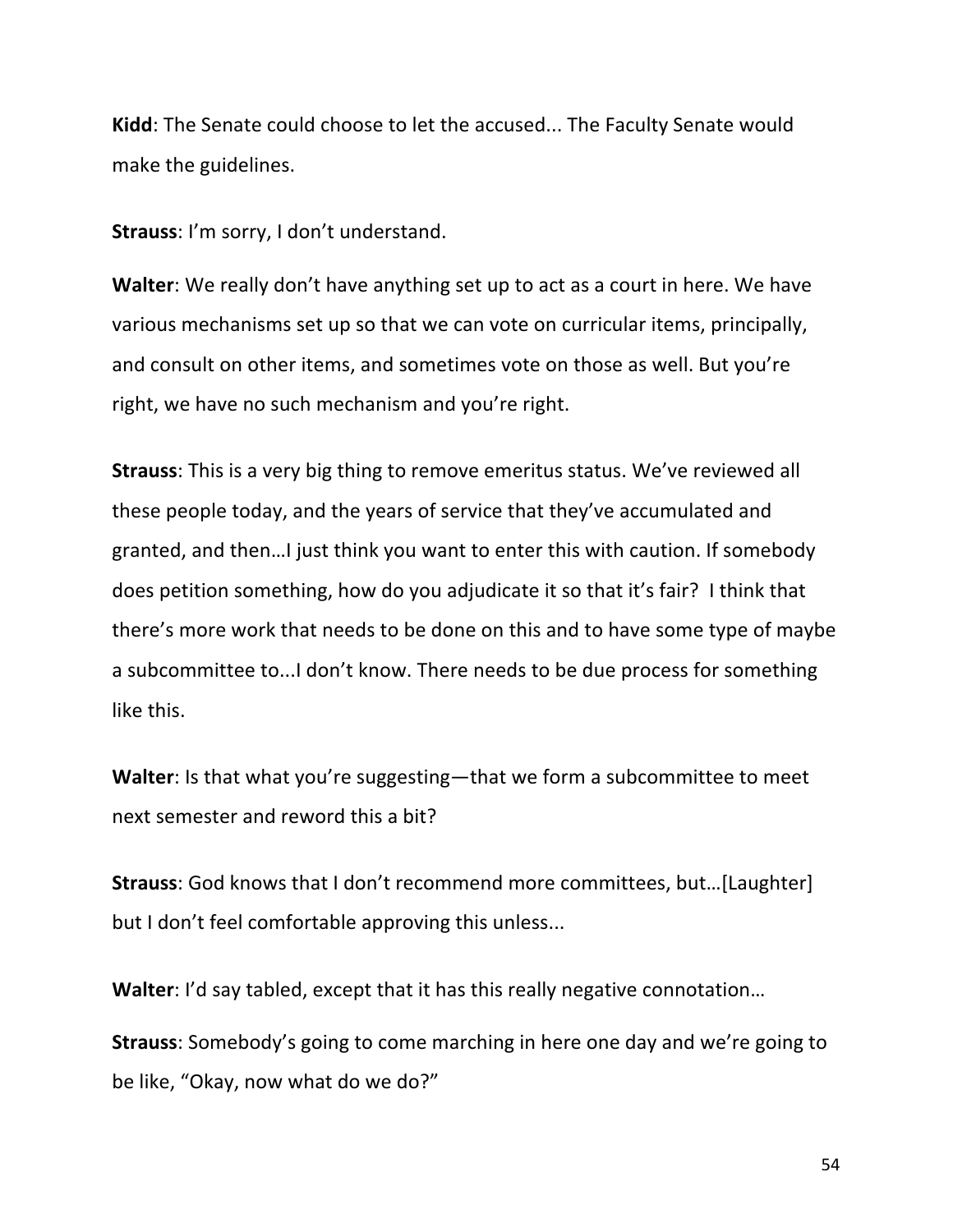**Kidd**: The Senate could choose to let the accused... The Faculty Senate would make the guidelines.

**Strauss**: I'm sorry, I don't understand.

**Walter**: We really don't have anything set up to act as a court in here. We have various mechanisms set up so that we can vote on curricular items, principally, and consult on other items, and sometimes vote on those as well. But you're right, we have no such mechanism and you're right.

**Strauss**: This is a very big thing to remove emeritus status. We've reviewed all these people today, and the years of service that they've accumulated and granted, and then…I just think you want to enter this with caution. If somebody does petition something, how do you adjudicate it so that it's fair? I think that there's more work that needs to be done on this and to have some type of maybe a subcommittee to...I don't know. There needs to be due process for something like this.

**Walter**: Is that what you're suggesting—that we form a subcommittee to meet next semester and reword this a bit?

**Strauss**: God knows that I don't recommend more committees, but…[Laughter] but I don't feel comfortable approving this unless...

**Walter**: I'd say tabled, except that it has this really negative connotation…

**Strauss**: Somebody's going to come marching in here one day and we're going to be like, "Okay, now what do we do?"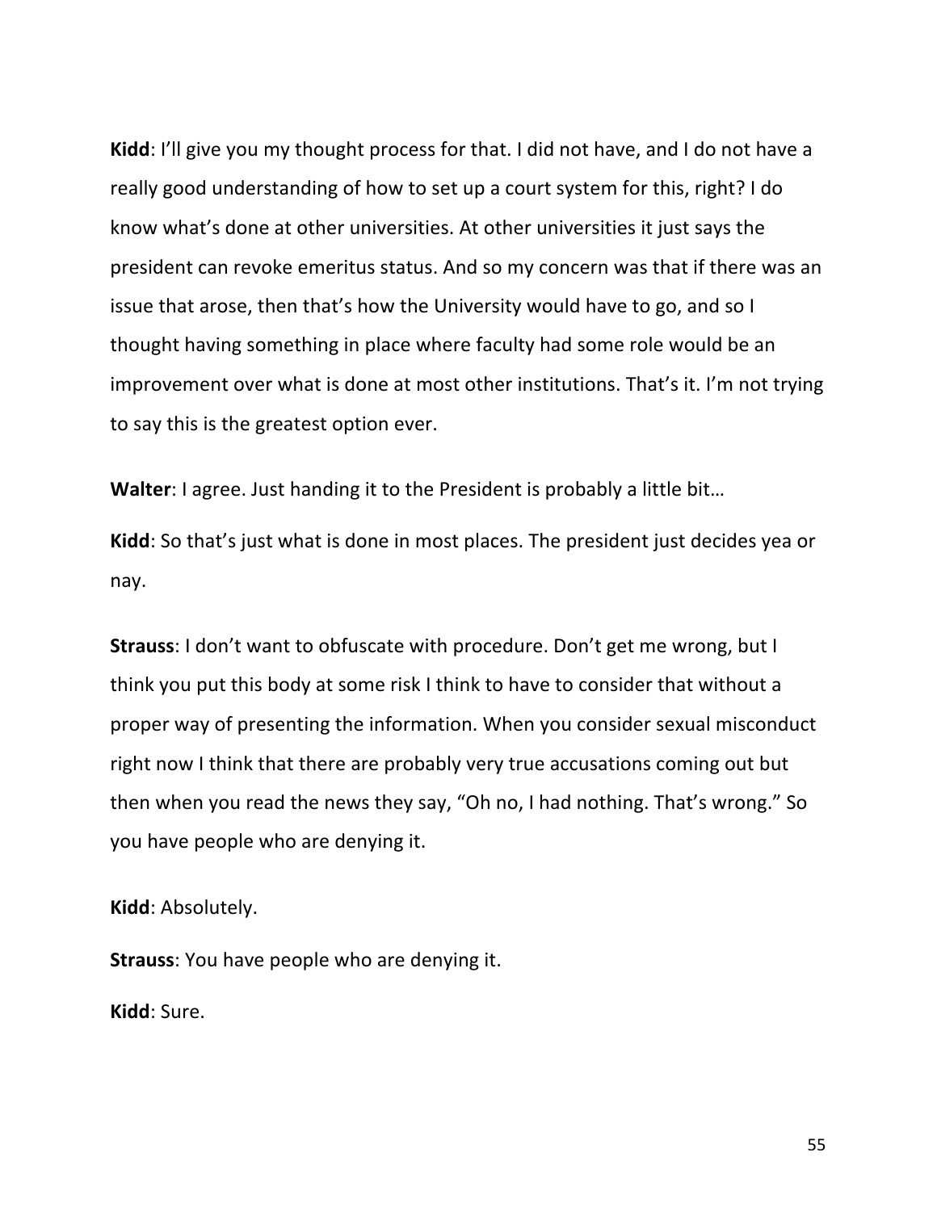**Kidd**: I'll give you my thought process for that. I did not have, and I do not have a really good understanding of how to set up a court system for this, right? I do know what's done at other universities. At other universities it just says the president can revoke emeritus status. And so my concern was that if there was an issue that arose, then that's how the University would have to go, and so I thought having something in place where faculty had some role would be an improvement over what is done at most other institutions. That's it. I'm not trying to say this is the greatest option ever.

**Walter**: I agree. Just handing it to the President is probably a little bit…

**Kidd**: So that's just what is done in most places. The president just decides yea or nay.

**Strauss**: I don't want to obfuscate with procedure. Don't get me wrong, but I think you put this body at some risk I think to have to consider that without a proper way of presenting the information. When you consider sexual misconduct right now I think that there are probably very true accusations coming out but then when you read the news they say, "Oh no, I had nothing. That's wrong." So you have people who are denying it.

**Kidd**: Absolutely.

**Strauss**: You have people who are denying it.

**Kidd**: Sure.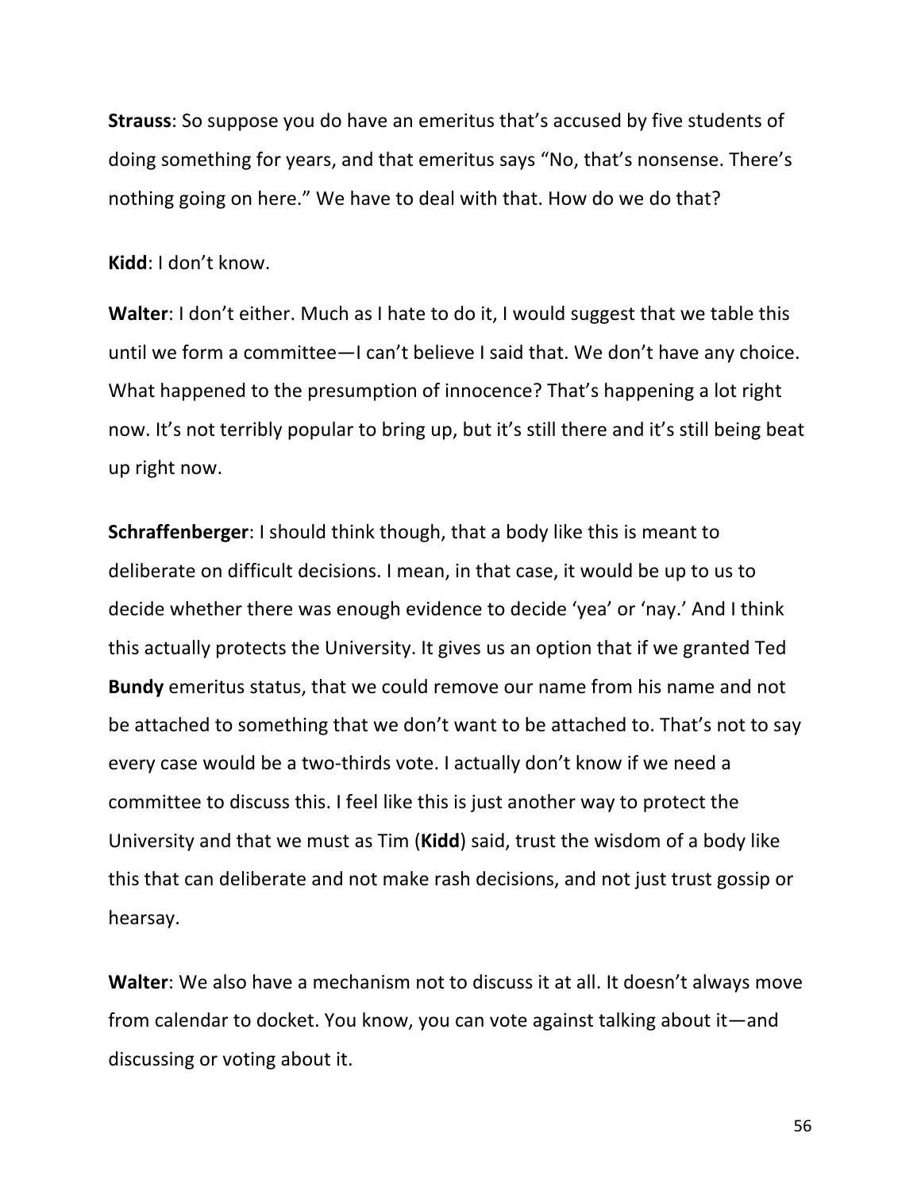**Strauss**: So suppose you do have an emeritus that's accused by five students of doing something for years, and that emeritus says "No, that's nonsense. There's nothing going on here." We have to deal with that. How do we do that?

**Kidd**: I don't know.

**Walter**: I don't either. Much as I hate to do it, I would suggest that we table this until we form a committee—I can't believe I said that. We don't have any choice. What happened to the presumption of innocence? That's happening a lot right now. It's not terribly popular to bring up, but it's still there and it's still being beat up right now.

**Schraffenberger**: I should think though, that a body like this is meant to deliberate on difficult decisions. I mean, in that case, it would be up to us to decide whether there was enough evidence to decide 'yea' or 'nay.' And I think this actually protects the University. It gives us an option that if we granted Ted **Bundy** emeritus status, that we could remove our name from his name and not be attached to something that we don't want to be attached to. That's not to say every case would be a two-thirds vote. I actually don't know if we need a committee to discuss this. I feel like this is just another way to protect the University and that we must as Tim (**Kidd**) said, trust the wisdom of a body like this that can deliberate and not make rash decisions, and not just trust gossip or hearsay.

**Walter**: We also have a mechanism not to discuss it at all. It doesn't always move from calendar to docket. You know, you can vote against talking about it—and discussing or voting about it.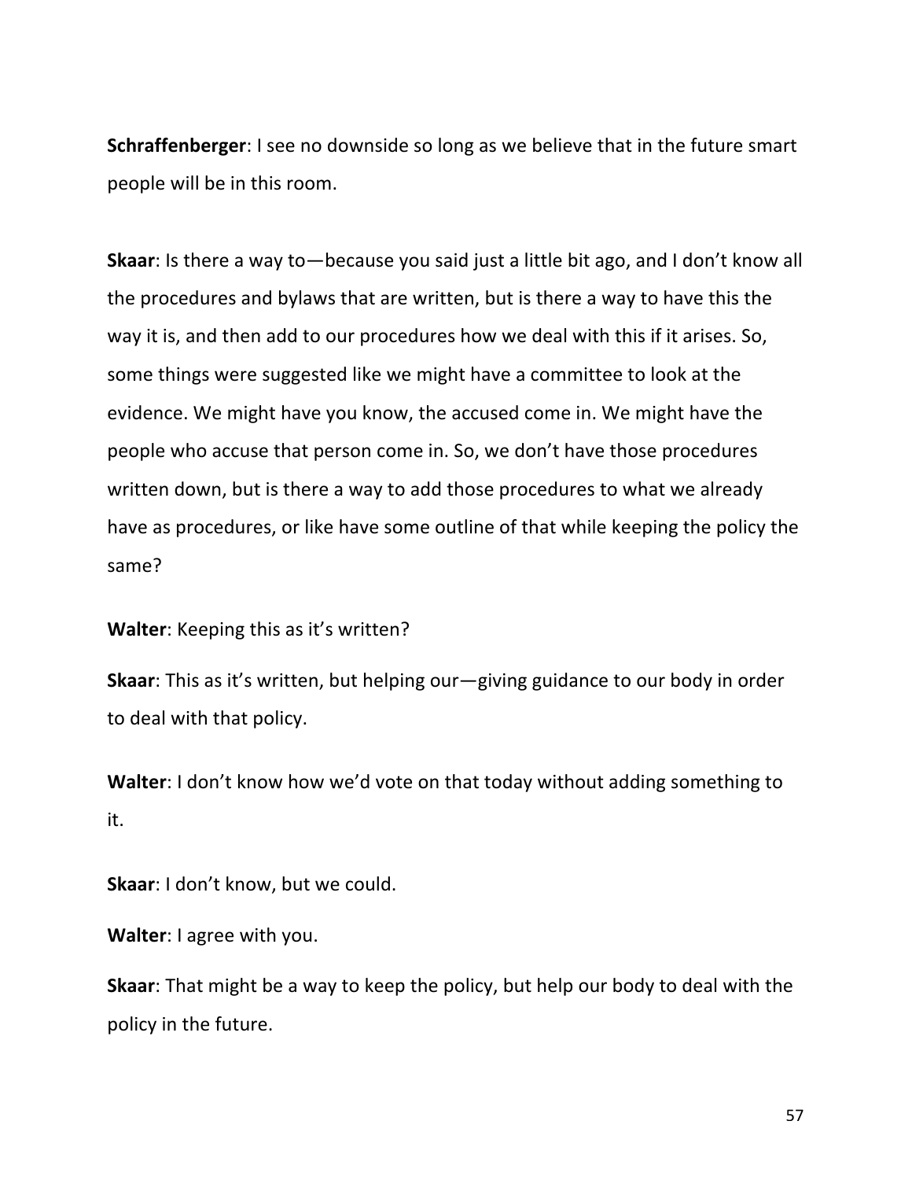**Schraffenberger**: I see no downside so long as we believe that in the future smart people will be in this room.

**Skaar**: Is there a way to—because you said just a little bit ago, and I don't know all the procedures and bylaws that are written, but is there a way to have this the way it is, and then add to our procedures how we deal with this if it arises. So, some things were suggested like we might have a committee to look at the evidence. We might have you know, the accused come in. We might have the people who accuse that person come in. So, we don't have those procedures written down, but is there a way to add those procedures to what we already have as procedures, or like have some outline of that while keeping the policy the same?

**Walter**: Keeping this as it's written?

**Skaar**: This as it's written, but helping our—giving guidance to our body in order to deal with that policy.

**Walter**: I don't know how we'd vote on that today without adding something to it.

**Skaar**: I don't know, but we could.

**Walter**: I agree with you.

**Skaar**: That might be a way to keep the policy, but help our body to deal with the policy in the future.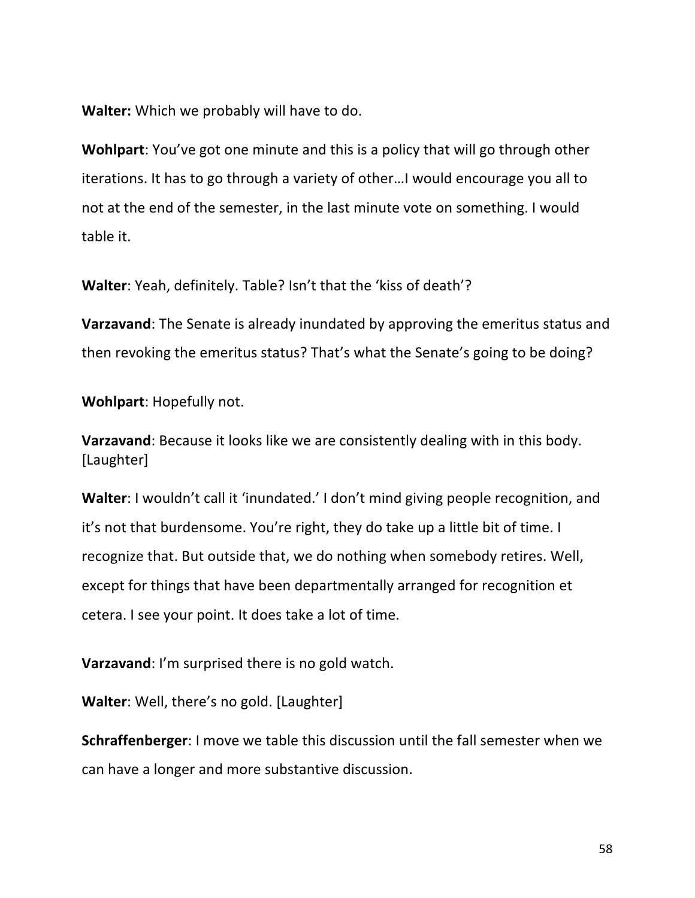**Walter:** Which we probably will have to do.

**Wohlpart**: You've got one minute and this is a policy that will go through other iterations. It has to go through a variety of other…I would encourage you all to not at the end of the semester, in the last minute vote on something. I would table it.

**Walter**: Yeah, definitely. Table? Isn't that the 'kiss of death'?

**Varzavand**: The Senate is already inundated by approving the emeritus status and then revoking the emeritus status? That's what the Senate's going to be doing?

**Wohlpart**: Hopefully not.

**Varzavand**: Because it looks like we are consistently dealing with in this body. [Laughter]

**Walter**: I wouldn't call it 'inundated.' I don't mind giving people recognition, and it's not that burdensome. You're right, they do take up a little bit of time. I recognize that. But outside that, we do nothing when somebody retires. Well, except for things that have been departmentally arranged for recognition et cetera. I see your point. It does take a lot of time.

**Varzavand**: I'm surprised there is no gold watch.

**Walter**: Well, there's no gold. [Laughter]

**Schraffenberger**: I move we table this discussion until the fall semester when we can have a longer and more substantive discussion.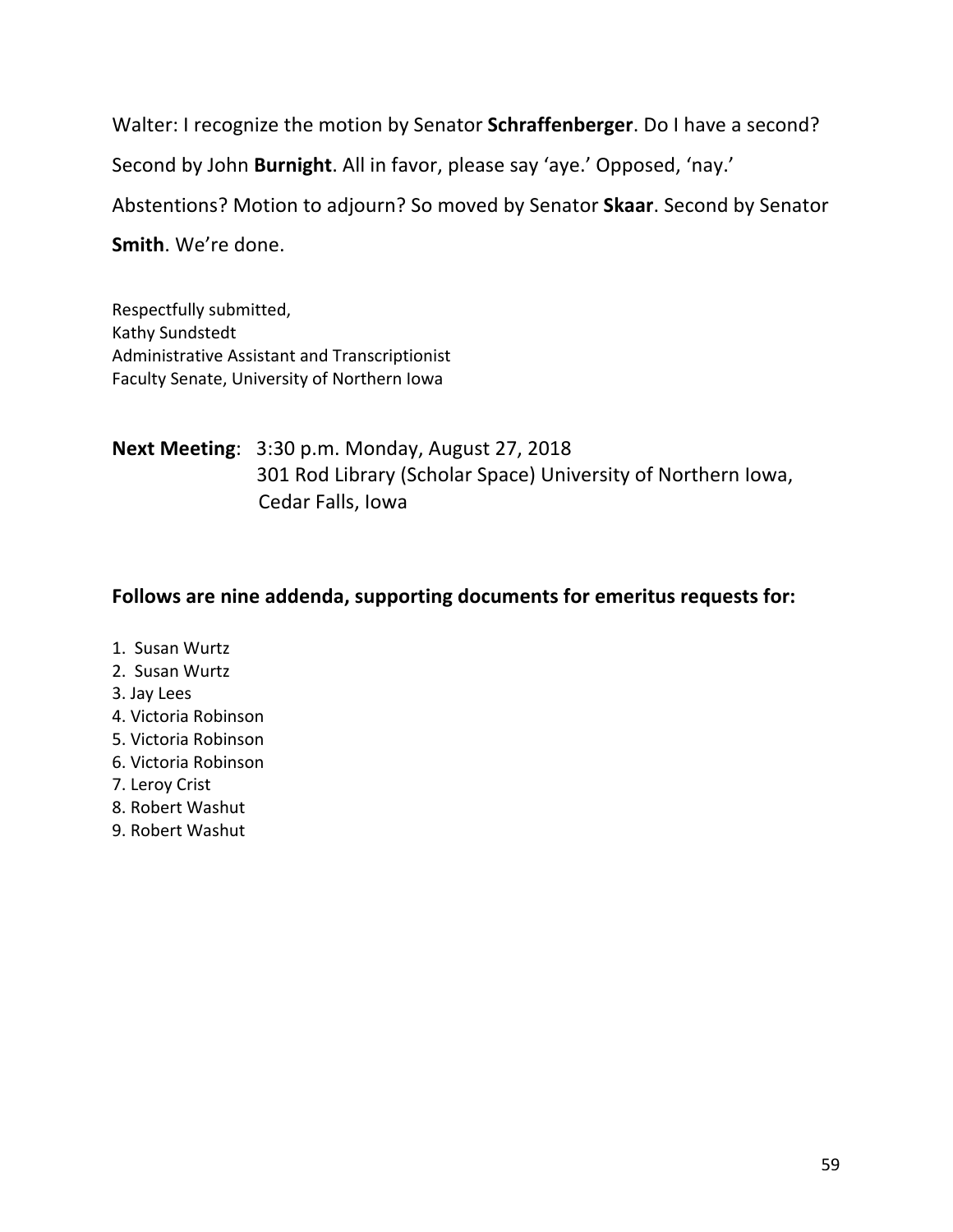Walter: I recognize the motion by Senator **Schraffenberger**. Do I have a second? Second by John **Burnight**. All in favor, please say 'aye.' Opposed, 'nay.' Abstentions? Motion to adjourn? So moved by Senator **Skaar**. Second by Senator **Smith**. We're done.

Respectfully submitted,
Kathy Sundstedt
Administrative Assistant and Transcriptionist
Faculty Senate, University of Northern Iowa

**Next Meeting**: 3:30 p.m. Monday, August 27, 2018
301 Rod Library (Scholar Space) University of Northern Iowa,
Cedar Falls, Iowa

**Follows are nine addenda, supporting documents for emeritus requests for:**

1. Susan Wurtz
2. Susan Wurtz
3. Jay Lees
4. Victoria Robinson
5. Victoria Robinson
6. Victoria Robinson
7. Leroy Crist
8. Robert Washut
9. Robert Washut